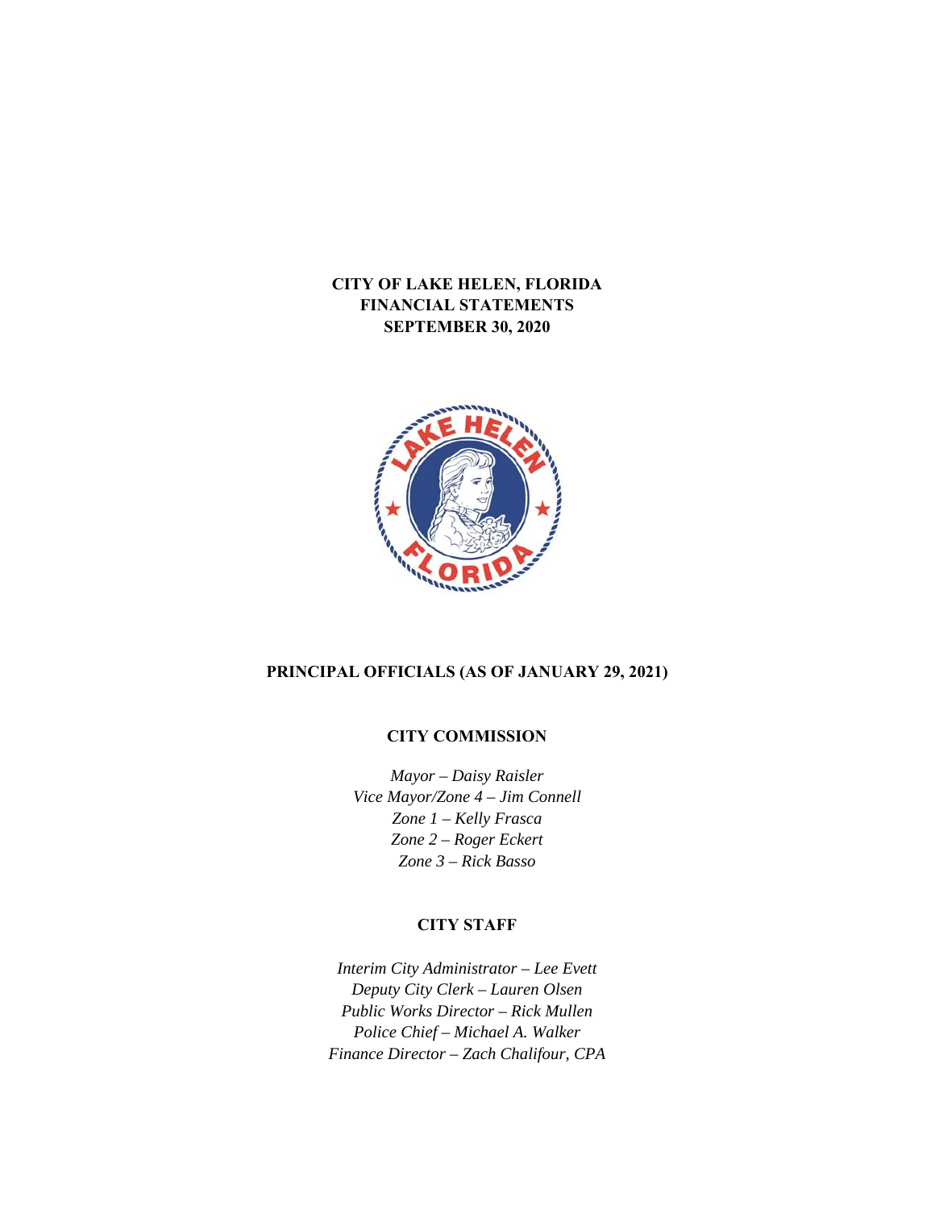# CITY OF LAKE HELEN, FLORIDA
# FINANCIAL STATEMENTS
# SEPTEMBER 30, 2020

## PRINCIPAL OFFICIALS (AS OF JANUARY 29, 2021)

### CITY COMMISSION

*Mayor – Daisy Raisler*
*Vice Mayor/Zone 4 – Jim Connell*
*Zone 1 – Kelly Frasca*
*Zone 2 – Roger Eckert*
*Zone 3 – Rick Basso*

### CITY STAFF

*Interim City Administrator – Lee Evett*
*Deputy City Clerk – Lauren Olsen*
*Public Works Director – Rick Mullen*
*Police Chief – Michael A. Walker*
*Finance Director – Zach Chalifour, CPA*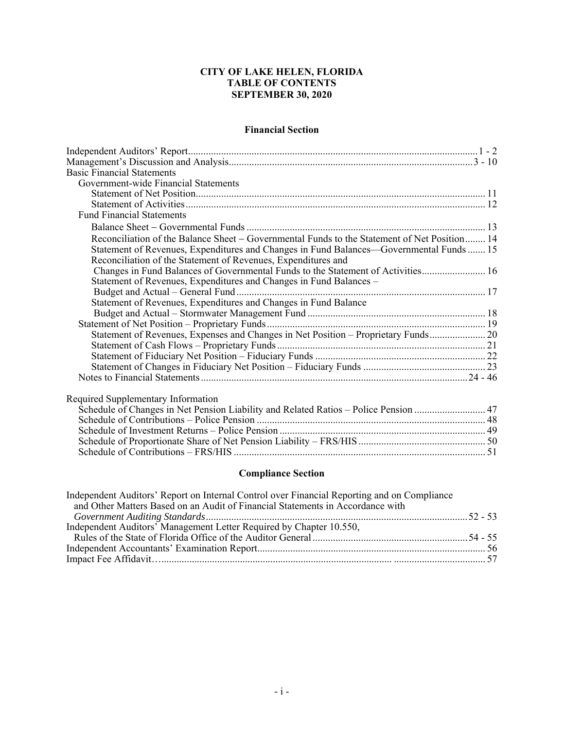# CITY OF LAKE HELEN, FLORIDA
# TABLE OF CONTENTS
# SEPTEMBER 30, 2020

## Financial Section

| | |
|---|---|
| Independent Auditors' Report | 1 - 2 |
| Management's Discussion and Analysis | 3 - 10 |
| Basic Financial Statements | |
| Government-wide Financial Statements | |
| Statement of Net Position | 11 |
| Statement of Activities | 12 |
| Fund Financial Statements | |
| Balance Sheet – Governmental Funds | 13 |
| Reconciliation of the Balance Sheet – Governmental Funds to the Statement of Net Position | 14 |
| Statement of Revenues, Expenditures and Changes in Fund Balances—Governmental Funds | 15 |
| Reconciliation of the Statement of Revenues, Expenditures and Changes in Fund Balances of Governmental Funds to the Statement of Activities | 16 |
| Statement of Revenues, Expenditures and Changes in Fund Balances – Budget and Actual – General Fund | 17 |
| Statement of Revenues, Expenditures and Changes in Fund Balance Budget and Actual – Stormwater Management Fund | 18 |
| Statement of Net Position – Proprietary Funds | 19 |
| Statement of Revenues, Expenses and Changes in Net Position – Proprietary Funds | 20 |
| Statement of Cash Flows – Proprietary Funds | 21 |
| Statement of Fiduciary Net Position – Fiduciary Funds | 22 |
| Statement of Changes in Fiduciary Net Position – Fiduciary Funds | 23 |
| Notes to Financial Statements | 24 - 46 |
| | |
| Required Supplementary Information | |
| Schedule of Changes in Net Pension Liability and Related Ratios – Police Pension | 47 |
| Schedule of Contributions – Police Pension | 48 |
| Schedule of Investment Returns – Police Pension | 49 |
| Schedule of Proportionate Share of Net Pension Liability – FRS/HIS | 50 |
| Schedule of Contributions – FRS/HIS | 51 |

## Compliance Section

| | |
|---|---|
| Independent Auditors' Report on Internal Control over Financial Reporting and on Compliance and Other Matters Based on an Audit of Financial Statements in Accordance with *Government Auditing Standards* | 52 - 53 |
| Independent Auditors' Management Letter Required by Chapter 10.550, Rules of the State of Florida Office of the Auditor General | 54 - 55 |
| Independent Accountants' Examination Report | 56 |
| Impact Fee Affidavit | 57 |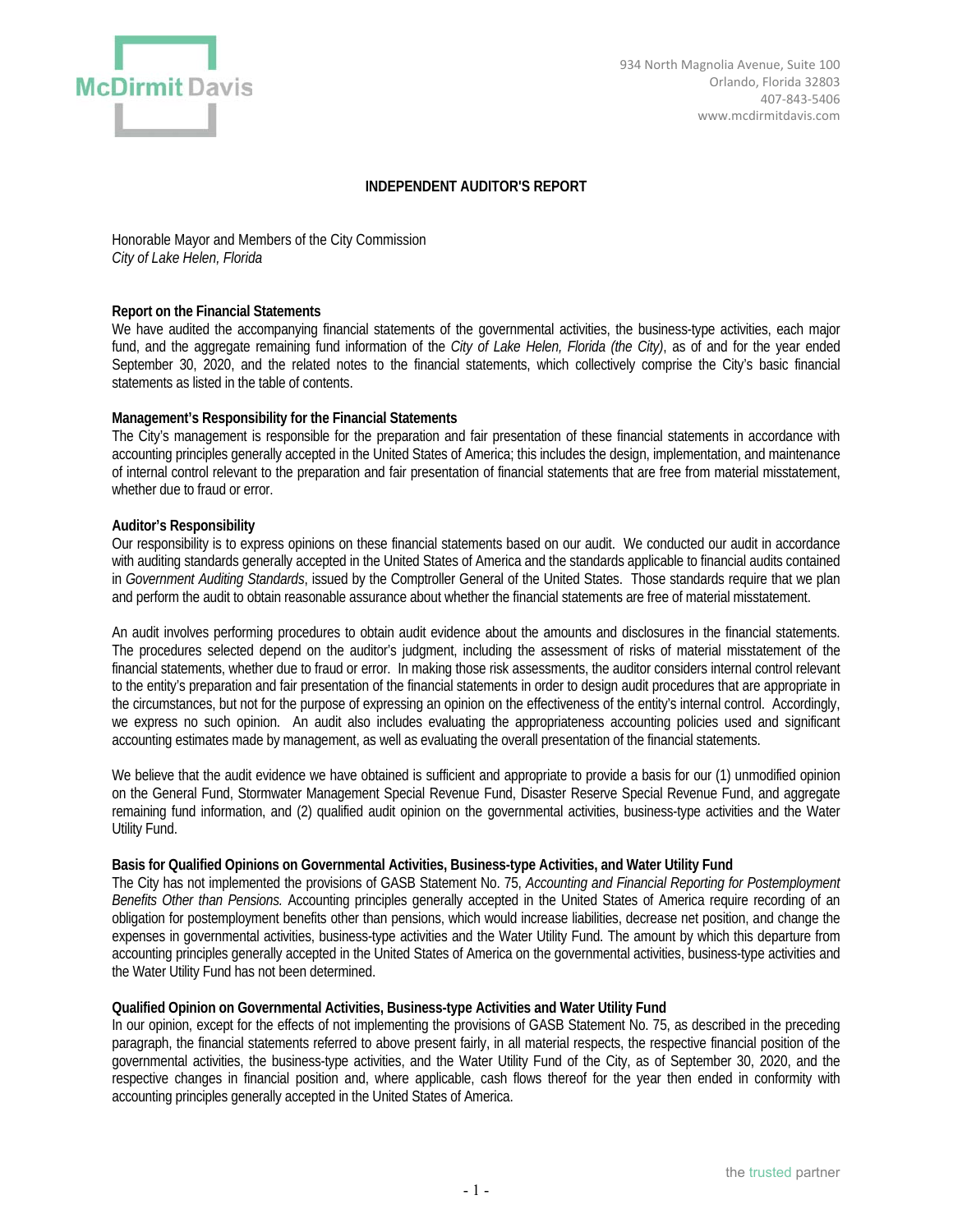McDirmit Davis

934 North Magnolia Avenue, Suite 100
Orlando, Florida 32803
407-843-5406
www.mcdirmitdavis.com

## INDEPENDENT AUDITOR'S REPORT

Honorable Mayor and Members of the City Commission
*City of Lake Helen, Florida*

**Report on the Financial Statements**
We have audited the accompanying financial statements of the governmental activities, the business-type activities, each major fund, and the aggregate remaining fund information of the *City of Lake Helen, Florida (the City)*, as of and for the year ended September 30, 2020, and the related notes to the financial statements, which collectively comprise the City's basic financial statements as listed in the table of contents.

**Management's Responsibility for the Financial Statements**
The City's management is responsible for the preparation and fair presentation of these financial statements in accordance with accounting principles generally accepted in the United States of America; this includes the design, implementation, and maintenance of internal control relevant to the preparation and fair presentation of financial statements that are free from material misstatement, whether due to fraud or error.

**Auditor's Responsibility**
Our responsibility is to express opinions on these financial statements based on our audit. We conducted our audit in accordance with auditing standards generally accepted in the United States of America and the standards applicable to financial audits contained in *Government Auditing Standards*, issued by the Comptroller General of the United States. Those standards require that we plan and perform the audit to obtain reasonable assurance about whether the financial statements are free of material misstatement.

An audit involves performing procedures to obtain audit evidence about the amounts and disclosures in the financial statements. The procedures selected depend on the auditor's judgment, including the assessment of risks of material misstatement of the financial statements, whether due to fraud or error. In making those risk assessments, the auditor considers internal control relevant to the entity's preparation and fair presentation of the financial statements in order to design audit procedures that are appropriate in the circumstances, but not for the purpose of expressing an opinion on the effectiveness of the entity's internal control. Accordingly, we express no such opinion. An audit also includes evaluating the appropriateness accounting policies used and significant accounting estimates made by management, as well as evaluating the overall presentation of the financial statements.

We believe that the audit evidence we have obtained is sufficient and appropriate to provide a basis for our (1) unmodified opinion on the General Fund, Stormwater Management Special Revenue Fund, Disaster Reserve Special Revenue Fund, and aggregate remaining fund information, and (2) qualified audit opinion on the governmental activities, business-type activities and the Water Utility Fund.

**Basis for Qualified Opinions on Governmental Activities, Business-type Activities, and Water Utility Fund**
The City has not implemented the provisions of GASB Statement No. 75, *Accounting and Financial Reporting for Postemployment Benefits Other than Pensions.* Accounting principles generally accepted in the United States of America require recording of an obligation for postemployment benefits other than pensions, which would increase liabilities, decrease net position, and change the expenses in governmental activities, business-type activities and the Water Utility Fund. The amount by which this departure from accounting principles generally accepted in the United States of America on the governmental activities, business-type activities and the Water Utility Fund has not been determined.

**Qualified Opinion on Governmental Activities, Business-type Activities and Water Utility Fund**
In our opinion, except for the effects of not implementing the provisions of GASB Statement No. 75, as described in the preceding paragraph, the financial statements referred to above present fairly, in all material respects, the respective financial position of the governmental activities, the business-type activities, and the Water Utility Fund of the City, as of September 30, 2020, and the respective changes in financial position and, where applicable, cash flows thereof for the year then ended in conformity with accounting principles generally accepted in the United States of America.

the trusted partner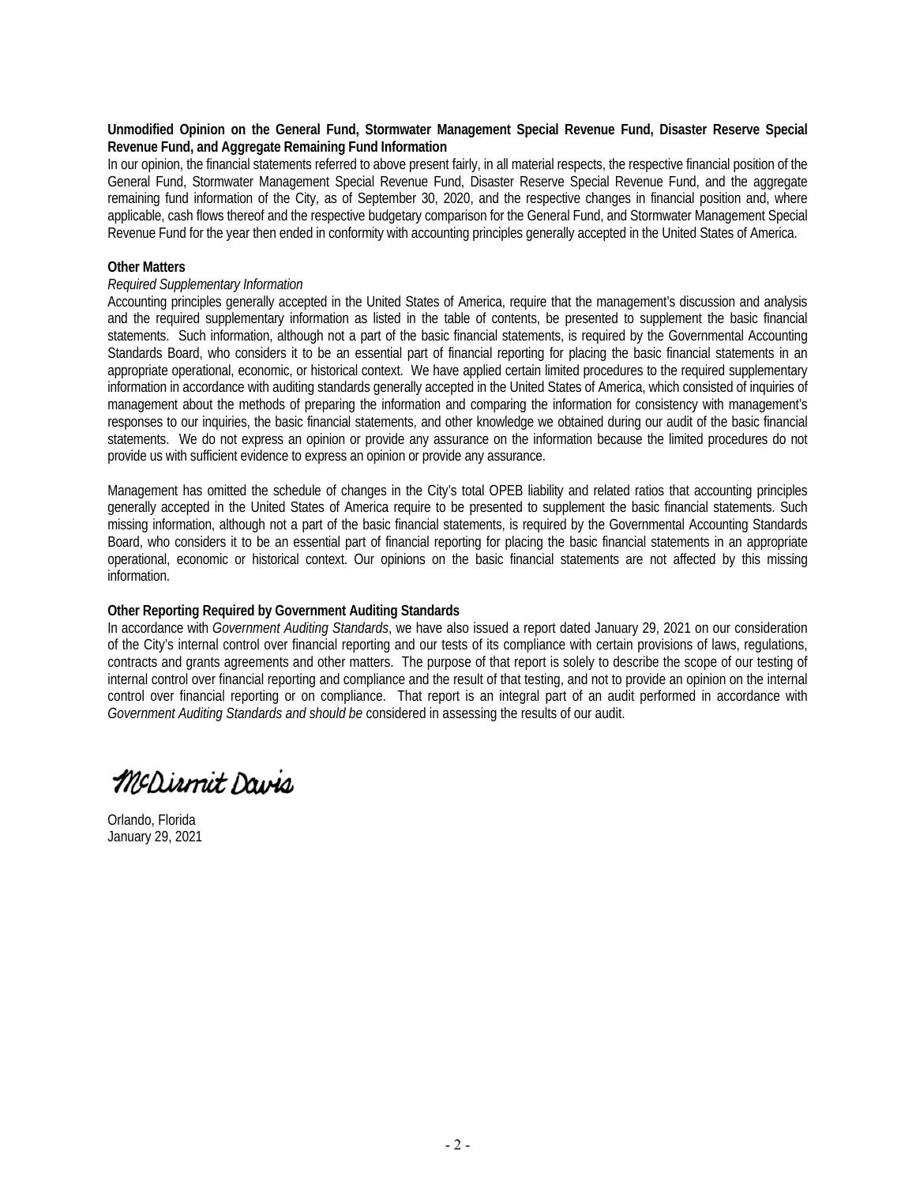**Unmodified Opinion on the General Fund, Stormwater Management Special Revenue Fund, Disaster Reserve Special Revenue Fund, and Aggregate Remaining Fund Information**

In our opinion, the financial statements referred to above present fairly, in all material respects, the respective financial position of the General Fund, Stormwater Management Special Revenue Fund, Disaster Reserve Special Revenue Fund, and the aggregate remaining fund information of the City, as of September 30, 2020, and the respective changes in financial position and, where applicable, cash flows thereof and the respective budgetary comparison for the General Fund, and Stormwater Management Special Revenue Fund for the year then ended in conformity with accounting principles generally accepted in the United States of America.

**Other Matters**

*Required Supplementary Information*

Accounting principles generally accepted in the United States of America, require that the management's discussion and analysis and the required supplementary information as listed in the table of contents, be presented to supplement the basic financial statements. Such information, although not a part of the basic financial statements, is required by the Governmental Accounting Standards Board, who considers it to be an essential part of financial reporting for placing the basic financial statements in an appropriate operational, economic, or historical context. We have applied certain limited procedures to the required supplementary information in accordance with auditing standards generally accepted in the United States of America, which consisted of inquiries of management about the methods of preparing the information and comparing the information for consistency with management's responses to our inquiries, the basic financial statements, and other knowledge we obtained during our audit of the basic financial statements. We do not express an opinion or provide any assurance on the information because the limited procedures do not provide us with sufficient evidence to express an opinion or provide any assurance.

Management has omitted the schedule of changes in the City's total OPEB liability and related ratios that accounting principles generally accepted in the United States of America require to be presented to supplement the basic financial statements. Such missing information, although not a part of the basic financial statements, is required by the Governmental Accounting Standards Board, who considers it to be an essential part of financial reporting for placing the basic financial statements in an appropriate operational, economic or historical context. Our opinions on the basic financial statements are not affected by this missing information.

**Other Reporting Required by Government Auditing Standards**

In accordance with *Government Auditing Standards*, we have also issued a report dated January 29, 2021 on our consideration of the City's internal control over financial reporting and our tests of its compliance with certain provisions of laws, regulations, contracts and grants agreements and other matters. The purpose of that report is solely to describe the scope of our testing of internal control over financial reporting and compliance and the result of that testing, and not to provide an opinion on the internal control over financial reporting or on compliance. That report is an integral part of an audit performed in accordance with *Government Auditing Standards and should be* considered in assessing the results of our audit.

McDirmit Davis

Orlando, Florida
January 29, 2021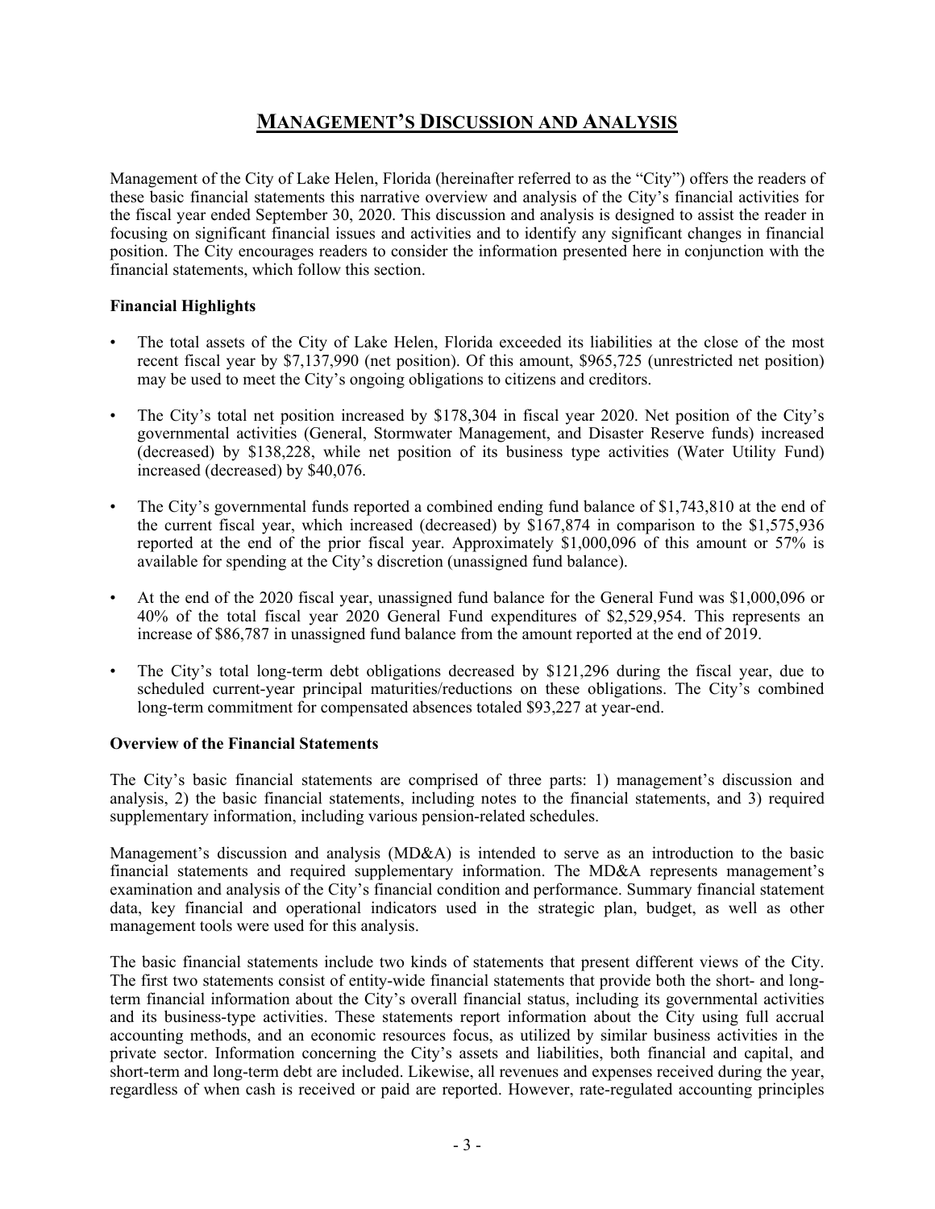# MANAGEMENT'S DISCUSSION AND ANALYSIS

Management of the City of Lake Helen, Florida (hereinafter referred to as the "City") offers the readers of these basic financial statements this narrative overview and analysis of the City's financial activities for the fiscal year ended September 30, 2020. This discussion and analysis is designed to assist the reader in focusing on significant financial issues and activities and to identify any significant changes in financial position. The City encourages readers to consider the information presented here in conjunction with the financial statements, which follow this section.

**Financial Highlights**

- The total assets of the City of Lake Helen, Florida exceeded its liabilities at the close of the most recent fiscal year by $7,137,990 (net position). Of this amount, $965,725 (unrestricted net position) may be used to meet the City's ongoing obligations to citizens and creditors.
- The City's total net position increased by $178,304 in fiscal year 2020. Net position of the City's governmental activities (General, Stormwater Management, and Disaster Reserve funds) increased (decreased) by $138,228, while net position of its business type activities (Water Utility Fund) increased (decreased) by $40,076.
- The City's governmental funds reported a combined ending fund balance of $1,743,810 at the end of the current fiscal year, which increased (decreased) by $167,874 in comparison to the $1,575,936 reported at the end of the prior fiscal year. Approximately $1,000,096 of this amount or 57% is available for spending at the City's discretion (unassigned fund balance).
- At the end of the 2020 fiscal year, unassigned fund balance for the General Fund was $1,000,096 or 40% of the total fiscal year 2020 General Fund expenditures of $2,529,954. This represents an increase of $86,787 in unassigned fund balance from the amount reported at the end of 2019.
- The City's total long-term debt obligations decreased by $121,296 during the fiscal year, due to scheduled current-year principal maturities/reductions on these obligations. The City's combined long-term commitment for compensated absences totaled $93,227 at year-end.

**Overview of the Financial Statements**

The City's basic financial statements are comprised of three parts: 1) management's discussion and analysis, 2) the basic financial statements, including notes to the financial statements, and 3) required supplementary information, including various pension-related schedules.

Management's discussion and analysis (MD&A) is intended to serve as an introduction to the basic financial statements and required supplementary information. The MD&A represents management's examination and analysis of the City's financial condition and performance. Summary financial statement data, key financial and operational indicators used in the strategic plan, budget, as well as other management tools were used for this analysis.

The basic financial statements include two kinds of statements that present different views of the City. The first two statements consist of entity-wide financial statements that provide both the short- and long-term financial information about the City's overall financial status, including its governmental activities and its business-type activities. These statements report information about the City using full accrual accounting methods, and an economic resources focus, as utilized by similar business activities in the private sector. Information concerning the City's assets and liabilities, both financial and capital, and short-term and long-term debt are included. Likewise, all revenues and expenses received during the year, regardless of when cash is received or paid are reported. However, rate-regulated accounting principles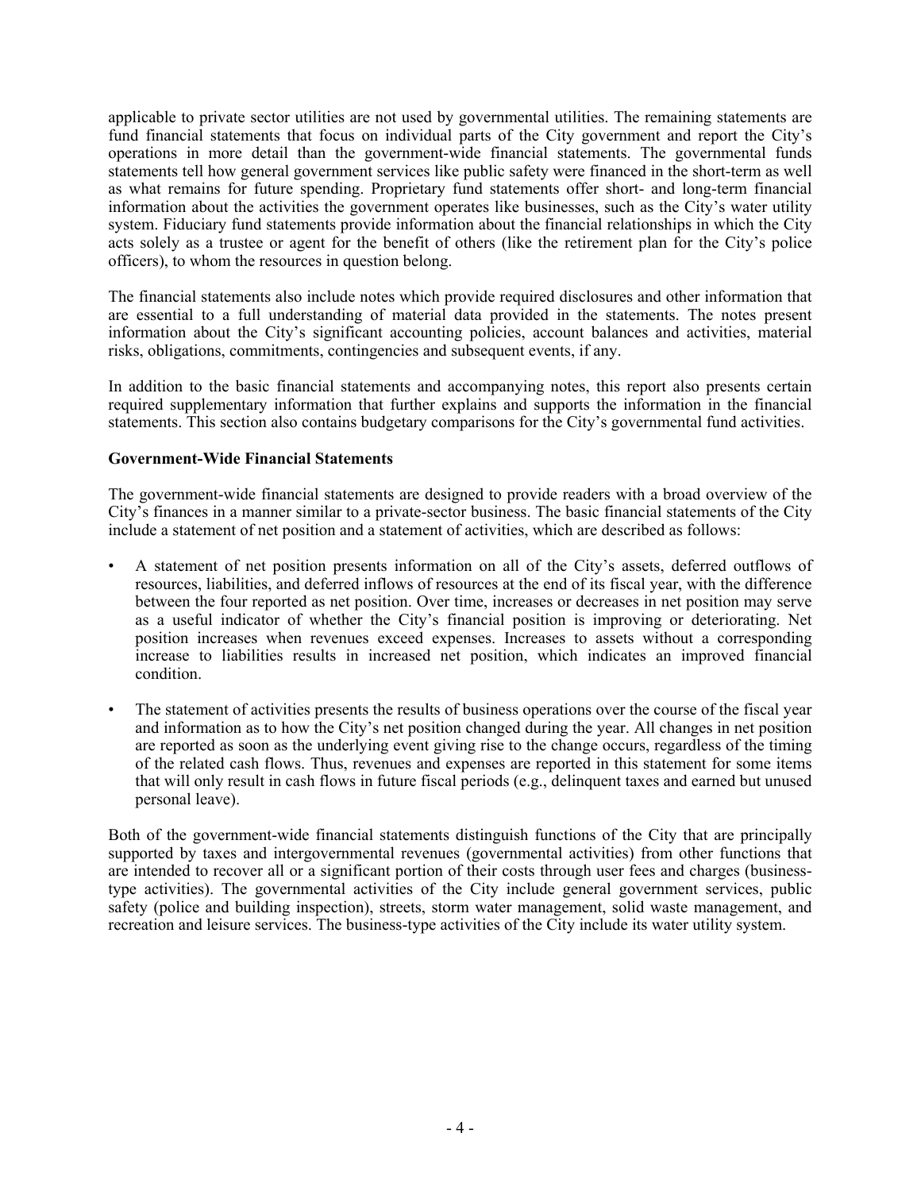applicable to private sector utilities are not used by governmental utilities. The remaining statements are fund financial statements that focus on individual parts of the City government and report the City's operations in more detail than the government-wide financial statements. The governmental funds statements tell how general government services like public safety were financed in the short-term as well as what remains for future spending. Proprietary fund statements offer short- and long-term financial information about the activities the government operates like businesses, such as the City's water utility system. Fiduciary fund statements provide information about the financial relationships in which the City acts solely as a trustee or agent for the benefit of others (like the retirement plan for the City's police officers), to whom the resources in question belong.

The financial statements also include notes which provide required disclosures and other information that are essential to a full understanding of material data provided in the statements. The notes present information about the City's significant accounting policies, account balances and activities, material risks, obligations, commitments, contingencies and subsequent events, if any.

In addition to the basic financial statements and accompanying notes, this report also presents certain required supplementary information that further explains and supports the information in the financial statements. This section also contains budgetary comparisons for the City's governmental fund activities.

**Government-Wide Financial Statements**

The government-wide financial statements are designed to provide readers with a broad overview of the City's finances in a manner similar to a private-sector business. The basic financial statements of the City include a statement of net position and a statement of activities, which are described as follows:

- A statement of net position presents information on all of the City's assets, deferred outflows of resources, liabilities, and deferred inflows of resources at the end of its fiscal year, with the difference between the four reported as net position. Over time, increases or decreases in net position may serve as a useful indicator of whether the City's financial position is improving or deteriorating. Net position increases when revenues exceed expenses. Increases to assets without a corresponding increase to liabilities results in increased net position, which indicates an improved financial condition.
- The statement of activities presents the results of business operations over the course of the fiscal year and information as to how the City's net position changed during the year. All changes in net position are reported as soon as the underlying event giving rise to the change occurs, regardless of the timing of the related cash flows. Thus, revenues and expenses are reported in this statement for some items that will only result in cash flows in future fiscal periods (e.g., delinquent taxes and earned but unused personal leave).

Both of the government-wide financial statements distinguish functions of the City that are principally supported by taxes and intergovernmental revenues (governmental activities) from other functions that are intended to recover all or a significant portion of their costs through user fees and charges (business-type activities). The governmental activities of the City include general government services, public safety (police and building inspection), streets, storm water management, solid waste management, and recreation and leisure services. The business-type activities of the City include its water utility system.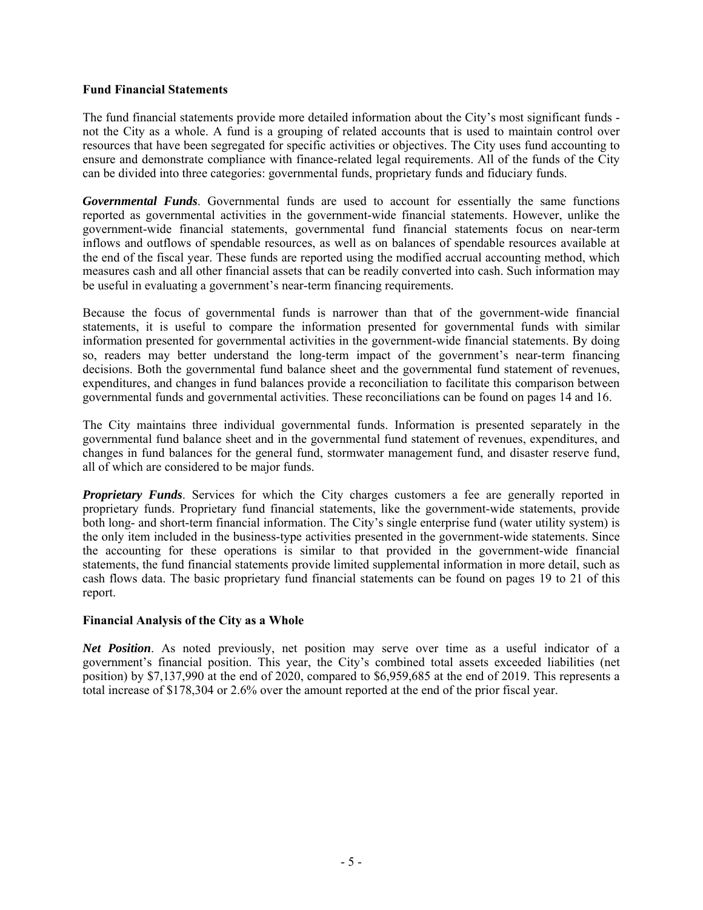**Fund Financial Statements**

The fund financial statements provide more detailed information about the City's most significant funds - not the City as a whole. A fund is a grouping of related accounts that is used to maintain control over resources that have been segregated for specific activities or objectives. The City uses fund accounting to ensure and demonstrate compliance with finance-related legal requirements. All of the funds of the City can be divided into three categories: governmental funds, proprietary funds and fiduciary funds.

***Governmental Funds***. Governmental funds are used to account for essentially the same functions reported as governmental activities in the government-wide financial statements. However, unlike the government-wide financial statements, governmental fund financial statements focus on near-term inflows and outflows of spendable resources, as well as on balances of spendable resources available at the end of the fiscal year. These funds are reported using the modified accrual accounting method, which measures cash and all other financial assets that can be readily converted into cash. Such information may be useful in evaluating a government's near-term financing requirements.

Because the focus of governmental funds is narrower than that of the government-wide financial statements, it is useful to compare the information presented for governmental funds with similar information presented for governmental activities in the government-wide financial statements. By doing so, readers may better understand the long-term impact of the government's near-term financing decisions. Both the governmental fund balance sheet and the governmental fund statement of revenues, expenditures, and changes in fund balances provide a reconciliation to facilitate this comparison between governmental funds and governmental activities. These reconciliations can be found on pages 14 and 16.

The City maintains three individual governmental funds. Information is presented separately in the governmental fund balance sheet and in the governmental fund statement of revenues, expenditures, and changes in fund balances for the general fund, stormwater management fund, and disaster reserve fund, all of which are considered to be major funds.

***Proprietary Funds***. Services for which the City charges customers a fee are generally reported in proprietary funds. Proprietary fund financial statements, like the government-wide statements, provide both long- and short-term financial information. The City's single enterprise fund (water utility system) is the only item included in the business-type activities presented in the government-wide statements. Since the accounting for these operations is similar to that provided in the government-wide financial statements, the fund financial statements provide limited supplemental information in more detail, such as cash flows data. The basic proprietary fund financial statements can be found on pages 19 to 21 of this report.

**Financial Analysis of the City as a Whole**

***Net Position***. As noted previously, net position may serve over time as a useful indicator of a government's financial position. This year, the City's combined total assets exceeded liabilities (net position) by $7,137,990 at the end of 2020, compared to $6,959,685 at the end of 2019. This represents a total increase of $178,304 or 2.6% over the amount reported at the end of the prior fiscal year.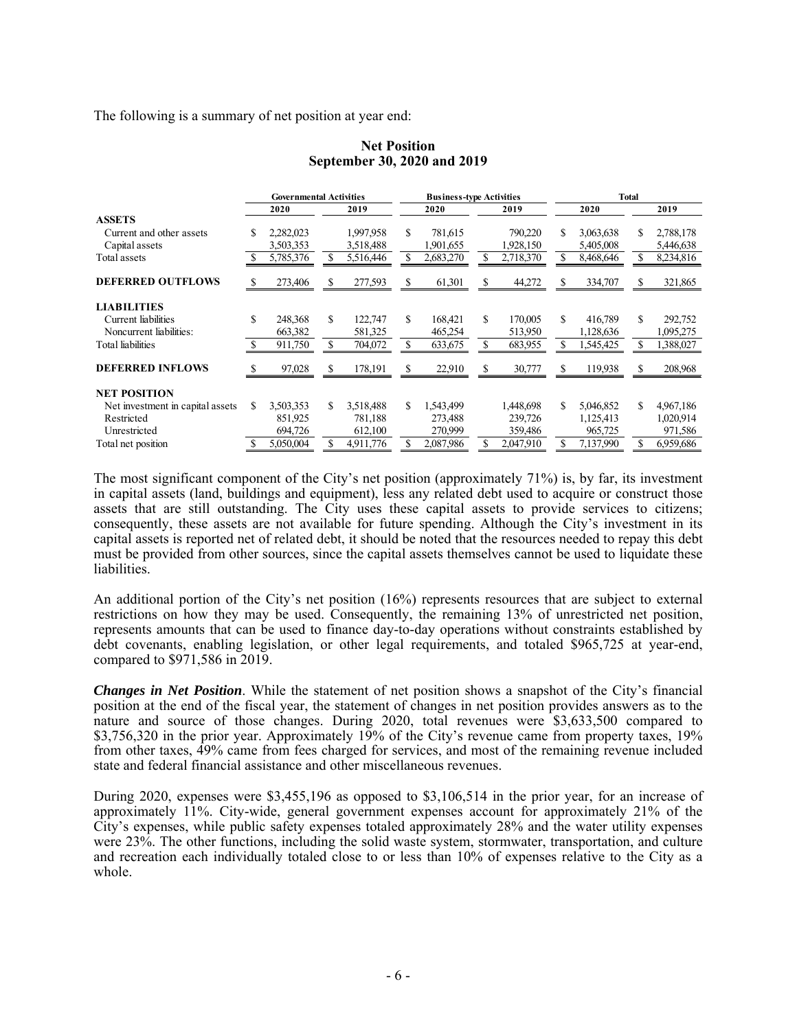The following is a summary of net position at year end:

**Net Position**
**September 30, 2020 and 2019**

| | Governmental Activities | | Business-type Activities | | Total | |
|---|---|---|---|---|---|---|
| | 2020 | 2019 | 2020 | 2019 | 2020 | 2019 |
| **ASSETS** | | | | | | |
| Current and other assets | $ 2,282,023 | 1,997,958 | $ 781,615 | 790,220 | $ 3,063,638 | $ 2,788,178 |
| Capital assets | 3,503,353 | 3,518,488 | 1,901,655 | 1,928,150 | 5,405,008 | 5,446,638 |
| Total assets | $ 5,785,376 | $ 5,516,446 | $ 2,683,270 | $ 2,718,370 | $ 8,468,646 | $ 8,234,816 |
| **DEFERRED OUTFLOWS** | $ 273,406 | $ 277,593 | $ 61,301 | $ 44,272 | $ 334,707 | $ 321,865 |
| **LIABILITIES** | | | | | | |
| Current liabilities | $ 248,368 | $ 122,747 | $ 168,421 | $ 170,005 | $ 416,789 | $ 292,752 |
| Noncurrent liabilities: | 663,382 | 581,325 | 465,254 | 513,950 | 1,128,636 | 1,095,275 |
| Total liabilities | $ 911,750 | $ 704,072 | $ 633,675 | $ 683,955 | $ 1,545,425 | $ 1,388,027 |
| **DEFERRED INFLOWS** | $ 97,028 | $ 178,191 | $ 22,910 | $ 30,777 | $ 119,938 | $ 208,968 |
| **NET POSITION** | | | | | | |
| Net investment in capital assets | $ 3,503,353 | $ 3,518,488 | $ 1,543,499 | 1,448,698 | $ 5,046,852 | $ 4,967,186 |
| Restricted | 851,925 | 781,188 | 273,488 | 239,726 | 1,125,413 | 1,020,914 |
| Unrestricted | 694,726 | 612,100 | 270,999 | 359,486 | 965,725 | 971,586 |
| Total net position | $ 5,050,004 | $ 4,911,776 | $ 2,087,986 | $ 2,047,910 | $ 7,137,990 | $ 6,959,686 |

The most significant component of the City's net position (approximately 71%) is, by far, its investment in capital assets (land, buildings and equipment), less any related debt used to acquire or construct those assets that are still outstanding. The City uses these capital assets to provide services to citizens; consequently, these assets are not available for future spending. Although the City's investment in its capital assets is reported net of related debt, it should be noted that the resources needed to repay this debt must be provided from other sources, since the capital assets themselves cannot be used to liquidate these liabilities.

An additional portion of the City's net position (16%) represents resources that are subject to external restrictions on how they may be used. Consequently, the remaining 13% of unrestricted net position, represents amounts that can be used to finance day-to-day operations without constraints established by debt covenants, enabling legislation, or other legal requirements, and totaled $965,725 at year-end, compared to $971,586 in 2019.

***Changes in Net Position***. While the statement of net position shows a snapshot of the City's financial position at the end of the fiscal year, the statement of changes in net position provides answers as to the nature and source of those changes. During 2020, total revenues were $3,633,500 compared to $3,756,320 in the prior year. Approximately 19% of the City's revenue came from property taxes, 19% from other taxes, 49% came from fees charged for services, and most of the remaining revenue included state and federal financial assistance and other miscellaneous revenues.

During 2020, expenses were $3,455,196 as opposed to $3,106,514 in the prior year, for an increase of approximately 11%. City-wide, general government expenses account for approximately 21% of the City's expenses, while public safety expenses totaled approximately 28% and the water utility expenses were 23%. The other functions, including the solid waste system, stormwater, transportation, and culture and recreation each individually totaled close to or less than 10% of expenses relative to the City as a whole.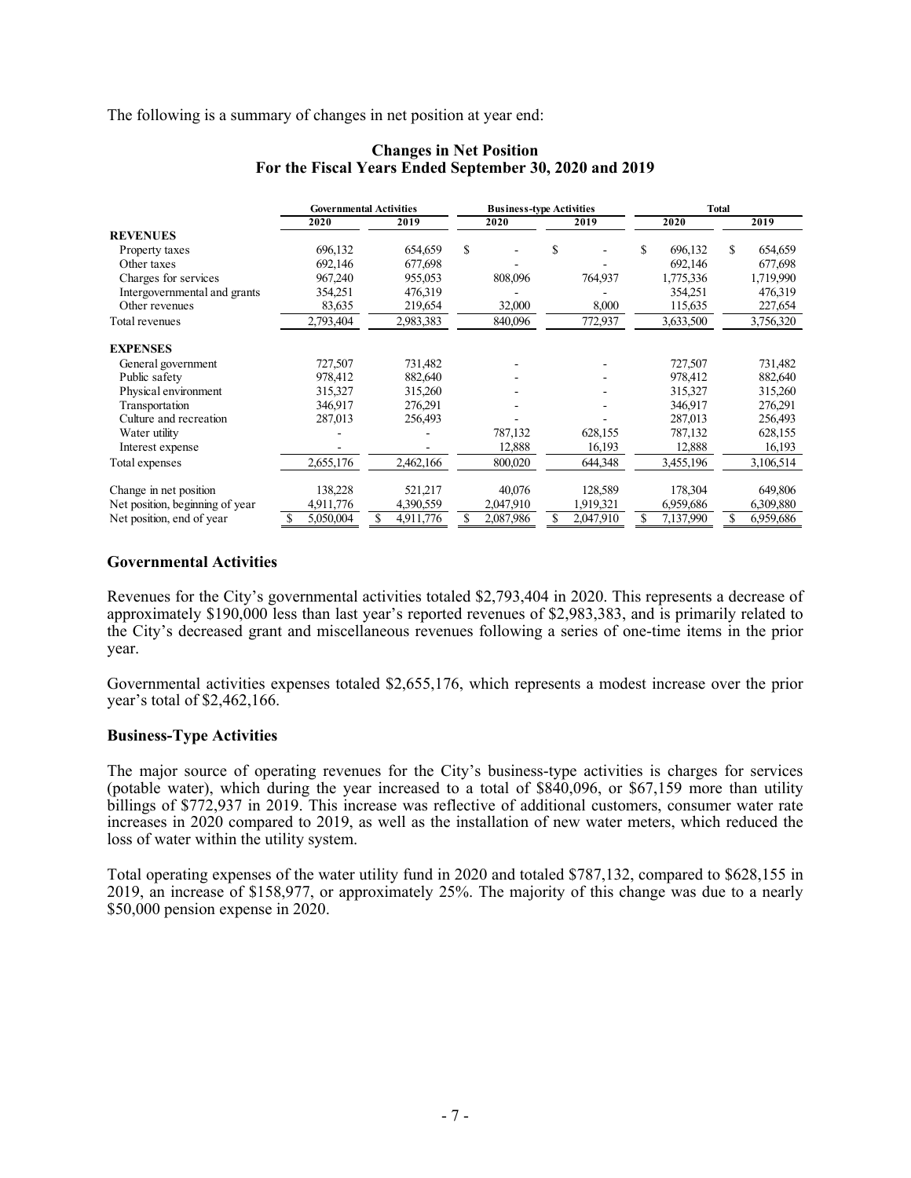The following is a summary of changes in net position at year end:

**Changes in Net Position**
**For the Fiscal Years Ended September 30, 2020 and 2019**

| | Governmental Activities | | Business-type Activities | | Total | |
|---|---|---|---|---|---|---|
| | 2020 | 2019 | 2020 | 2019 | 2020 | 2019 |
| **REVENUES** | | | | | | |
| Property taxes | 696,132 | 654,659 | $ - | $ - | $ 696,132 | $ 654,659 |
| Other taxes | 692,146 | 677,698 | - | - | 692,146 | 677,698 |
| Charges for services | 967,240 | 955,053 | 808,096 | 764,937 | 1,775,336 | 1,719,990 |
| Intergovernmental and grants | 354,251 | 476,319 | - | - | 354,251 | 476,319 |
| Other revenues | 83,635 | 219,654 | 32,000 | 8,000 | 115,635 | 227,654 |
| Total revenues | 2,793,404 | 2,983,383 | 840,096 | 772,937 | 3,633,500 | 3,756,320 |
| **EXPENSES** | | | | | | |
| General government | 727,507 | 731,482 | - | - | 727,507 | 731,482 |
| Public safety | 978,412 | 882,640 | - | - | 978,412 | 882,640 |
| Physical environment | 315,327 | 315,260 | - | - | 315,327 | 315,260 |
| Transportation | 346,917 | 276,291 | - | - | 346,917 | 276,291 |
| Culture and recreation | 287,013 | 256,493 | - | - | 287,013 | 256,493 |
| Water utility | - | - | 787,132 | 628,155 | 787,132 | 628,155 |
| Interest expense | - | - | 12,888 | 16,193 | 12,888 | 16,193 |
| Total expenses | 2,655,176 | 2,462,166 | 800,020 | 644,348 | 3,455,196 | 3,106,514 |
| Change in net position | 138,228 | 521,217 | 40,076 | 128,589 | 178,304 | 649,806 |
| Net position, beginning of year | 4,911,776 | 4,390,559 | 2,047,910 | 1,919,321 | 6,959,686 | 6,309,880 |
| Net position, end of year | $ 5,050,004 | $ 4,911,776 | $ 2,087,986 | $ 2,047,910 | $ 7,137,990 | $ 6,959,686 |

### Governmental Activities

Revenues for the City's governmental activities totaled $2,793,404 in 2020. This represents a decrease of approximately $190,000 less than last year's reported revenues of $2,983,383, and is primarily related to the City's decreased grant and miscellaneous revenues following a series of one-time items in the prior year.

Governmental activities expenses totaled $2,655,176, which represents a modest increase over the prior year's total of $2,462,166.

### Business-Type Activities

The major source of operating revenues for the City's business-type activities is charges for services (potable water), which during the year increased to a total of $840,096, or $67,159 more than utility billings of $772,937 in 2019. This increase was reflective of additional customers, consumer water rate increases in 2020 compared to 2019, as well as the installation of new water meters, which reduced the loss of water within the utility system.

Total operating expenses of the water utility fund in 2020 and totaled $787,132, compared to $628,155 in 2019, an increase of $158,977, or approximately 25%. The majority of this change was due to a nearly $50,000 pension expense in 2020.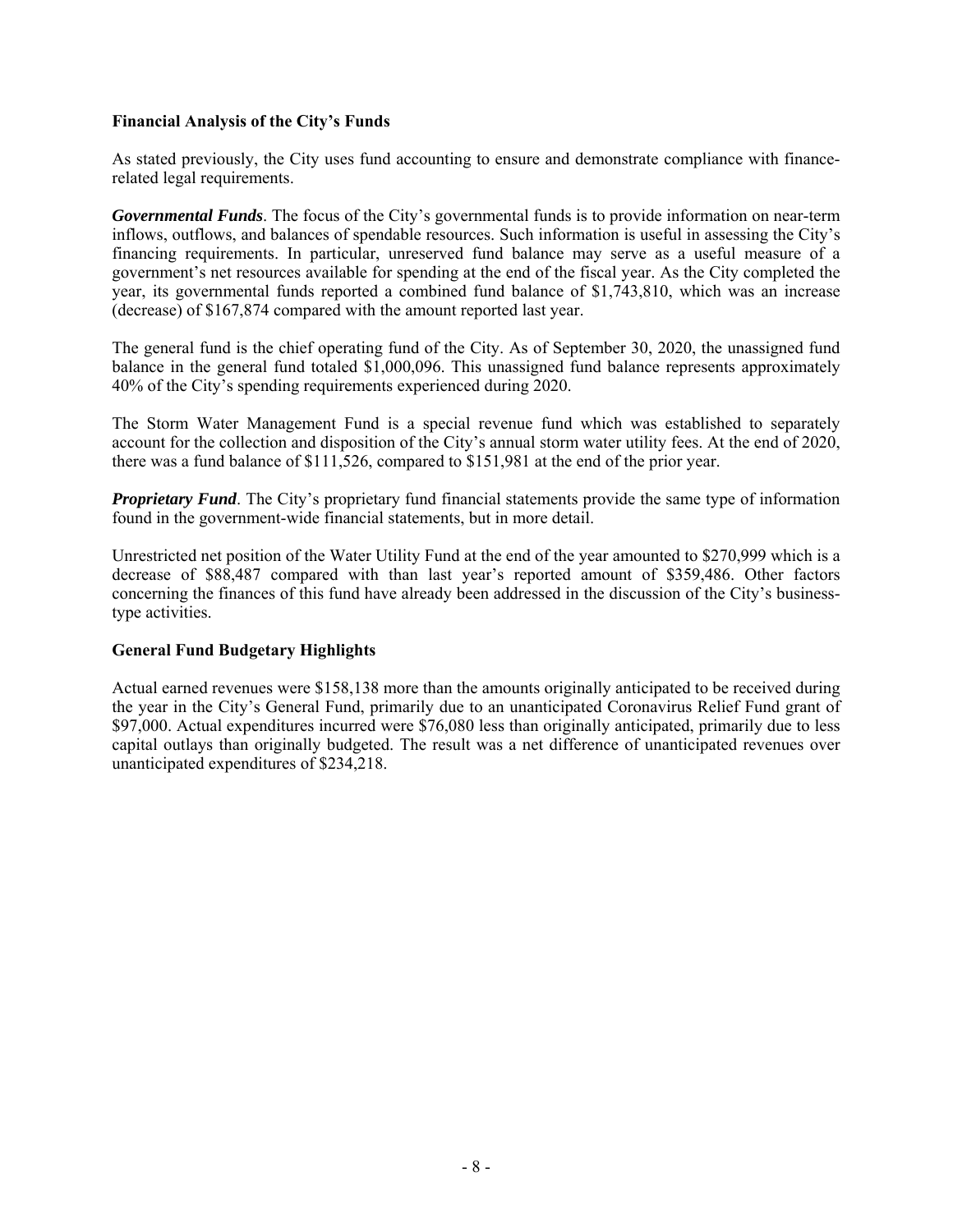## Financial Analysis of the City's Funds

As stated previously, the City uses fund accounting to ensure and demonstrate compliance with finance-related legal requirements.

***Governmental Funds***. The focus of the City's governmental funds is to provide information on near-term inflows, outflows, and balances of spendable resources. Such information is useful in assessing the City's financing requirements. In particular, unreserved fund balance may serve as a useful measure of a government's net resources available for spending at the end of the fiscal year. As the City completed the year, its governmental funds reported a combined fund balance of $1,743,810, which was an increase (decrease) of $167,874 compared with the amount reported last year.

The general fund is the chief operating fund of the City. As of September 30, 2020, the unassigned fund balance in the general fund totaled $1,000,096. This unassigned fund balance represents approximately 40% of the City's spending requirements experienced during 2020.

The Storm Water Management Fund is a special revenue fund which was established to separately account for the collection and disposition of the City's annual storm water utility fees. At the end of 2020, there was a fund balance of $111,526, compared to $151,981 at the end of the prior year.

***Proprietary Fund***. The City's proprietary fund financial statements provide the same type of information found in the government-wide financial statements, but in more detail.

Unrestricted net position of the Water Utility Fund at the end of the year amounted to $270,999 which is a decrease of $88,487 compared with than last year's reported amount of $359,486. Other factors concerning the finances of this fund have already been addressed in the discussion of the City's business-type activities.

## General Fund Budgetary Highlights

Actual earned revenues were $158,138 more than the amounts originally anticipated to be received during the year in the City's General Fund, primarily due to an unanticipated Coronavirus Relief Fund grant of $97,000. Actual expenditures incurred were $76,080 less than originally anticipated, primarily due to less capital outlays than originally budgeted. The result was a net difference of unanticipated revenues over unanticipated expenditures of $234,218.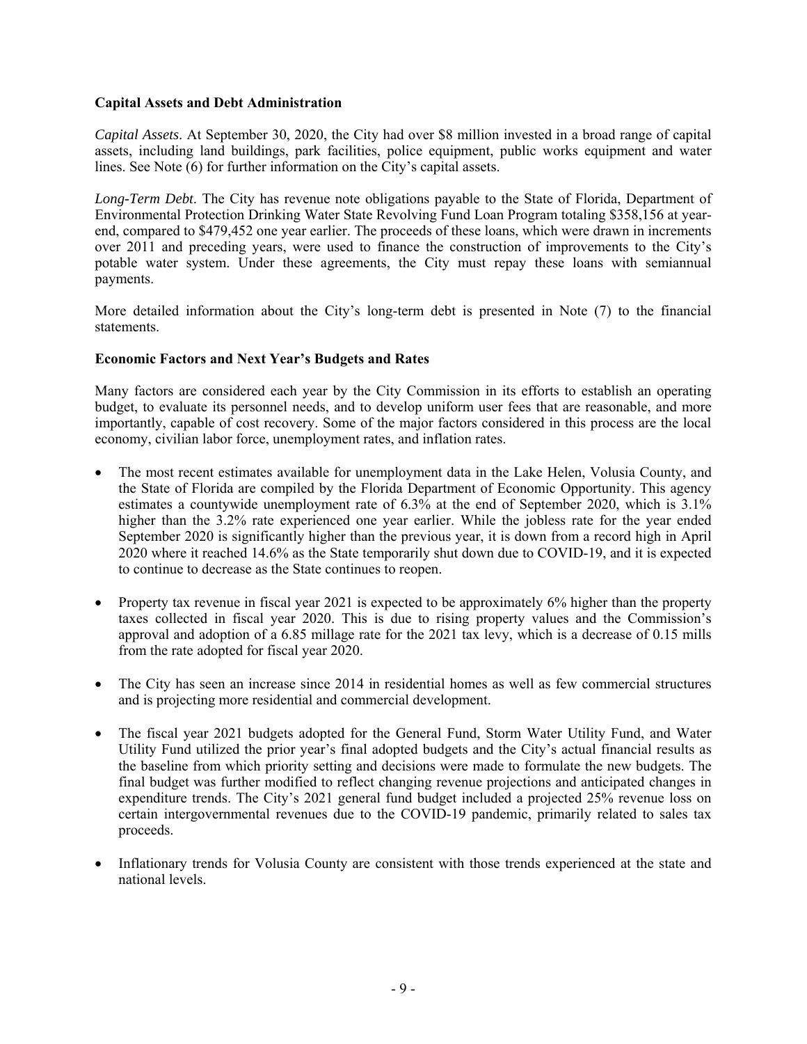## Capital Assets and Debt Administration

*Capital Assets*. At September 30, 2020, the City had over $8 million invested in a broad range of capital assets, including land buildings, park facilities, police equipment, public works equipment and water lines. See Note (6) for further information on the City's capital assets.

*Long-Term Debt*. The City has revenue note obligations payable to the State of Florida, Department of Environmental Protection Drinking Water State Revolving Fund Loan Program totaling $358,156 at year-end, compared to $479,452 one year earlier. The proceeds of these loans, which were drawn in increments over 2011 and preceding years, were used to finance the construction of improvements to the City's potable water system. Under these agreements, the City must repay these loans with semiannual payments.

More detailed information about the City's long-term debt is presented in Note (7) to the financial statements.

## Economic Factors and Next Year's Budgets and Rates

Many factors are considered each year by the City Commission in its efforts to establish an operating budget, to evaluate its personnel needs, and to develop uniform user fees that are reasonable, and more importantly, capable of cost recovery. Some of the major factors considered in this process are the local economy, civilian labor force, unemployment rates, and inflation rates.

- The most recent estimates available for unemployment data in the Lake Helen, Volusia County, and the State of Florida are compiled by the Florida Department of Economic Opportunity. This agency estimates a countywide unemployment rate of 6.3% at the end of September 2020, which is 3.1% higher than the 3.2% rate experienced one year earlier. While the jobless rate for the year ended September 2020 is significantly higher than the previous year, it is down from a record high in April 2020 where it reached 14.6% as the State temporarily shut down due to COVID-19, and it is expected to continue to decrease as the State continues to reopen.

- Property tax revenue in fiscal year 2021 is expected to be approximately 6% higher than the property taxes collected in fiscal year 2020. This is due to rising property values and the Commission's approval and adoption of a 6.85 millage rate for the 2021 tax levy, which is a decrease of 0.15 mills from the rate adopted for fiscal year 2020.

- The City has seen an increase since 2014 in residential homes as well as few commercial structures and is projecting more residential and commercial development.

- The fiscal year 2021 budgets adopted for the General Fund, Storm Water Utility Fund, and Water Utility Fund utilized the prior year's final adopted budgets and the City's actual financial results as the baseline from which priority setting and decisions were made to formulate the new budgets. The final budget was further modified to reflect changing revenue projections and anticipated changes in expenditure trends. The City's 2021 general fund budget included a projected 25% revenue loss on certain intergovernmental revenues due to the COVID-19 pandemic, primarily related to sales tax proceeds.

- Inflationary trends for Volusia County are consistent with those trends experienced at the state and national levels.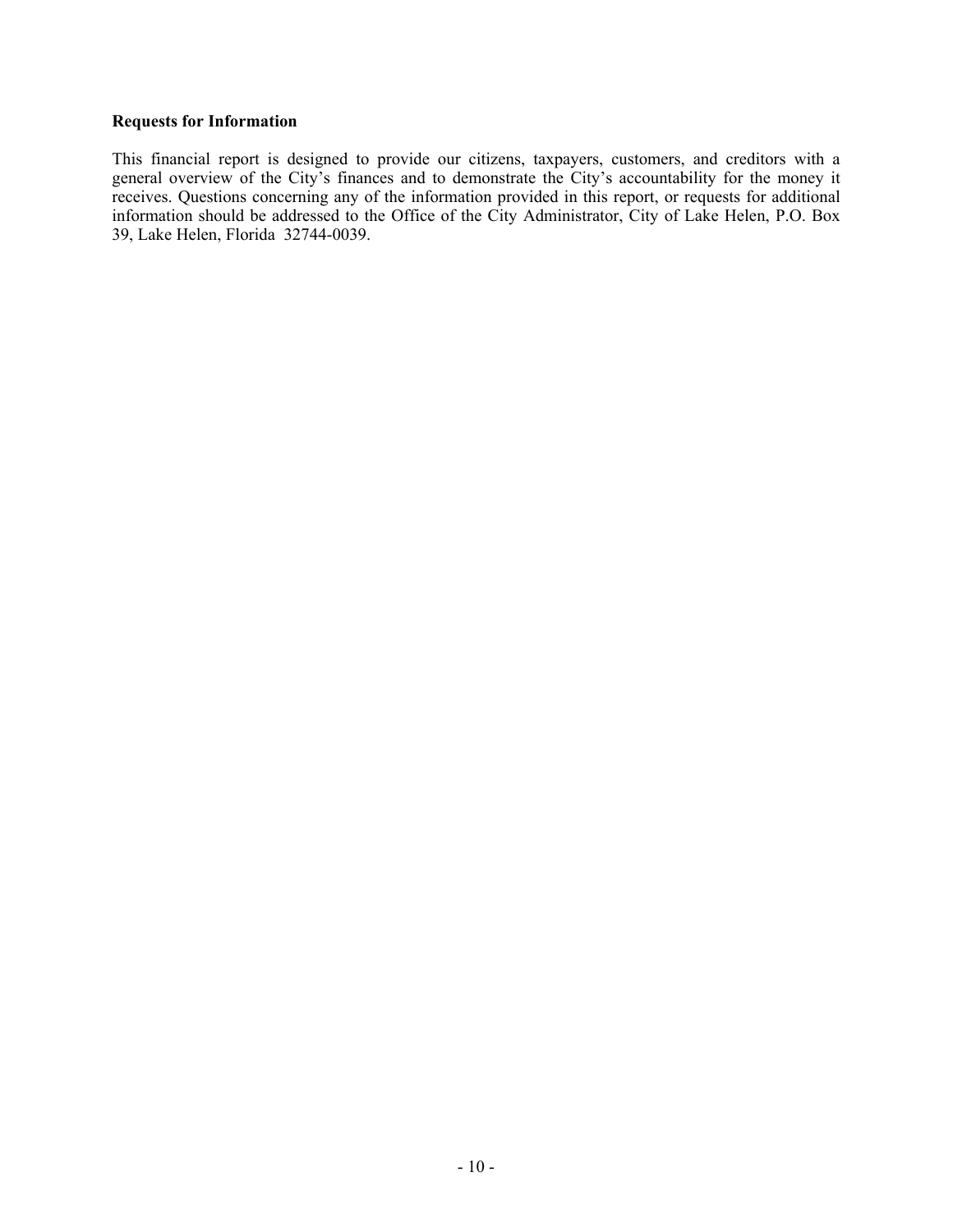**Requests for Information**

This financial report is designed to provide our citizens, taxpayers, customers, and creditors with a general overview of the City's finances and to demonstrate the City's accountability for the money it receives. Questions concerning any of the information provided in this report, or requests for additional information should be addressed to the Office of the City Administrator, City of Lake Helen, P.O. Box 39, Lake Helen, Florida 32744-0039.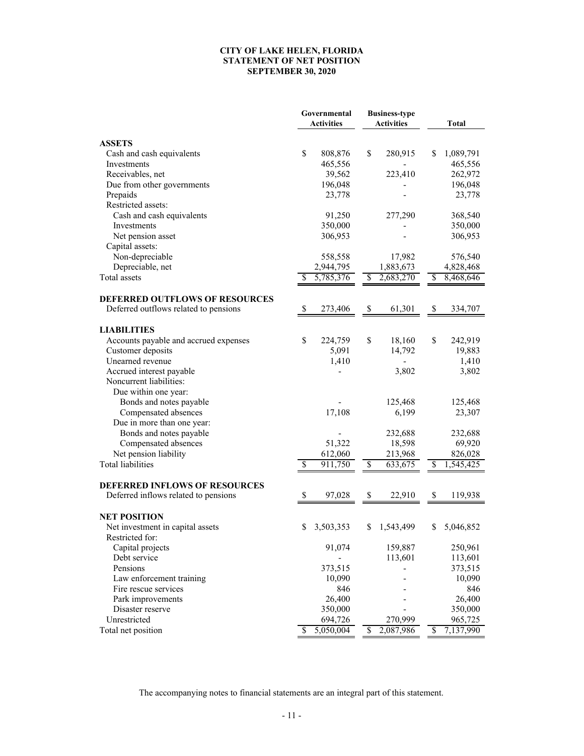**CITY OF LAKE HELEN, FLORIDA**
**STATEMENT OF NET POSITION**
**SEPTEMBER 30, 2020**

| | Governmental Activities | Business-type Activities | Total |
|---|---|---|---|
| **ASSETS** | | | |
| Cash and cash equivalents | $ 808,876 | $ 280,915 | $ 1,089,791 |
| Investments | 465,556 | - | 465,556 |
| Receivables, net | 39,562 | 223,410 | 262,972 |
| Due from other governments | 196,048 | - | 196,048 |
| Prepaids | 23,778 | - | 23,778 |
| Restricted assets: | | | |
| Cash and cash equivalents | 91,250 | 277,290 | 368,540 |
| Investments | 350,000 | - | 350,000 |
| Net pension asset | 306,953 | - | 306,953 |
| Capital assets: | | | |
| Non-depreciable | 558,558 | 17,982 | 576,540 |
| Depreciable, net | 2,944,795 | 1,883,673 | 4,828,468 |
| Total assets | $ 5,785,376 | $ 2,683,270 | $ 8,468,646 |
| **DEFERRED OUTFLOWS OF RESOURCES** | | | |
| Deferred outflows related to pensions | $ 273,406 | $ 61,301 | $ 334,707 |
| **LIABILITIES** | | | |
| Accounts payable and accrued expenses | $ 224,759 | $ 18,160 | $ 242,919 |
| Customer deposits | 5,091 | 14,792 | 19,883 |
| Unearned revenue | 1,410 | - | 1,410 |
| Accrued interest payable | - | 3,802 | 3,802 |
| Noncurrent liabilities: | | | |
| Due within one year: | | | |
| Bonds and notes payable | - | 125,468 | 125,468 |
| Compensated absences | 17,108 | 6,199 | 23,307 |
| Due in more than one year: | | | |
| Bonds and notes payable | - | 232,688 | 232,688 |
| Compensated absences | 51,322 | 18,598 | 69,920 |
| Net pension liability | 612,060 | 213,968 | 826,028 |
| Total liabilities | $ 911,750 | $ 633,675 | $ 1,545,425 |
| **DEFERRED INFLOWS OF RESOURCES** | | | |
| Deferred inflows related to pensions | $ 97,028 | $ 22,910 | $ 119,938 |
| **NET POSITION** | | | |
| Net investment in capital assets | $ 3,503,353 | $ 1,543,499 | $ 5,046,852 |
| Restricted for: | | | |
| Capital projects | 91,074 | 159,887 | 250,961 |
| Debt service | - | 113,601 | 113,601 |
| Pensions | 373,515 | - | 373,515 |
| Law enforcement training | 10,090 | - | 10,090 |
| Fire rescue services | 846 | - | 846 |
| Park improvements | 26,400 | - | 26,400 |
| Disaster reserve | 350,000 | - | 350,000 |
| Unrestricted | 694,726 | 270,999 | 965,725 |
| Total net position | $ 5,050,004 | $ 2,087,986 | $ 7,137,990 |

The accompanying notes to financial statements are an integral part of this statement.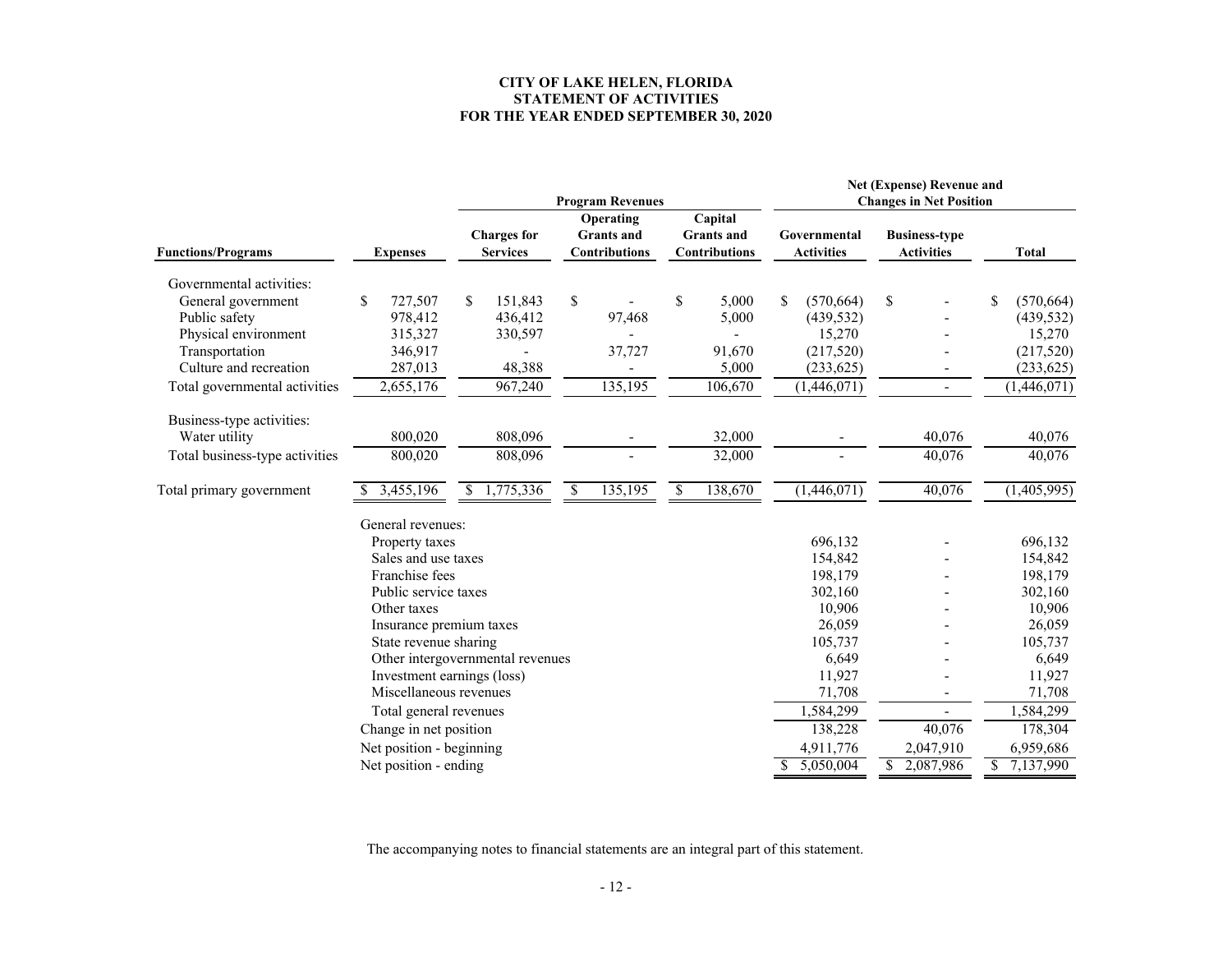**CITY OF LAKE HELEN, FLORIDA**
**STATEMENT OF ACTIVITIES**
**FOR THE YEAR ENDED SEPTEMBER 30, 2020**

| | | Program Revenues | | | Net (Expense) Revenue and Changes in Net Position | | |
|---|---|---|---|---|---|---|---|
| **Functions/Programs** | **Expenses** | **Charges for Services** | **Operating Grants and Contributions** | **Capital Grants and Contributions** | **Governmental Activities** | **Business-type Activities** | **Total** |
| Governmental activities: | | | | | | | |
| General government | $ 727,507 | $ 151,843 | $ - | $ 5,000 | $ (570,664) | $ - | $ (570,664) |
| Public safety | 978,412 | 436,412 | 97,468 | 5,000 | (439,532) | - | (439,532) |
| Physical environment | 315,327 | 330,597 | - | - | 15,270 | - | 15,270 |
| Transportation | 346,917 | - | 37,727 | 91,670 | (217,520) | - | (217,520) |
| Culture and recreation | 287,013 | 48,388 | - | 5,000 | (233,625) | - | (233,625) |
| Total governmental activities | 2,655,176 | 967,240 | 135,195 | 106,670 | (1,446,071) | - | (1,446,071) |
| Business-type activities: | | | | | | | |
| Water utility | 800,020 | 808,096 | - | 32,000 | - | 40,076 | 40,076 |
| Total business-type activities | 800,020 | 808,096 | - | 32,000 | - | 40,076 | 40,076 |
| Total primary government | $ 3,455,196 | $ 1,775,336 | $ 135,195 | $ 138,670 | (1,446,071) | 40,076 | (1,405,995) |
| | General revenues: | | | | | | |
| | Property taxes | | | | 696,132 | - | 696,132 |
| | Sales and use taxes | | | | 154,842 | - | 154,842 |
| | Franchise fees | | | | 198,179 | - | 198,179 |
| | Public service taxes | | | | 302,160 | - | 302,160 |
| | Other taxes | | | | 10,906 | - | 10,906 |
| | Insurance premium taxes | | | | 26,059 | - | 26,059 |
| | State revenue sharing | | | | 105,737 | - | 105,737 |
| | Other intergovernmental revenues | | | | 6,649 | - | 6,649 |
| | Investment earnings (loss) | | | | 11,927 | - | 11,927 |
| | Miscellaneous revenues | | | | 71,708 | - | 71,708 |
| | Total general revenues | | | | 1,584,299 | - | 1,584,299 |
| | Change in net position | | | | 138,228 | 40,076 | 178,304 |
| | Net position - beginning | | | | 4,911,776 | 2,047,910 | 6,959,686 |
| | Net position - ending | | | | $ 5,050,004 | $ 2,087,986 | $ 7,137,990 |

The accompanying notes to financial statements are an integral part of this statement.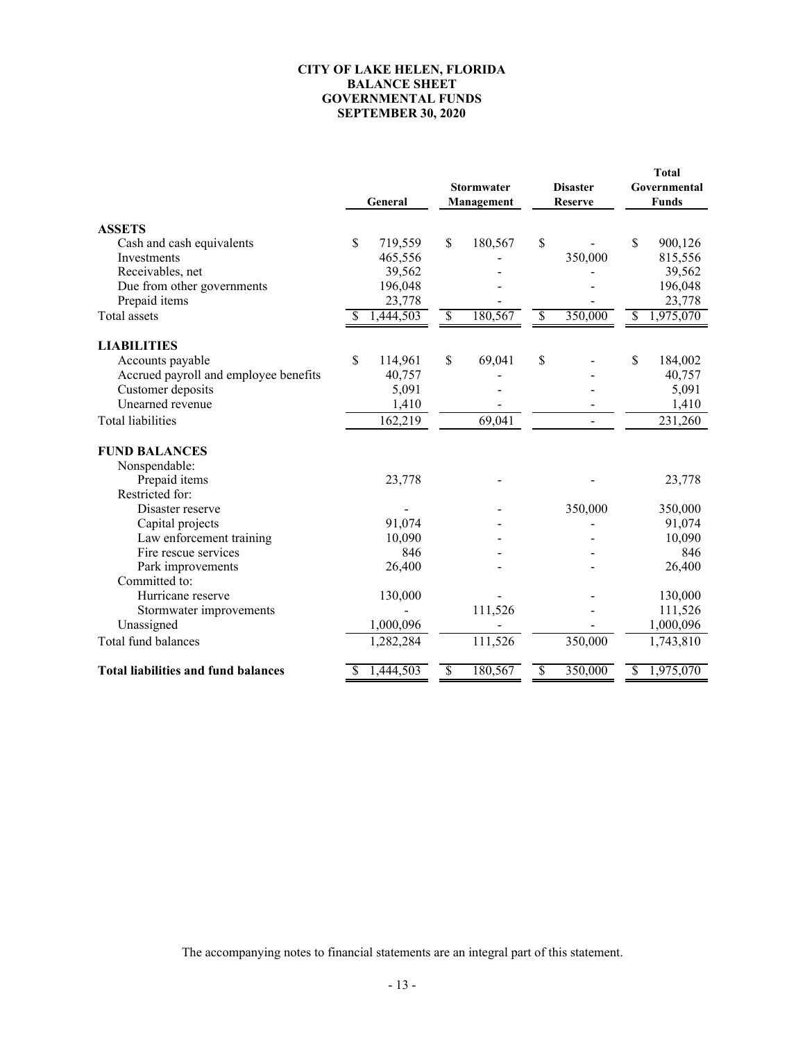**CITY OF LAKE HELEN, FLORIDA**
**BALANCE SHEET**
**GOVERNMENTAL FUNDS**
**SEPTEMBER 30, 2020**

| | General | Stormwater Management | Disaster Reserve | Total Governmental Funds |
|---|---|---|---|---|
| **ASSETS** | | | | |
| Cash and cash equivalents | $ 719,559 | $ 180,567 | $ - | $ 900,126 |
| Investments | 465,556 | - | 350,000 | 815,556 |
| Receivables, net | 39,562 | - | - | 39,562 |
| Due from other governments | 196,048 | - | - | 196,048 |
| Prepaid items | 23,778 | - | - | 23,778 |
| Total assets | $ 1,444,503 | $ 180,567 | $ 350,000 | $ 1,975,070 |
| **LIABILITIES** | | | | |
| Accounts payable | $ 114,961 | $ 69,041 | $ - | $ 184,002 |
| Accrued payroll and employee benefits | 40,757 | - | - | 40,757 |
| Customer deposits | 5,091 | - | - | 5,091 |
| Unearned revenue | 1,410 | - | - | 1,410 |
| Total liabilities | 162,219 | 69,041 | - | 231,260 |
| **FUND BALANCES** | | | | |
| Nonspendable: | | | | |
| Prepaid items | 23,778 | - | - | 23,778 |
| Restricted for: | | | | |
| Disaster reserve | - | - | 350,000 | 350,000 |
| Capital projects | 91,074 | - | - | 91,074 |
| Law enforcement training | 10,090 | - | - | 10,090 |
| Fire rescue services | 846 | - | - | 846 |
| Park improvements | 26,400 | - | - | 26,400 |
| Committed to: | | | | |
| Hurricane reserve | 130,000 | - | - | 130,000 |
| Stormwater improvements | - | 111,526 | - | 111,526 |
| Unassigned | 1,000,096 | - | - | 1,000,096 |
| Total fund balances | 1,282,284 | 111,526 | 350,000 | 1,743,810 |
| **Total liabilities and fund balances** | $ 1,444,503 | $ 180,567 | $ 350,000 | $ 1,975,070 |

The accompanying notes to financial statements are an integral part of this statement.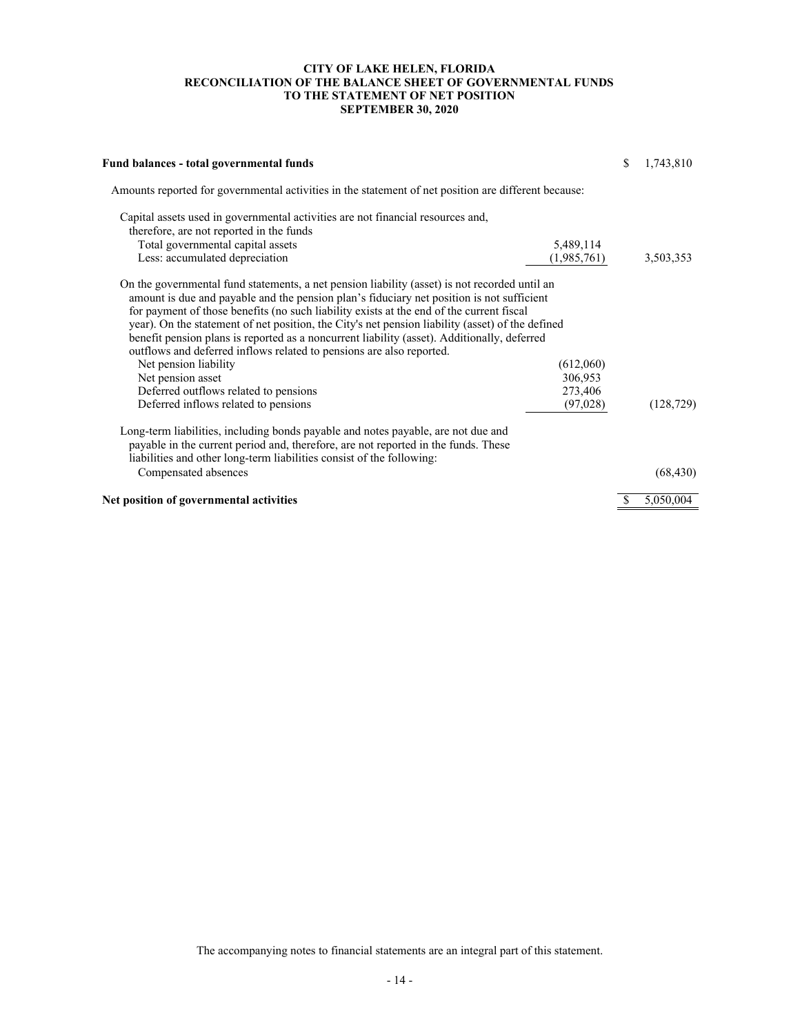# CITY OF LAKE HELEN, FLORIDA
## RECONCILIATION OF THE BALANCE SHEET OF GOVERNMENTAL FUNDS TO THE STATEMENT OF NET POSITION
### SEPTEMBER 30, 2020

| | | |
|---|---|---|
| **Fund balances - total governmental funds** | | $ 1,743,810 |
| Amounts reported for governmental activities in the statement of net position are different because: | | |
| Capital assets used in governmental activities are not financial resources and, therefore, are not reported in the funds | | |
| Total governmental capital assets | 5,489,114 | |
| Less: accumulated depreciation | (1,985,761) | 3,503,353 |
| On the governmental fund statements, a net pension liability (asset) is not recorded until an amount is due and payable and the pension plan's fiduciary net position is not sufficient for payment of those benefits (no such liability exists at the end of the current fiscal year). On the statement of net position, the City's net pension liability (asset) of the defined benefit pension plans is reported as a noncurrent liability (asset). Additionally, deferred outflows and deferred inflows related to pensions are also reported. | | |
| Net pension liability | (612,060) | |
| Net pension asset | 306,953 | |
| Deferred outflows related to pensions | 273,406 | |
| Deferred inflows related to pensions | (97,028) | (128,729) |
| Long-term liabilities, including bonds payable and notes payable, are not due and payable in the current period and, therefore, are not reported in the funds. These liabilities and other long-term liabilities consist of the following: | | |
| Compensated absences | | (68,430) |
| **Net position of governmental activities** | | $ 5,050,004 |

The accompanying notes to financial statements are an integral part of this statement.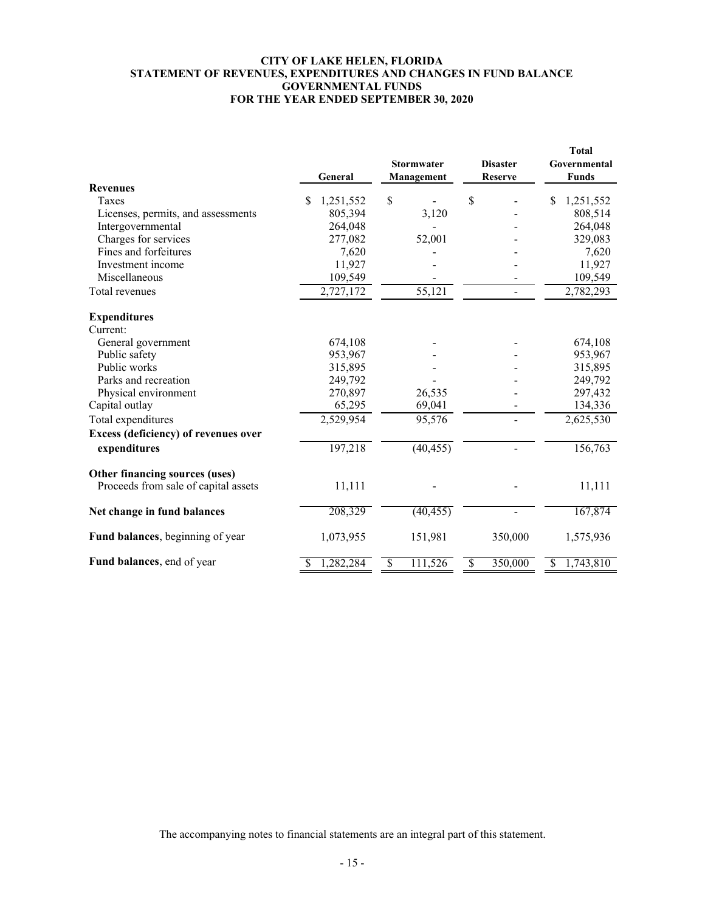# CITY OF LAKE HELEN, FLORIDA
## STATEMENT OF REVENUES, EXPENDITURES AND CHANGES IN FUND BALANCE
## GOVERNMENTAL FUNDS
## FOR THE YEAR ENDED SEPTEMBER 30, 2020

| | General | Stormwater Management | Disaster Reserve | Total Governmental Funds |
|---|---|---|---|---|
| **Revenues** | | | | |
| Taxes | $ 1,251,552 | $ - | $ - | $ 1,251,552 |
| Licenses, permits, and assessments | 805,394 | 3,120 | - | 808,514 |
| Intergovernmental | 264,048 | - | - | 264,048 |
| Charges for services | 277,082 | 52,001 | - | 329,083 |
| Fines and forfeitures | 7,620 | - | - | 7,620 |
| Investment income | 11,927 | - | - | 11,927 |
| Miscellaneous | 109,549 | - | - | 109,549 |
| Total revenues | 2,727,172 | 55,121 | - | 2,782,293 |
| **Expenditures** | | | | |
| Current: | | | | |
| General government | 674,108 | - | - | 674,108 |
| Public safety | 953,967 | - | - | 953,967 |
| Public works | 315,895 | - | - | 315,895 |
| Parks and recreation | 249,792 | - | - | 249,792 |
| Physical environment | 270,897 | 26,535 | - | 297,432 |
| Capital outlay | 65,295 | 69,041 | - | 134,336 |
| Total expenditures | 2,529,954 | 95,576 | - | 2,625,530 |
| **Excess (deficiency) of revenues over expenditures** | 197,218 | (40,455) | - | 156,763 |
| **Other financing sources (uses)** | | | | |
| Proceeds from sale of capital assets | 11,111 | - | - | 11,111 |
| **Net change in fund balances** | 208,329 | (40,455) | - | 167,874 |
| **Fund balances**, beginning of year | 1,073,955 | 151,981 | 350,000 | 1,575,936 |
| **Fund balances**, end of year | $ 1,282,284 | $ 111,526 | $ 350,000 | $ 1,743,810 |

The accompanying notes to financial statements are an integral part of this statement.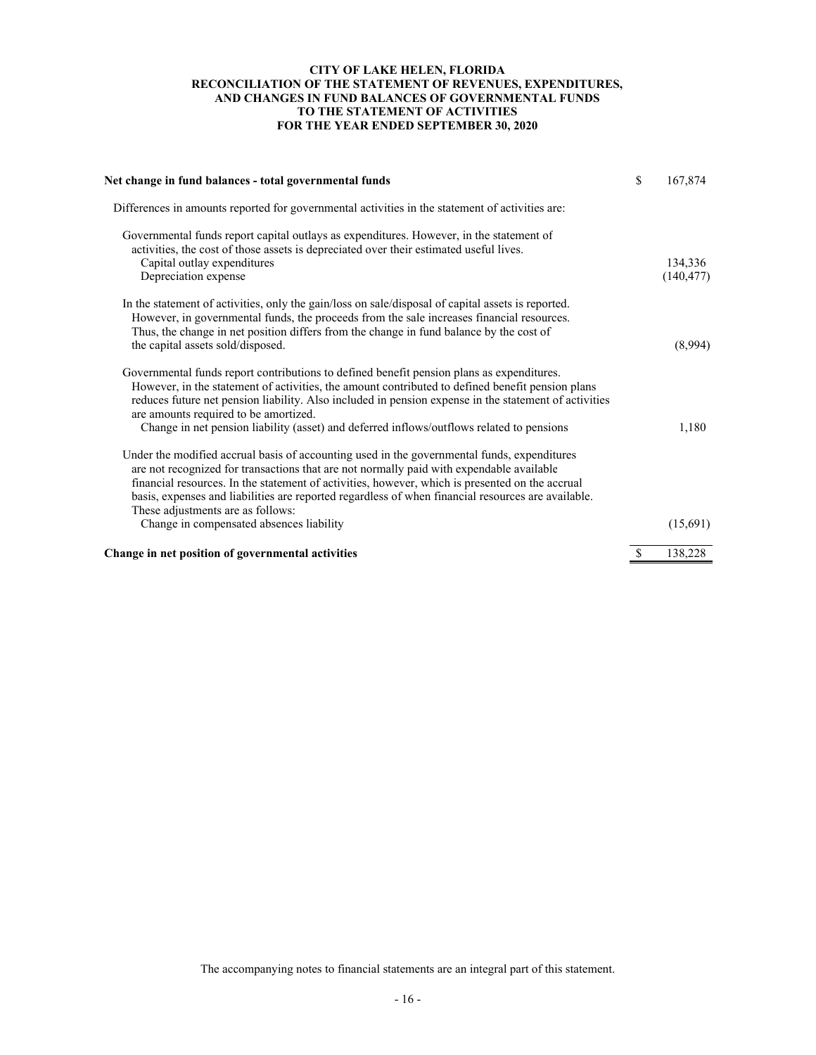**CITY OF LAKE HELEN, FLORIDA**
**RECONCILIATION OF THE STATEMENT OF REVENUES, EXPENDITURES, AND CHANGES IN FUND BALANCES OF GOVERNMENTAL FUNDS TO THE STATEMENT OF ACTIVITIES**
**FOR THE YEAR ENDED SEPTEMBER 30, 2020**

| | |
|---|---|
| **Net change in fund balances - total governmental funds** | $ 167,874 |
| Differences in amounts reported for governmental activities in the statement of activities are: | |
| Governmental funds report capital outlays as expenditures. However, in the statement of activities, the cost of those assets is depreciated over their estimated useful lives. | |
| Capital outlay expenditures | 134,336 |
| Depreciation expense | (140,477) |
| In the statement of activities, only the gain/loss on sale/disposal of capital assets is reported. However, in governmental funds, the proceeds from the sale increases financial resources. Thus, the change in net position differs from the change in fund balance by the cost of the capital assets sold/disposed. | (8,994) |
| Governmental funds report contributions to defined benefit pension plans as expenditures. However, in the statement of activities, the amount contributed to defined benefit pension plans reduces future net pension liability. Also included in pension expense in the statement of activities are amounts required to be amortized. | |
| Change in net pension liability (asset) and deferred inflows/outflows related to pensions | 1,180 |
| Under the modified accrual basis of accounting used in the governmental funds, expenditures are not recognized for transactions that are not normally paid with expendable available financial resources. In the statement of activities, however, which is presented on the accrual basis, expenses and liabilities are reported regardless of when financial resources are available. These adjustments are as follows: | |
| Change in compensated absences liability | (15,691) |
| **Change in net position of governmental activities** | $ 138,228 |

The accompanying notes to financial statements are an integral part of this statement.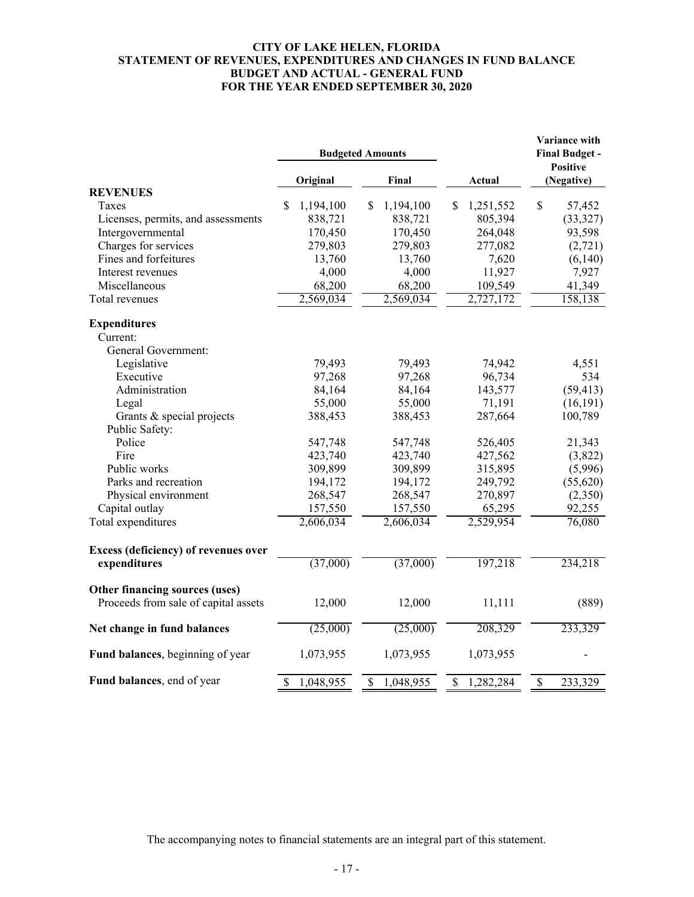# CITY OF LAKE HELEN, FLORIDA
## STATEMENT OF REVENUES, EXPENDITURES AND CHANGES IN FUND BALANCE
## BUDGET AND ACTUAL - GENERAL FUND
## FOR THE YEAR ENDED SEPTEMBER 30, 2020

| | Budgeted Amounts | | | Variance with Final Budget - Positive |
|---|---|---|---|---|
| | Original | Final | Actual | (Negative) |
| **REVENUES** | | | | |
| Taxes | $ 1,194,100 | $ 1,194,100 | $ 1,251,552 | $ 57,452 |
| Licenses, permits, and assessments | 838,721 | 838,721 | 805,394 | (33,327) |
| Intergovernmental | 170,450 | 170,450 | 264,048 | 93,598 |
| Charges for services | 279,803 | 279,803 | 277,082 | (2,721) |
| Fines and forfeitures | 13,760 | 13,760 | 7,620 | (6,140) |
| Interest revenues | 4,000 | 4,000 | 11,927 | 7,927 |
| Miscellaneous | 68,200 | 68,200 | 109,549 | 41,349 |
| Total revenues | 2,569,034 | 2,569,034 | 2,727,172 | 158,138 |
| **Expenditures** | | | | |
| Current: | | | | |
| General Government: | | | | |
| Legislative | 79,493 | 79,493 | 74,942 | 4,551 |
| Executive | 97,268 | 97,268 | 96,734 | 534 |
| Administration | 84,164 | 84,164 | 143,577 | (59,413) |
| Legal | 55,000 | 55,000 | 71,191 | (16,191) |
| Grants & special projects | 388,453 | 388,453 | 287,664 | 100,789 |
| Public Safety: | | | | |
| Police | 547,748 | 547,748 | 526,405 | 21,343 |
| Fire | 423,740 | 423,740 | 427,562 | (3,822) |
| Public works | 309,899 | 309,899 | 315,895 | (5,996) |
| Parks and recreation | 194,172 | 194,172 | 249,792 | (55,620) |
| Physical environment | 268,547 | 268,547 | 270,897 | (2,350) |
| Capital outlay | 157,550 | 157,550 | 65,295 | 92,255 |
| Total expenditures | 2,606,034 | 2,606,034 | 2,529,954 | 76,080 |
| **Excess (deficiency) of revenues over expenditures** | (37,000) | (37,000) | 197,218 | 234,218 |
| **Other financing sources (uses)** | | | | |
| Proceeds from sale of capital assets | 12,000 | 12,000 | 11,111 | (889) |
| **Net change in fund balances** | (25,000) | (25,000) | 208,329 | 233,329 |
| **Fund balances**, beginning of year | 1,073,955 | 1,073,955 | 1,073,955 | - |
| **Fund balances**, end of year | $ 1,048,955 | $ 1,048,955 | $ 1,282,284 | $ 233,329 |

The accompanying notes to financial statements are an integral part of this statement.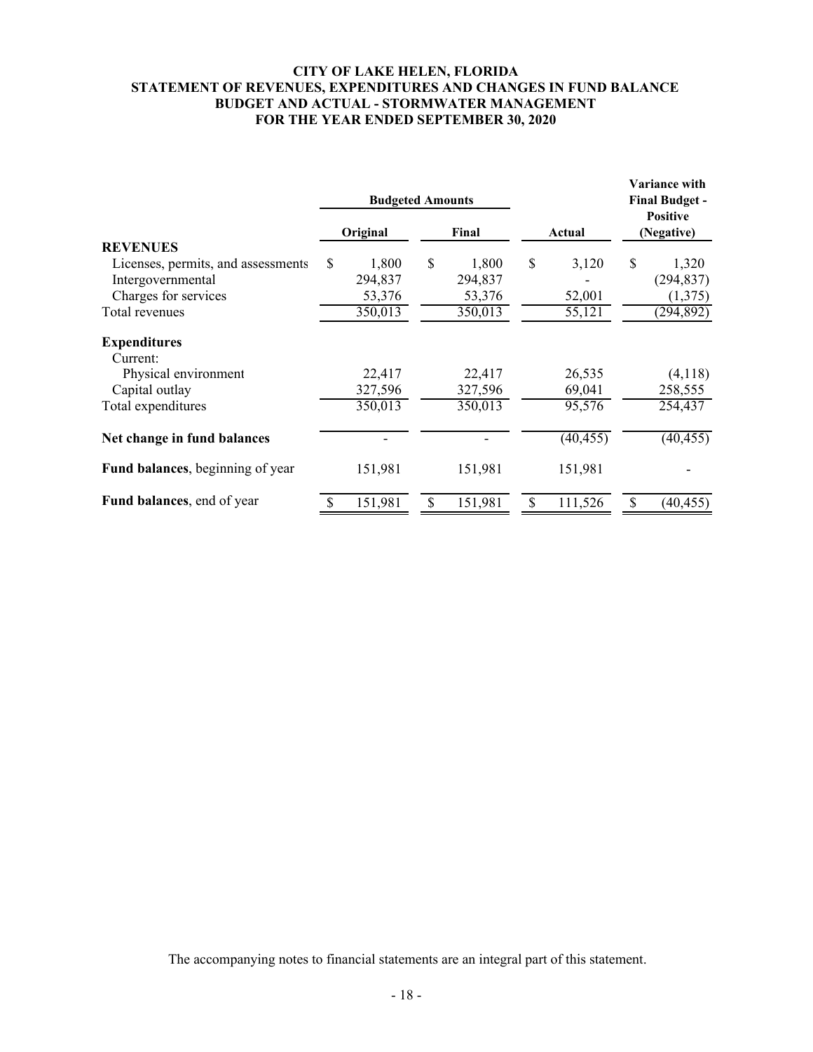# CITY OF LAKE HELEN, FLORIDA
## STATEMENT OF REVENUES, EXPENDITURES AND CHANGES IN FUND BALANCE
## BUDGET AND ACTUAL - STORMWATER MANAGEMENT
## FOR THE YEAR ENDED SEPTEMBER 30, 2020

| | Budgeted Amounts | | | Variance with Final Budget - Positive |
|---|---|---|---|---|
| | Original | Final | Actual | (Negative) |
| **REVENUES** | | | | |
| Licenses, permits, and assessments | $ 1,800 | $ 1,800 | $ 3,120 | $ 1,320 |
| Intergovernmental | 294,837 | 294,837 | - | (294,837) |
| Charges for services | 53,376 | 53,376 | 52,001 | (1,375) |
| Total revenues | 350,013 | 350,013 | 55,121 | (294,892) |
| **Expenditures** | | | | |
| Current: | | | | |
| Physical environment | 22,417 | 22,417 | 26,535 | (4,118) |
| Capital outlay | 327,596 | 327,596 | 69,041 | 258,555 |
| Total expenditures | 350,013 | 350,013 | 95,576 | 254,437 |
| **Net change in fund balances** | - | - | (40,455) | (40,455) |
| **Fund balances**, beginning of year | 151,981 | 151,981 | 151,981 | - |
| **Fund balances**, end of year | $ 151,981 | $ 151,981 | $ 111,526 | $ (40,455) |

The accompanying notes to financial statements are an integral part of this statement.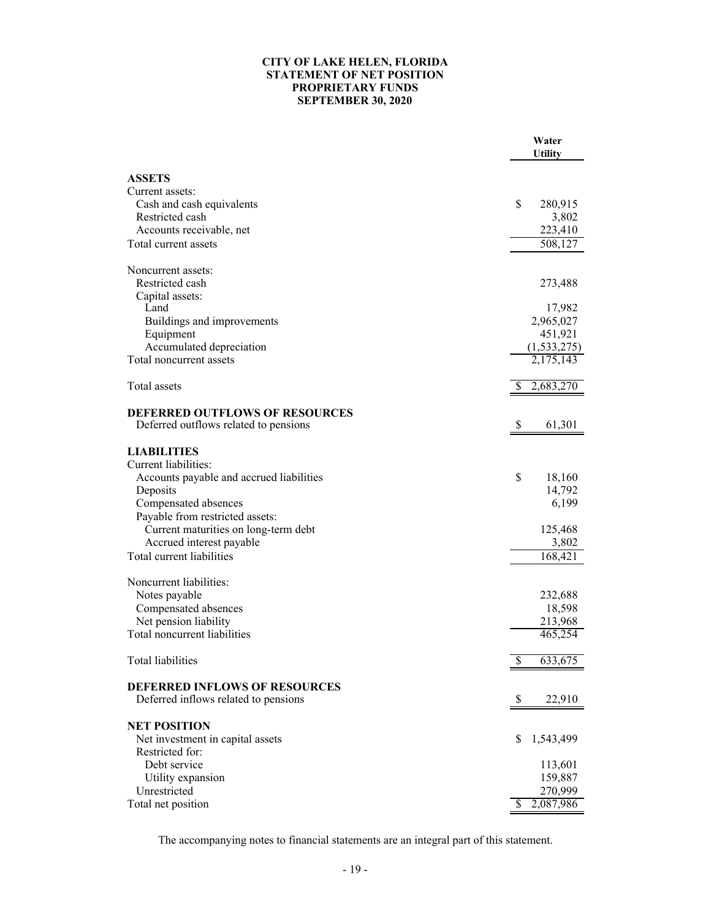# CITY OF LAKE HELEN, FLORIDA
## STATEMENT OF NET POSITION
## PROPRIETARY FUNDS
## SEPTEMBER 30, 2020

| | Water Utility |
|---|---|
| **ASSETS** | |
| Current assets: | |
| Cash and cash equivalents | $ 280,915 |
| Restricted cash | 3,802 |
| Accounts receivable, net | 223,410 |
| Total current assets | 508,127 |
| Noncurrent assets: | |
| Restricted cash | 273,488 |
| Capital assets: | |
| Land | 17,982 |
| Buildings and improvements | 2,965,027 |
| Equipment | 451,921 |
| Accumulated depreciation | (1,533,275) |
| Total noncurrent assets | 2,175,143 |
| Total assets | $ 2,683,270 |
| **DEFERRED OUTFLOWS OF RESOURCES** | |
| Deferred outflows related to pensions | $ 61,301 |
| **LIABILITIES** | |
| Current liabilities: | |
| Accounts payable and accrued liabilities | $ 18,160 |
| Deposits | 14,792 |
| Compensated absences | 6,199 |
| Payable from restricted assets: | |
| Current maturities on long-term debt | 125,468 |
| Accrued interest payable | 3,802 |
| Total current liabilities | 168,421 |
| Noncurrent liabilities: | |
| Notes payable | 232,688 |
| Compensated absences | 18,598 |
| Net pension liability | 213,968 |
| Total noncurrent liabilities | 465,254 |
| Total liabilities | $ 633,675 |
| **DEFERRED INFLOWS OF RESOURCES** | |
| Deferred inflows related to pensions | $ 22,910 |
| **NET POSITION** | |
| Net investment in capital assets | $ 1,543,499 |
| Restricted for: | |
| Debt service | 113,601 |
| Utility expansion | 159,887 |
| Unrestricted | 270,999 |
| Total net position | $ 2,087,986 |

The accompanying notes to financial statements are an integral part of this statement.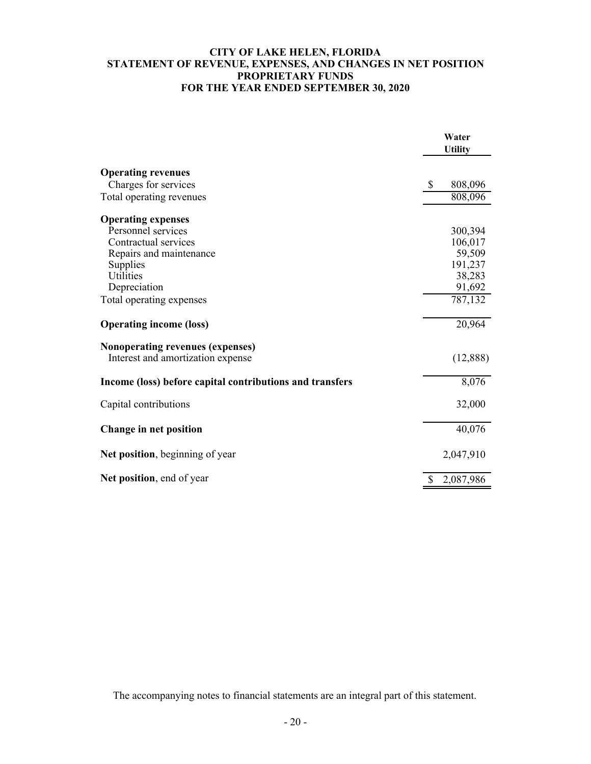# CITY OF LAKE HELEN, FLORIDA
## STATEMENT OF REVENUE, EXPENSES, AND CHANGES IN NET POSITION
## PROPRIETARY FUNDS
## FOR THE YEAR ENDED SEPTEMBER 30, 2020

| | Water Utility |
|---|---|
| **Operating revenues** | |
| Charges for services | $ 808,096 |
| Total operating revenues | 808,096 |
| **Operating expenses** | |
| Personnel services | 300,394 |
| Contractual services | 106,017 |
| Repairs and maintenance | 59,509 |
| Supplies | 191,237 |
| Utilities | 38,283 |
| Depreciation | 91,692 |
| Total operating expenses | 787,132 |
| **Operating income (loss)** | 20,964 |
| **Nonoperating revenues (expenses)** | |
| Interest and amortization expense | (12,888) |
| **Income (loss) before capital contributions and transfers** | 8,076 |
| Capital contributions | 32,000 |
| **Change in net position** | 40,076 |
| **Net position**, beginning of year | 2,047,910 |
| **Net position**, end of year | $ 2,087,986 |

The accompanying notes to financial statements are an integral part of this statement.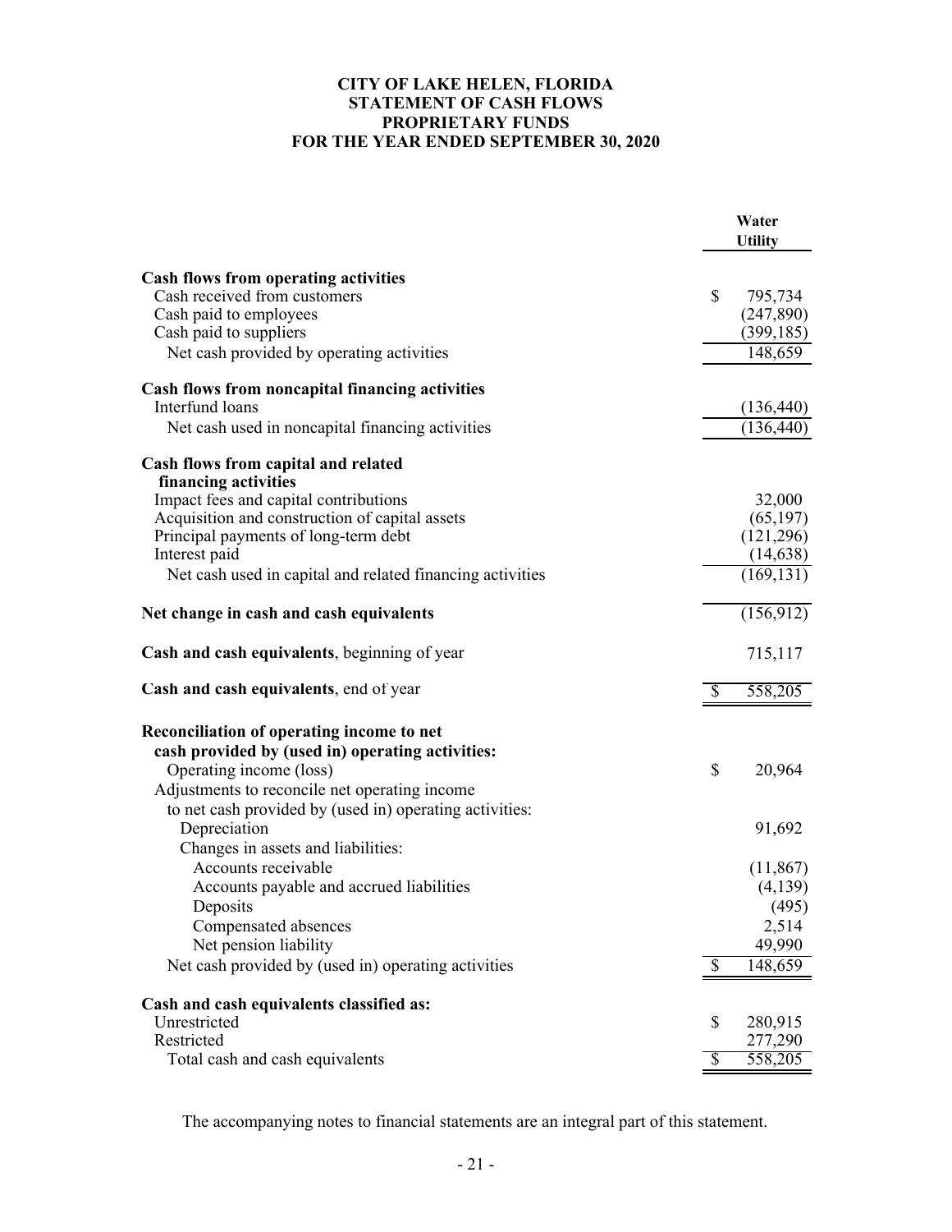# CITY OF LAKE HELEN, FLORIDA
## STATEMENT OF CASH FLOWS
## PROPRIETARY FUNDS
## FOR THE YEAR ENDED SEPTEMBER 30, 2020

| | Water Utility |
|---|---|
| **Cash flows from operating activities** | |
| Cash received from customers | $ 795,734 |
| Cash paid to employees | (247,890) |
| Cash paid to suppliers | (399,185) |
| Net cash provided by operating activities | 148,659 |
| **Cash flows from noncapital financing activities** | |
| Interfund loans | (136,440) |
| Net cash used in noncapital financing activities | (136,440) |
| **Cash flows from capital and related financing activities** | |
| Impact fees and capital contributions | 32,000 |
| Acquisition and construction of capital assets | (65,197) |
| Principal payments of long-term debt | (121,296) |
| Interest paid | (14,638) |
| Net cash used in capital and related financing activities | (169,131) |
| **Net change in cash and cash equivalents** | (156,912) |
| **Cash and cash equivalents**, beginning of year | 715,117 |
| **Cash and cash equivalents**, end of year | $ 558,205 |
| **Reconciliation of operating income to net cash provided by (used in) operating activities:** | |
| Operating income (loss) | $ 20,964 |
| Adjustments to reconcile net operating income to net cash provided by (used in) operating activities: | |
| Depreciation | 91,692 |
| Changes in assets and liabilities: | |
| Accounts receivable | (11,867) |
| Accounts payable and accrued liabilities | (4,139) |
| Deposits | (495) |
| Compensated absences | 2,514 |
| Net pension liability | 49,990 |
| Net cash provided by (used in) operating activities | $ 148,659 |
| **Cash and cash equivalents classified as:** | |
| Unrestricted | $ 280,915 |
| Restricted | 277,290 |
| Total cash and cash equivalents | $ 558,205 |

The accompanying notes to financial statements are an integral part of this statement.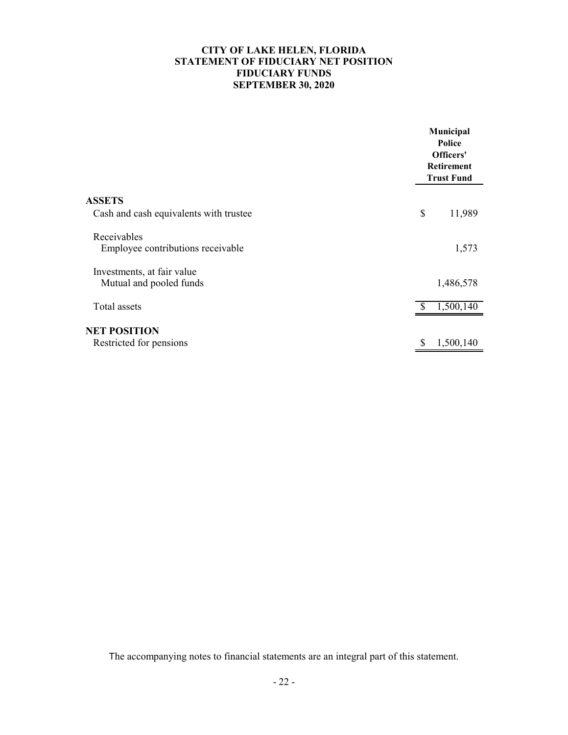# CITY OF LAKE HELEN, FLORIDA
## STATEMENT OF FIDUCIARY NET POSITION
## FIDUCIARY FUNDS
## SEPTEMBER 30, 2020

| | Municipal Police Officers' Retirement Trust Fund |
|---|---|
| **ASSETS** | |
| Cash and cash equivalents with trustee | $ 11,989 |
| Receivables | |
| Employee contributions receivable | 1,573 |
| Investments, at fair value | |
| Mutual and pooled funds | 1,486,578 |
| Total assets | $ 1,500,140 |
| **NET POSITION** | |
| Restricted for pensions | $ 1,500,140 |

The accompanying notes to financial statements are an integral part of this statement.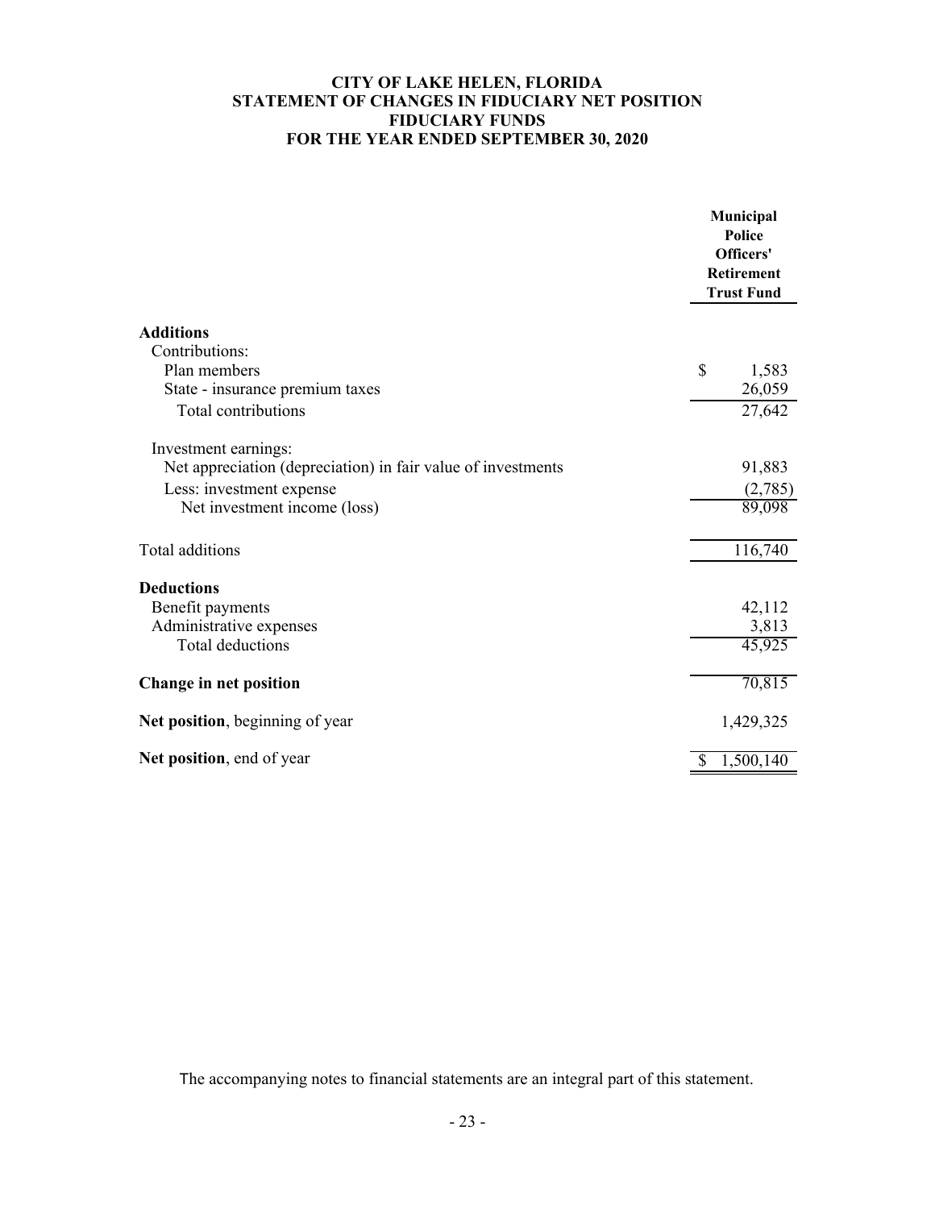# CITY OF LAKE HELEN, FLORIDA
## STATEMENT OF CHANGES IN FIDUCIARY NET POSITION
## FIDUCIARY FUNDS
## FOR THE YEAR ENDED SEPTEMBER 30, 2020

| | Municipal Police Officers' Retirement Trust Fund |
|---|---|
| **Additions** | |
| Contributions: | |
| Plan members | $ 1,583 |
| State - insurance premium taxes | 26,059 |
| Total contributions | 27,642 |
| Investment earnings: | |
| Net appreciation (depreciation) in fair value of investments | 91,883 |
| Less: investment expense | (2,785) |
| Net investment income (loss) | 89,098 |
| Total additions | 116,740 |
| **Deductions** | |
| Benefit payments | 42,112 |
| Administrative expenses | 3,813 |
| Total deductions | 45,925 |
| **Change in net position** | 70,815 |
| **Net position**, beginning of year | 1,429,325 |
| **Net position**, end of year | $ 1,500,140 |

The accompanying notes to financial statements are an integral part of this statement.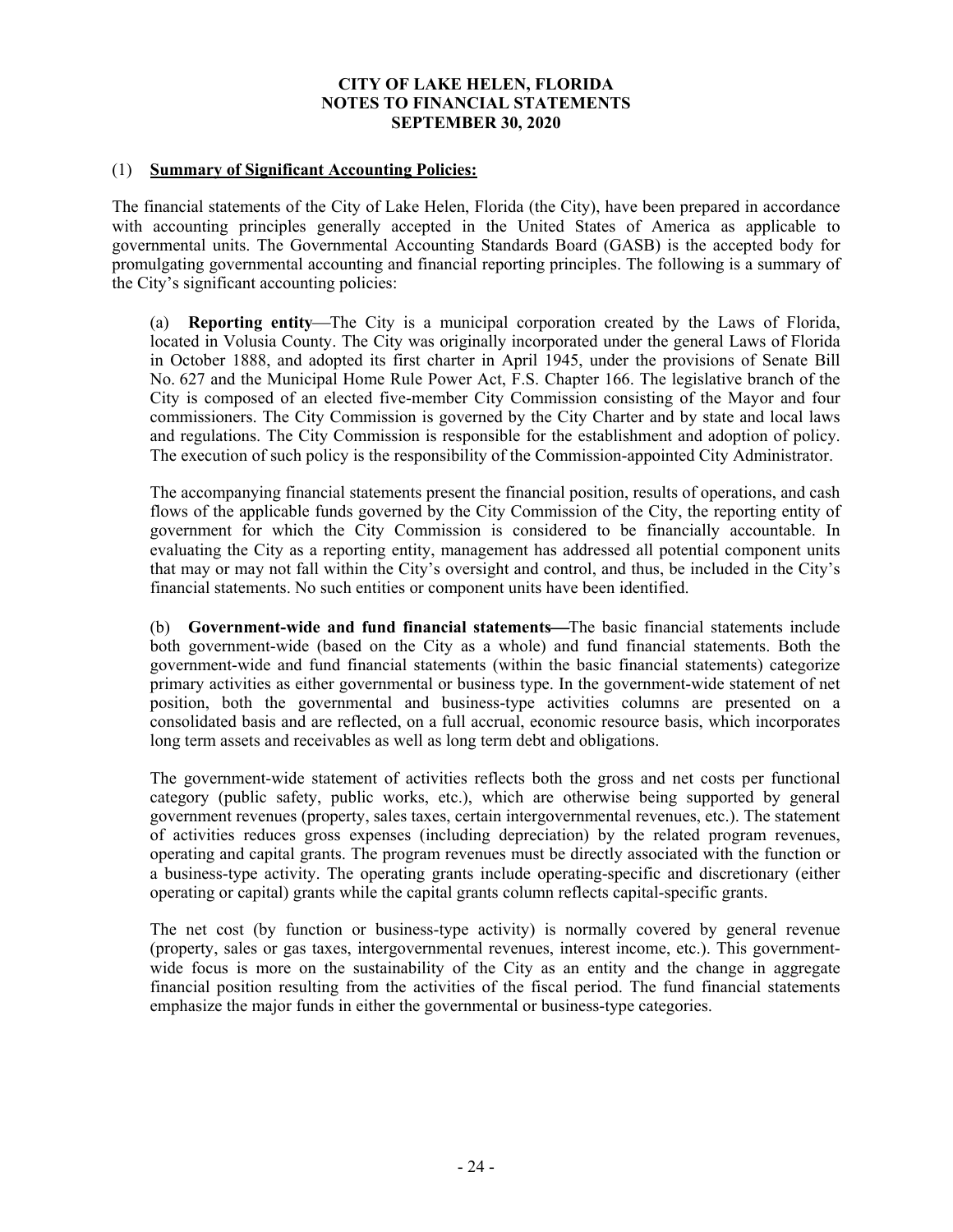# CITY OF LAKE HELEN, FLORIDA
## NOTES TO FINANCIAL STATEMENTS
## SEPTEMBER 30, 2020

(1) **Summary of Significant Accounting Policies:**

The financial statements of the City of Lake Helen, Florida (the City), have been prepared in accordance with accounting principles generally accepted in the United States of America as applicable to governmental units. The Governmental Accounting Standards Board (GASB) is the accepted body for promulgating governmental accounting and financial reporting principles. The following is a summary of the City's significant accounting policies:

(a) **Reporting entity**—The City is a municipal corporation created by the Laws of Florida, located in Volusia County. The City was originally incorporated under the general Laws of Florida in October 1888, and adopted its first charter in April 1945, under the provisions of Senate Bill No. 627 and the Municipal Home Rule Power Act, F.S. Chapter 166. The legislative branch of the City is composed of an elected five-member City Commission consisting of the Mayor and four commissioners. The City Commission is governed by the City Charter and by state and local laws and regulations. The City Commission is responsible for the establishment and adoption of policy. The execution of such policy is the responsibility of the Commission-appointed City Administrator.

The accompanying financial statements present the financial position, results of operations, and cash flows of the applicable funds governed by the City Commission of the City, the reporting entity of government for which the City Commission is considered to be financially accountable. In evaluating the City as a reporting entity, management has addressed all potential component units that may or may not fall within the City's oversight and control, and thus, be included in the City's financial statements. No such entities or component units have been identified.

(b) **Government-wide and fund financial statements—**The basic financial statements include both government-wide (based on the City as a whole) and fund financial statements. Both the government-wide and fund financial statements (within the basic financial statements) categorize primary activities as either governmental or business type. In the government-wide statement of net position, both the governmental and business-type activities columns are presented on a consolidated basis and are reflected, on a full accrual, economic resource basis, which incorporates long term assets and receivables as well as long term debt and obligations.

The government-wide statement of activities reflects both the gross and net costs per functional category (public safety, public works, etc.), which are otherwise being supported by general government revenues (property, sales taxes, certain intergovernmental revenues, etc.). The statement of activities reduces gross expenses (including depreciation) by the related program revenues, operating and capital grants. The program revenues must be directly associated with the function or a business-type activity. The operating grants include operating-specific and discretionary (either operating or capital) grants while the capital grants column reflects capital-specific grants.

The net cost (by function or business-type activity) is normally covered by general revenue (property, sales or gas taxes, intergovernmental revenues, interest income, etc.). This government-wide focus is more on the sustainability of the City as an entity and the change in aggregate financial position resulting from the activities of the fiscal period. The fund financial statements emphasize the major funds in either the governmental or business-type categories.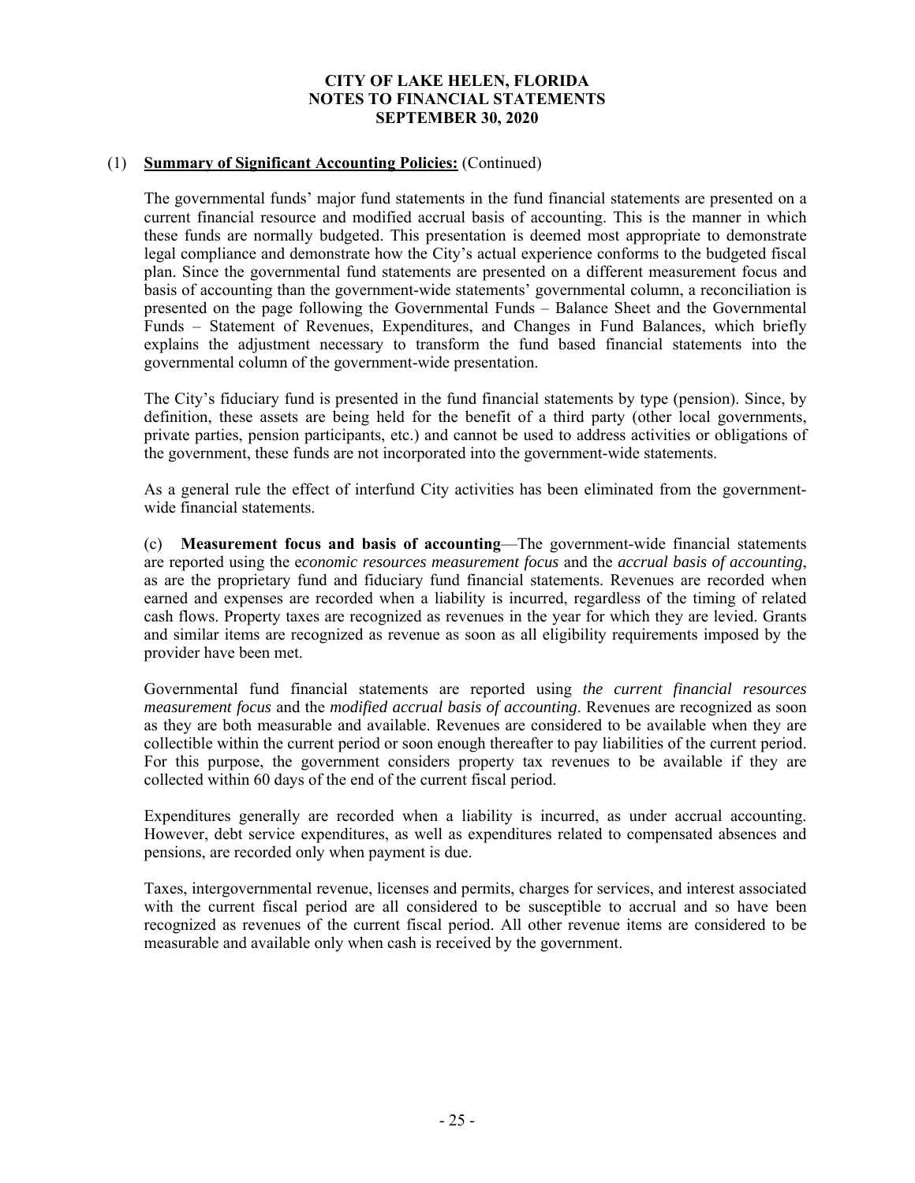**CITY OF LAKE HELEN, FLORIDA**
**NOTES TO FINANCIAL STATEMENTS**
**SEPTEMBER 30, 2020**

(1) **Summary of Significant Accounting Policies:** (Continued)

The governmental funds' major fund statements in the fund financial statements are presented on a current financial resource and modified accrual basis of accounting. This is the manner in which these funds are normally budgeted. This presentation is deemed most appropriate to demonstrate legal compliance and demonstrate how the City's actual experience conforms to the budgeted fiscal plan. Since the governmental fund statements are presented on a different measurement focus and basis of accounting than the government-wide statements' governmental column, a reconciliation is presented on the page following the Governmental Funds – Balance Sheet and the Governmental Funds – Statement of Revenues, Expenditures, and Changes in Fund Balances, which briefly explains the adjustment necessary to transform the fund based financial statements into the governmental column of the government-wide presentation.

The City's fiduciary fund is presented in the fund financial statements by type (pension). Since, by definition, these assets are being held for the benefit of a third party (other local governments, private parties, pension participants, etc.) and cannot be used to address activities or obligations of the government, these funds are not incorporated into the government-wide statements.

As a general rule the effect of interfund City activities has been eliminated from the government-wide financial statements.

(c) **Measurement focus and basis of accounting**—The government-wide financial statements are reported using the e*conomic resources measurement focus* and the *accrual basis of accounting*, as are the proprietary fund and fiduciary fund financial statements. Revenues are recorded when earned and expenses are recorded when a liability is incurred, regardless of the timing of related cash flows. Property taxes are recognized as revenues in the year for which they are levied. Grants and similar items are recognized as revenue as soon as all eligibility requirements imposed by the provider have been met.

Governmental fund financial statements are reported using *the current financial resources measurement focus* and the *modified accrual basis of accounting*. Revenues are recognized as soon as they are both measurable and available. Revenues are considered to be available when they are collectible within the current period or soon enough thereafter to pay liabilities of the current period. For this purpose, the government considers property tax revenues to be available if they are collected within 60 days of the end of the current fiscal period.

Expenditures generally are recorded when a liability is incurred, as under accrual accounting. However, debt service expenditures, as well as expenditures related to compensated absences and pensions, are recorded only when payment is due.

Taxes, intergovernmental revenue, licenses and permits, charges for services, and interest associated with the current fiscal period are all considered to be susceptible to accrual and so have been recognized as revenues of the current fiscal period. All other revenue items are considered to be measurable and available only when cash is received by the government.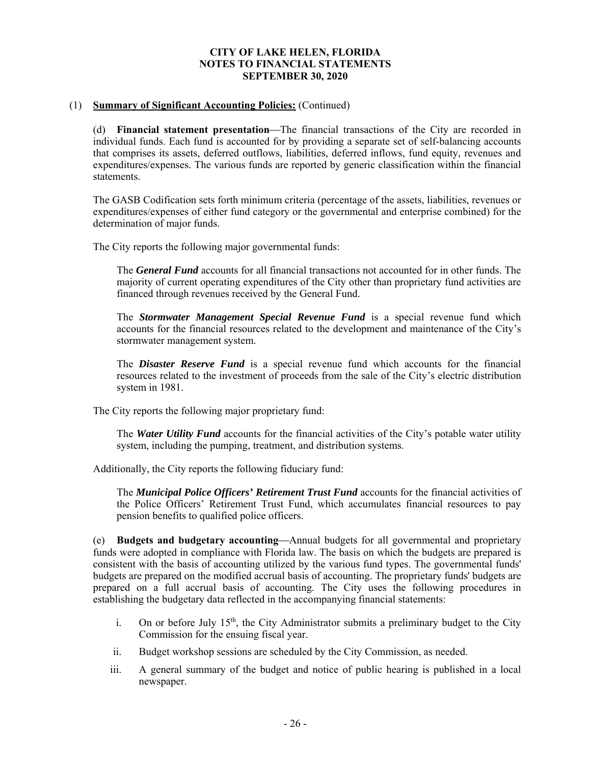**CITY OF LAKE HELEN, FLORIDA**
**NOTES TO FINANCIAL STATEMENTS**
**SEPTEMBER 30, 2020**

(1) **Summary of Significant Accounting Policies:** (Continued)

(d) **Financial statement presentation**—The financial transactions of the City are recorded in individual funds. Each fund is accounted for by providing a separate set of self-balancing accounts that comprises its assets, deferred outflows, liabilities, deferred inflows, fund equity, revenues and expenditures/expenses. The various funds are reported by generic classification within the financial statements.

The GASB Codification sets forth minimum criteria (percentage of the assets, liabilities, revenues or expenditures/expenses of either fund category or the governmental and enterprise combined) for the determination of major funds.

The City reports the following major governmental funds:

The ***General Fund*** accounts for all financial transactions not accounted for in other funds. The majority of current operating expenditures of the City other than proprietary fund activities are financed through revenues received by the General Fund.

The ***Stormwater Management Special Revenue Fund*** is a special revenue fund which accounts for the financial resources related to the development and maintenance of the City's stormwater management system.

The ***Disaster Reserve Fund*** is a special revenue fund which accounts for the financial resources related to the investment of proceeds from the sale of the City's electric distribution system in 1981.

The City reports the following major proprietary fund:

The ***Water Utility Fund*** accounts for the financial activities of the City's potable water utility system, including the pumping, treatment, and distribution systems.

Additionally, the City reports the following fiduciary fund:

The ***Municipal Police Officers' Retirement Trust Fund*** accounts for the financial activities of the Police Officers' Retirement Trust Fund, which accumulates financial resources to pay pension benefits to qualified police officers.

(e) **Budgets and budgetary accounting**—Annual budgets for all governmental and proprietary funds were adopted in compliance with Florida law. The basis on which the budgets are prepared is consistent with the basis of accounting utilized by the various fund types. The governmental funds' budgets are prepared on the modified accrual basis of accounting. The proprietary funds' budgets are prepared on a full accrual basis of accounting. The City uses the following procedures in establishing the budgetary data reflected in the accompanying financial statements:

i. On or before July 15th, the City Administrator submits a preliminary budget to the City Commission for the ensuing fiscal year.

ii. Budget workshop sessions are scheduled by the City Commission, as needed.

iii. A general summary of the budget and notice of public hearing is published in a local newspaper.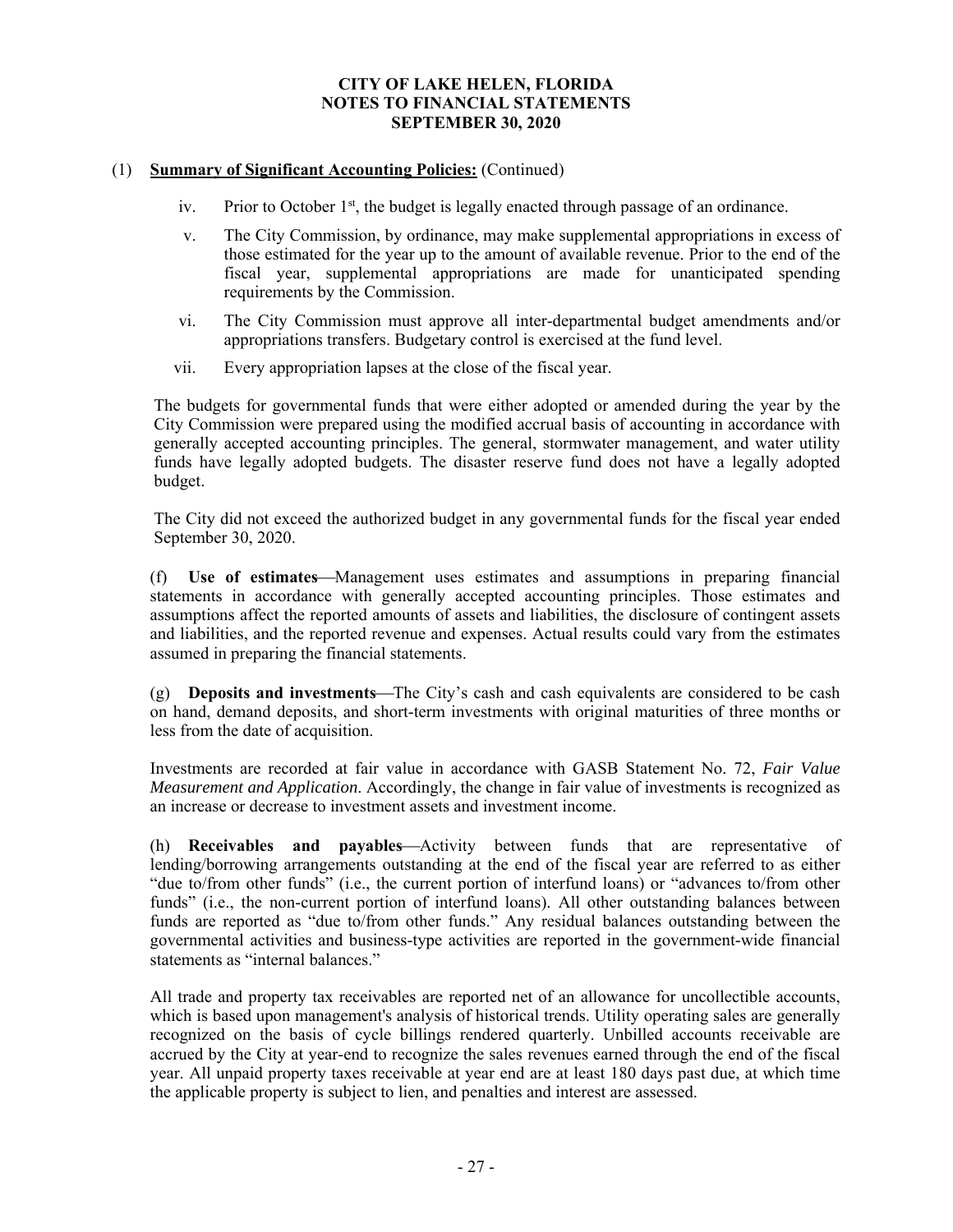# CITY OF LAKE HELEN, FLORIDA
# NOTES TO FINANCIAL STATEMENTS
# SEPTEMBER 30, 2020

(1) **Summary of Significant Accounting Policies:** (Continued)

iv. Prior to October 1st, the budget is legally enacted through passage of an ordinance.

v. The City Commission, by ordinance, may make supplemental appropriations in excess of those estimated for the year up to the amount of available revenue. Prior to the end of the fiscal year, supplemental appropriations are made for unanticipated spending requirements by the Commission.

vi. The City Commission must approve all inter-departmental budget amendments and/or appropriations transfers. Budgetary control is exercised at the fund level.

vii. Every appropriation lapses at the close of the fiscal year.

The budgets for governmental funds that were either adopted or amended during the year by the City Commission were prepared using the modified accrual basis of accounting in accordance with generally accepted accounting principles. The general, stormwater management, and water utility funds have legally adopted budgets. The disaster reserve fund does not have a legally adopted budget.

The City did not exceed the authorized budget in any governmental funds for the fiscal year ended September 30, 2020.

(f) **Use of estimates**—Management uses estimates and assumptions in preparing financial statements in accordance with generally accepted accounting principles. Those estimates and assumptions affect the reported amounts of assets and liabilities, the disclosure of contingent assets and liabilities, and the reported revenue and expenses. Actual results could vary from the estimates assumed in preparing the financial statements.

(g) **Deposits and investments**—The City's cash and cash equivalents are considered to be cash on hand, demand deposits, and short-term investments with original maturities of three months or less from the date of acquisition.

Investments are recorded at fair value in accordance with GASB Statement No. 72, *Fair Value Measurement and Application*. Accordingly, the change in fair value of investments is recognized as an increase or decrease to investment assets and investment income.

(h) **Receivables and payables**—Activity between funds that are representative of lending/borrowing arrangements outstanding at the end of the fiscal year are referred to as either "due to/from other funds" (i.e., the current portion of interfund loans) or "advances to/from other funds" (i.e., the non-current portion of interfund loans). All other outstanding balances between funds are reported as "due to/from other funds." Any residual balances outstanding between the governmental activities and business-type activities are reported in the government-wide financial statements as "internal balances."

All trade and property tax receivables are reported net of an allowance for uncollectible accounts, which is based upon management's analysis of historical trends. Utility operating sales are generally recognized on the basis of cycle billings rendered quarterly. Unbilled accounts receivable are accrued by the City at year-end to recognize the sales revenues earned through the end of the fiscal year. All unpaid property taxes receivable at year end are at least 180 days past due, at which time the applicable property is subject to lien, and penalties and interest are assessed.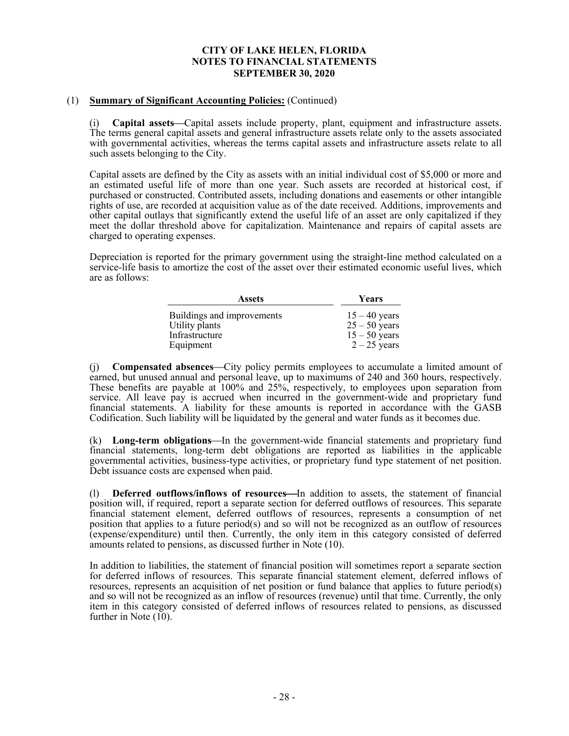# CITY OF LAKE HELEN, FLORIDA
## NOTES TO FINANCIAL STATEMENTS
## SEPTEMBER 30, 2020

(1) **Summary of Significant Accounting Policies:** (Continued)

(i) **Capital assets**—Capital assets include property, plant, equipment and infrastructure assets. The terms general capital assets and general infrastructure assets relate only to the assets associated with governmental activities, whereas the terms capital assets and infrastructure assets relate to all such assets belonging to the City.

Capital assets are defined by the City as assets with an initial individual cost of $5,000 or more and an estimated useful life of more than one year. Such assets are recorded at historical cost, if purchased or constructed. Contributed assets, including donations and easements or other intangible rights of use, are recorded at acquisition value as of the date received. Additions, improvements and other capital outlays that significantly extend the useful life of an asset are only capitalized if they meet the dollar threshold above for capitalization. Maintenance and repairs of capital assets are charged to operating expenses.

Depreciation is reported for the primary government using the straight-line method calculated on a service-life basis to amortize the cost of the asset over their estimated economic useful lives, which are as follows:

| Assets | Years |
|---|---|
| Buildings and improvements | 15 – 40 years |
| Utility plants | 25 – 50 years |
| Infrastructure | 15 – 50 years |
| Equipment | 2 – 25 years |

(j) **Compensated absences**—City policy permits employees to accumulate a limited amount of earned, but unused annual and personal leave, up to maximums of 240 and 360 hours, respectively. These benefits are payable at 100% and 25%, respectively, to employees upon separation from service. All leave pay is accrued when incurred in the government-wide and proprietary fund financial statements. A liability for these amounts is reported in accordance with the GASB Codification. Such liability will be liquidated by the general and water funds as it becomes due.

(k) **Long-term obligations**—In the government-wide financial statements and proprietary fund financial statements, long-term debt obligations are reported as liabilities in the applicable governmental activities, business-type activities, or proprietary fund type statement of net position. Debt issuance costs are expensed when paid.

(l) **Deferred outflows/inflows of resources**—In addition to assets, the statement of financial position will, if required, report a separate section for deferred outflows of resources. This separate financial statement element, deferred outflows of resources, represents a consumption of net position that applies to a future period(s) and so will not be recognized as an outflow of resources (expense/expenditure) until then. Currently, the only item in this category consisted of deferred amounts related to pensions, as discussed further in Note (10).

In addition to liabilities, the statement of financial position will sometimes report a separate section for deferred inflows of resources. This separate financial statement element, deferred inflows of resources, represents an acquisition of net position or fund balance that applies to future period(s) and so will not be recognized as an inflow of resources (revenue) until that time. Currently, the only item in this category consisted of deferred inflows of resources related to pensions, as discussed further in Note (10).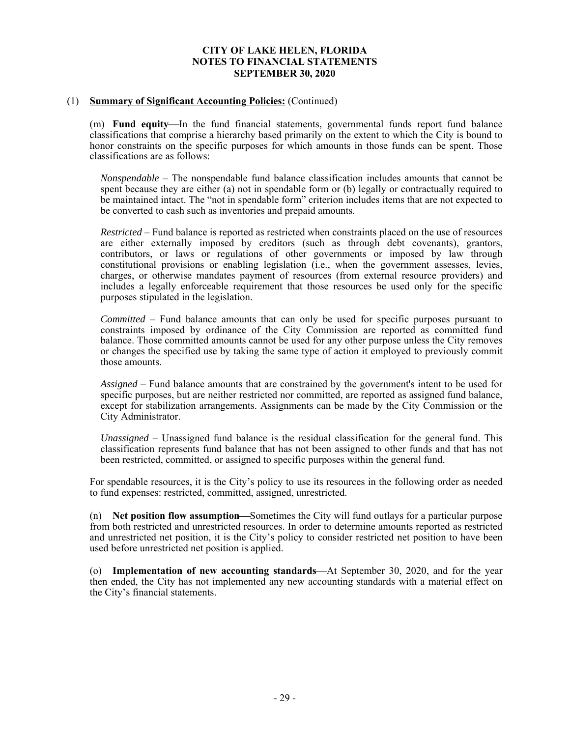## (1) **Summary of Significant Accounting Policies:** (Continued)

(m) **Fund equity**—In the fund financial statements, governmental funds report fund balance classifications that comprise a hierarchy based primarily on the extent to which the City is bound to honor constraints on the specific purposes for which amounts in those funds can be spent. Those classifications are as follows:

*Nonspendable* – The nonspendable fund balance classification includes amounts that cannot be spent because they are either (a) not in spendable form or (b) legally or contractually required to be maintained intact. The "not in spendable form" criterion includes items that are not expected to be converted to cash such as inventories and prepaid amounts.

*Restricted* – Fund balance is reported as restricted when constraints placed on the use of resources are either externally imposed by creditors (such as through debt covenants), grantors, contributors, or laws or regulations of other governments or imposed by law through constitutional provisions or enabling legislation (i.e., when the government assesses, levies, charges, or otherwise mandates payment of resources (from external resource providers) and includes a legally enforceable requirement that those resources be used only for the specific purposes stipulated in the legislation.

*Committed* – Fund balance amounts that can only be used for specific purposes pursuant to constraints imposed by ordinance of the City Commission are reported as committed fund balance. Those committed amounts cannot be used for any other purpose unless the City removes or changes the specified use by taking the same type of action it employed to previously commit those amounts.

*Assigned* – Fund balance amounts that are constrained by the government's intent to be used for specific purposes, but are neither restricted nor committed, are reported as assigned fund balance, except for stabilization arrangements. Assignments can be made by the City Commission or the City Administrator.

*Unassigned* – Unassigned fund balance is the residual classification for the general fund. This classification represents fund balance that has not been assigned to other funds and that has not been restricted, committed, or assigned to specific purposes within the general fund.

For spendable resources, it is the City's policy to use its resources in the following order as needed to fund expenses: restricted, committed, assigned, unrestricted.

(n) **Net position flow assumption**—Sometimes the City will fund outlays for a particular purpose from both restricted and unrestricted resources. In order to determine amounts reported as restricted and unrestricted net position, it is the City's policy to consider restricted net position to have been used before unrestricted net position is applied.

(o) **Implementation of new accounting standards**—At September 30, 2020, and for the year then ended, the City has not implemented any new accounting standards with a material effect on the City's financial statements.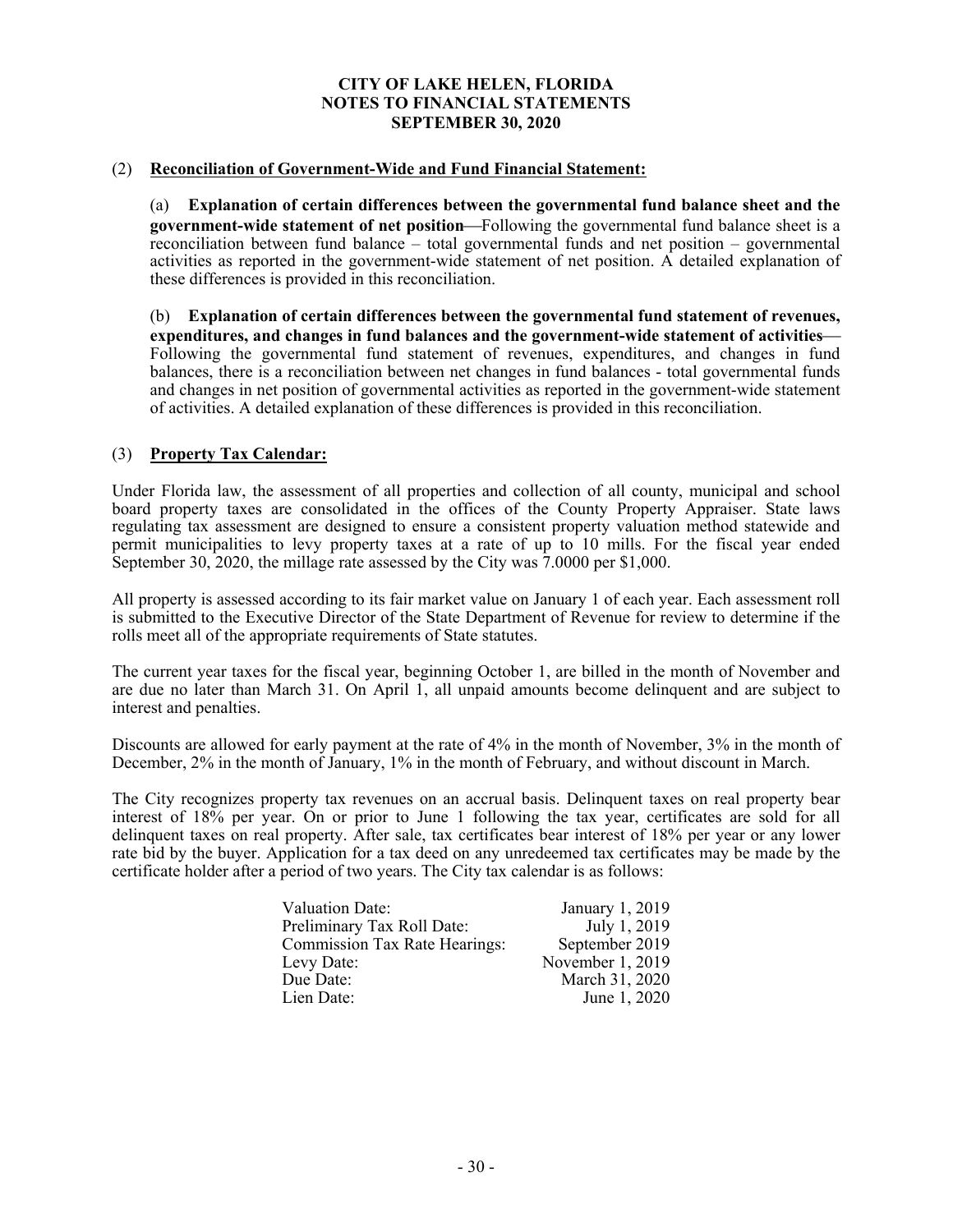**CITY OF LAKE HELEN, FLORIDA**
**NOTES TO FINANCIAL STATEMENTS**
**SEPTEMBER 30, 2020**

## (2) Reconciliation of Government-Wide and Fund Financial Statement:

(a) **Explanation of certain differences between the governmental fund balance sheet and the government-wide statement of net position**—Following the governmental fund balance sheet is a reconciliation between fund balance – total governmental funds and net position – governmental activities as reported in the government-wide statement of net position. A detailed explanation of these differences is provided in this reconciliation.

(b) **Explanation of certain differences between the governmental fund statement of revenues, expenditures, and changes in fund balances and the government-wide statement of activities**—Following the governmental fund statement of revenues, expenditures, and changes in fund balances, there is a reconciliation between net changes in fund balances - total governmental funds and changes in net position of governmental activities as reported in the government-wide statement of activities. A detailed explanation of these differences is provided in this reconciliation.

## (3) Property Tax Calendar:

Under Florida law, the assessment of all properties and collection of all county, municipal and school board property taxes are consolidated in the offices of the County Property Appraiser. State laws regulating tax assessment are designed to ensure a consistent property valuation method statewide and permit municipalities to levy property taxes at a rate of up to 10 mills. For the fiscal year ended September 30, 2020, the millage rate assessed by the City was 7.0000 per $1,000.

All property is assessed according to its fair market value on January 1 of each year. Each assessment roll is submitted to the Executive Director of the State Department of Revenue for review to determine if the rolls meet all of the appropriate requirements of State statutes.

The current year taxes for the fiscal year, beginning October 1, are billed in the month of November and are due no later than March 31. On April 1, all unpaid amounts become delinquent and are subject to interest and penalties.

Discounts are allowed for early payment at the rate of 4% in the month of November, 3% in the month of December, 2% in the month of January, 1% in the month of February, and without discount in March.

The City recognizes property tax revenues on an accrual basis. Delinquent taxes on real property bear interest of 18% per year. On or prior to June 1 following the tax year, certificates are sold for all delinquent taxes on real property. After sale, tax certificates bear interest of 18% per year or any lower rate bid by the buyer. Application for a tax deed on any unredeemed tax certificates may be made by the certificate holder after a period of two years. The City tax calendar is as follows:

| | |
|---|---|
| Valuation Date: | January 1, 2019 |
| Preliminary Tax Roll Date: | July 1, 2019 |
| Commission Tax Rate Hearings: | September 2019 |
| Levy Date: | November 1, 2019 |
| Due Date: | March 31, 2020 |
| Lien Date: | June 1, 2020 |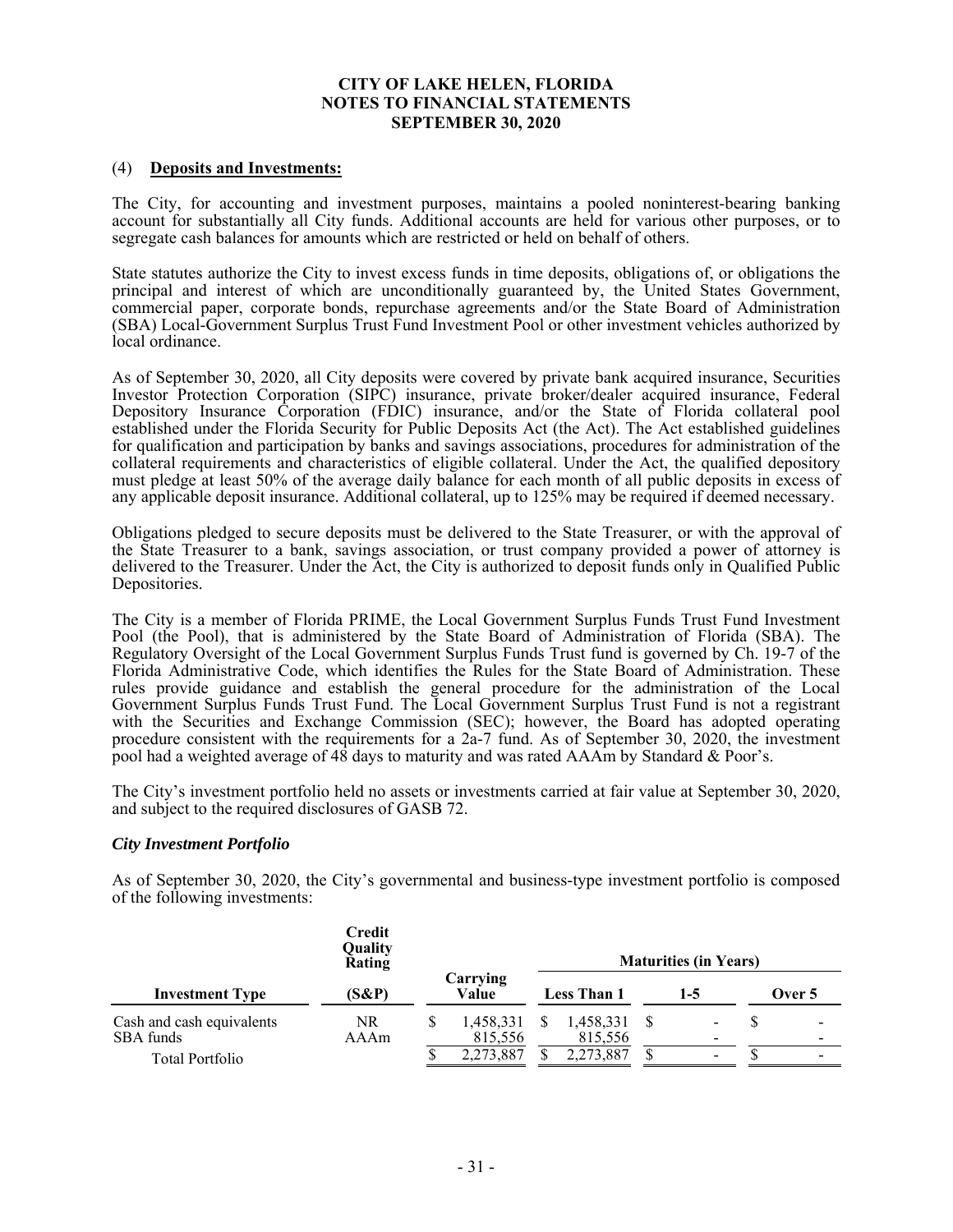### (4) **Deposits and Investments:**

The City, for accounting and investment purposes, maintains a pooled noninterest-bearing banking account for substantially all City funds. Additional accounts are held for various other purposes, or to segregate cash balances for amounts which are restricted or held on behalf of others.

State statutes authorize the City to invest excess funds in time deposits, obligations of, or obligations the principal and interest of which are unconditionally guaranteed by, the United States Government, commercial paper, corporate bonds, repurchase agreements and/or the State Board of Administration (SBA) Local-Government Surplus Trust Fund Investment Pool or other investment vehicles authorized by local ordinance.

As of September 30, 2020, all City deposits were covered by private bank acquired insurance, Securities Investor Protection Corporation (SIPC) insurance, private broker/dealer acquired insurance, Federal Depository Insurance Corporation (FDIC) insurance, and/or the State of Florida collateral pool established under the Florida Security for Public Deposits Act (the Act). The Act established guidelines for qualification and participation by banks and savings associations, procedures for administration of the collateral requirements and characteristics of eligible collateral. Under the Act, the qualified depository must pledge at least 50% of the average daily balance for each month of all public deposits in excess of any applicable deposit insurance. Additional collateral, up to 125% may be required if deemed necessary.

Obligations pledged to secure deposits must be delivered to the State Treasurer, or with the approval of the State Treasurer to a bank, savings association, or trust company provided a power of attorney is delivered to the Treasurer. Under the Act, the City is authorized to deposit funds only in Qualified Public Depositories.

The City is a member of Florida PRIME, the Local Government Surplus Funds Trust Fund Investment Pool (the Pool), that is administered by the State Board of Administration of Florida (SBA). The Regulatory Oversight of the Local Government Surplus Funds Trust fund is governed by Ch. 19-7 of the Florida Administrative Code, which identifies the Rules for the State Board of Administration. These rules provide guidance and establish the general procedure for the administration of the Local Government Surplus Funds Trust Fund. The Local Government Surplus Trust Fund is not a registrant with the Securities and Exchange Commission (SEC); however, the Board has adopted operating procedure consistent with the requirements for a 2a-7 fund. As of September 30, 2020, the investment pool had a weighted average of 48 days to maturity and was rated AAAm by Standard & Poor's.

The City's investment portfolio held no assets or investments carried at fair value at September 30, 2020, and subject to the required disclosures of GASB 72.

#### *City Investment Portfolio*

As of September 30, 2020, the City's governmental and business-type investment portfolio is composed of the following investments:

| Investment Type | Credit Quality Rating (S&P) | Carrying Value | Maturities (in Years) Less Than 1 | 1-5 | Over 5 |
|---|---|---|---|---|---|
| Cash and cash equivalents | NR | $ 1,458,331 | $ 1,458,331 | $ - | $ - |
| SBA funds | AAAm | 815,556 | 815,556 | - | - |
| Total Portfolio | | $ 2,273,887 | $ 2,273,887 | $ - | $ - |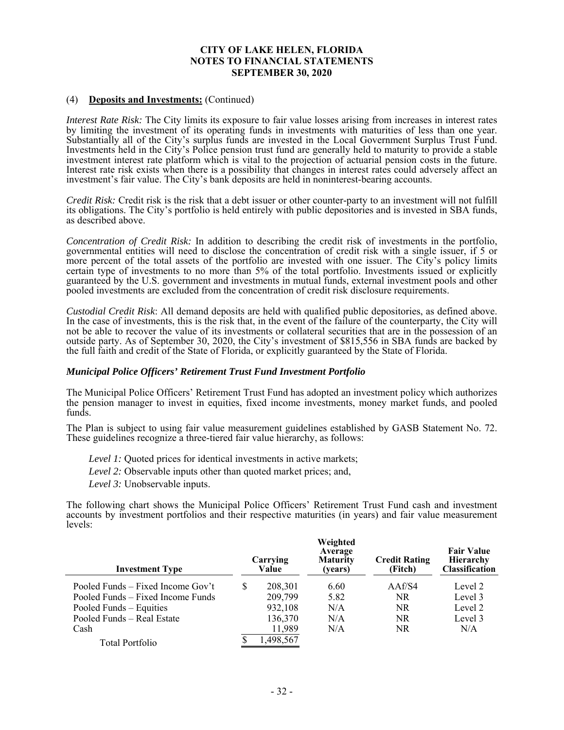# CITY OF LAKE HELEN, FLORIDA
# NOTES TO FINANCIAL STATEMENTS
# SEPTEMBER 30, 2020

(4) **Deposits and Investments:** (Continued)

*Interest Rate Risk:* The City limits its exposure to fair value losses arising from increases in interest rates by limiting the investment of its operating funds in investments with maturities of less than one year. Substantially all of the City's surplus funds are invested in the Local Government Surplus Trust Fund. Investments held in the City's Police pension trust fund are generally held to maturity to provide a stable investment interest rate platform which is vital to the projection of actuarial pension costs in the future. Interest rate risk exists when there is a possibility that changes in interest rates could adversely affect an investment's fair value. The City's bank deposits are held in noninterest-bearing accounts.

*Credit Risk:* Credit risk is the risk that a debt issuer or other counter-party to an investment will not fulfill its obligations. The City's portfolio is held entirely with public depositories and is invested in SBA funds, as described above.

*Concentration of Credit Risk:* In addition to describing the credit risk of investments in the portfolio, governmental entities will need to disclose the concentration of credit risk with a single issuer, if 5 or more percent of the total assets of the portfolio are invested with one issuer. The City's policy limits certain type of investments to no more than 5% of the total portfolio. Investments issued or explicitly guaranteed by the U.S. government and investments in mutual funds, external investment pools and other pooled investments are excluded from the concentration of credit risk disclosure requirements.

*Custodial Credit Risk*: All demand deposits are held with qualified public depositories, as defined above. In the case of investments, this is the risk that, in the event of the failure of the counterparty, the City will not be able to recover the value of its investments or collateral securities that are in the possession of an outside party. As of September 30, 2020, the City's investment of $815,556 in SBA funds are backed by the full faith and credit of the State of Florida, or explicitly guaranteed by the State of Florida.

### *Municipal Police Officers' Retirement Trust Fund Investment Portfolio*

The Municipal Police Officers' Retirement Trust Fund has adopted an investment policy which authorizes the pension manager to invest in equities, fixed income investments, money market funds, and pooled funds.

The Plan is subject to using fair value measurement guidelines established by GASB Statement No. 72. These guidelines recognize a three-tiered fair value hierarchy, as follows:

*Level 1:* Quoted prices for identical investments in active markets;

*Level 2:* Observable inputs other than quoted market prices; and,

*Level 3:* Unobservable inputs.

The following chart shows the Municipal Police Officers' Retirement Trust Fund cash and investment accounts by investment portfolios and their respective maturities (in years) and fair value measurement levels:

| Investment Type | Carrying Value | Weighted Average Maturity (years) | Credit Rating (Fitch) | Fair Value Hierarchy Classification |
|---|---|---|---|---|
| Pooled Funds – Fixed Income Gov't | $ 208,301 | 6.60 | AAf/S4 | Level 2 |
| Pooled Funds – Fixed Income Funds | 209,799 | 5.82 | NR | Level 3 |
| Pooled Funds – Equities | 932,108 | N/A | NR | Level 2 |
| Pooled Funds – Real Estate | 136,370 | N/A | NR | Level 3 |
| Cash | 11,989 | N/A | NR | N/A |
| Total Portfolio | $ 1,498,567 | | | |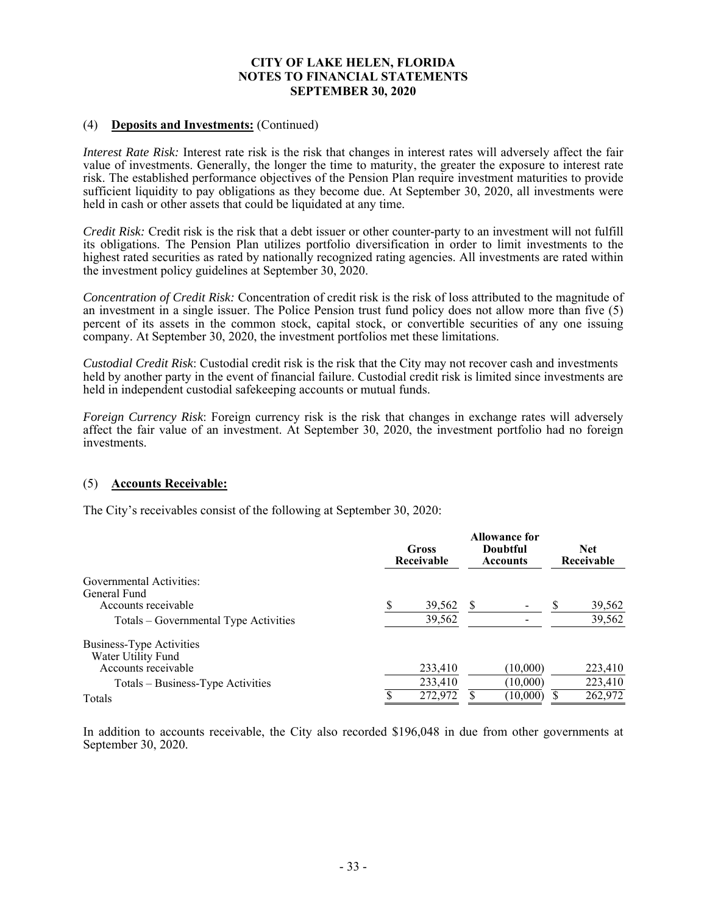### (4) **Deposits and Investments:** (Continued)

*Interest Rate Risk:* Interest rate risk is the risk that changes in interest rates will adversely affect the fair value of investments. Generally, the longer the time to maturity, the greater the exposure to interest rate risk. The established performance objectives of the Pension Plan require investment maturities to provide sufficient liquidity to pay obligations as they become due. At September 30, 2020, all investments were held in cash or other assets that could be liquidated at any time.

*Credit Risk:* Credit risk is the risk that a debt issuer or other counter-party to an investment will not fulfill its obligations. The Pension Plan utilizes portfolio diversification in order to limit investments to the highest rated securities as rated by nationally recognized rating agencies. All investments are rated within the investment policy guidelines at September 30, 2020.

*Concentration of Credit Risk:* Concentration of credit risk is the risk of loss attributed to the magnitude of an investment in a single issuer. The Police Pension trust fund policy does not allow more than five (5) percent of its assets in the common stock, capital stock, or convertible securities of any one issuing company. At September 30, 2020, the investment portfolios met these limitations.

*Custodial Credit Risk*: Custodial credit risk is the risk that the City may not recover cash and investments held by another party in the event of financial failure. Custodial credit risk is limited since investments are held in independent custodial safekeeping accounts or mutual funds.

*Foreign Currency Risk*: Foreign currency risk is the risk that changes in exchange rates will adversely affect the fair value of an investment. At September 30, 2020, the investment portfolio had no foreign investments.

### (5) **Accounts Receivable:**

The City's receivables consist of the following at September 30, 2020:

| | Gross Receivable | Allowance for Doubtful Accounts | Net Receivable |
|---|---|---|---|
| Governmental Activities: | | | |
| General Fund | | | |
| Accounts receivable | $ 39,562 | $ - | $ 39,562 |
| Totals – Governmental Type Activities | 39,562 | - | 39,562 |
| Business-Type Activities | | | |
| Water Utility Fund | | | |
| Accounts receivable | 233,410 | (10,000) | 223,410 |
| Totals – Business-Type Activities | 233,410 | (10,000) | 223,410 |
| Totals | $ 272,972 | $ (10,000) | $ 262,972 |

In addition to accounts receivable, the City also recorded $196,048 in due from other governments at September 30, 2020.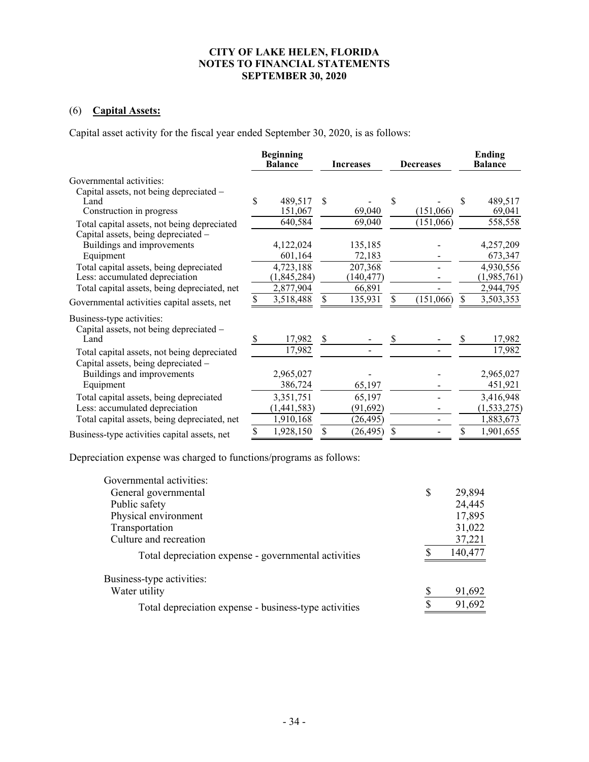# CITY OF LAKE HELEN, FLORIDA
## NOTES TO FINANCIAL STATEMENTS
## SEPTEMBER 30, 2020

### (6) **Capital Assets:**

Capital asset activity for the fiscal year ended September 30, 2020, is as follows:

| | Beginning Balance | Increases | Decreases | Ending Balance |
|---|---|---|---|---|
| Governmental activities: | | | | |
| Capital assets, not being depreciated – | | | | |
| Land | $ 489,517 | $ - | $ - | $ 489,517 |
| Construction in progress | 151,067 | 69,040 | (151,066) | 69,041 |
| Total capital assets, not being depreciated | 640,584 | 69,040 | (151,066) | 558,558 |
| Capital assets, being depreciated – | | | | |
| Buildings and improvements | 4,122,024 | 135,185 | - | 4,257,209 |
| Equipment | 601,164 | 72,183 | - | 673,347 |
| Total capital assets, being depreciated | 4,723,188 | 207,368 | - | 4,930,556 |
| Less: accumulated depreciation | (1,845,284) | (140,477) | - | (1,985,761) |
| Total capital assets, being depreciated, net | 2,877,904 | 66,891 | - | 2,944,795 |
| Governmental activities capital assets, net | $ 3,518,488 | $ 135,931 | $ (151,066) | $ 3,503,353 |
| Business-type activities: | | | | |
| Capital assets, not being depreciated – | | | | |
| Land | $ 17,982 | $ - | $ - | $ 17,982 |
| Total capital assets, not being depreciated | 17,982 | - | - | 17,982 |
| Capital assets, being depreciated – | | | | |
| Buildings and improvements | 2,965,027 | - | - | 2,965,027 |
| Equipment | 386,724 | 65,197 | - | 451,921 |
| Total capital assets, being depreciated | 3,351,751 | 65,197 | - | 3,416,948 |
| Less: accumulated depreciation | (1,441,583) | (91,692) | - | (1,533,275) |
| Total capital assets, being depreciated, net | 1,910,168 | (26,495) | - | 1,883,673 |
| Business-type activities capital assets, net | $ 1,928,150 | $ (26,495) | $ - | $ 1,901,655 |

Depreciation expense was charged to functions/programs as follows:

| | |
|---|---|
| Governmental activities: | |
| General governmental | $ 29,894 |
| Public safety | 24,445 |
| Physical environment | 17,895 |
| Transportation | 31,022 |
| Culture and recreation | 37,221 |
| Total depreciation expense - governmental activities | $ 140,477 |
| Business-type activities: | |
| Water utility | $ 91,692 |
| Total depreciation expense - business-type activities | $ 91,692 |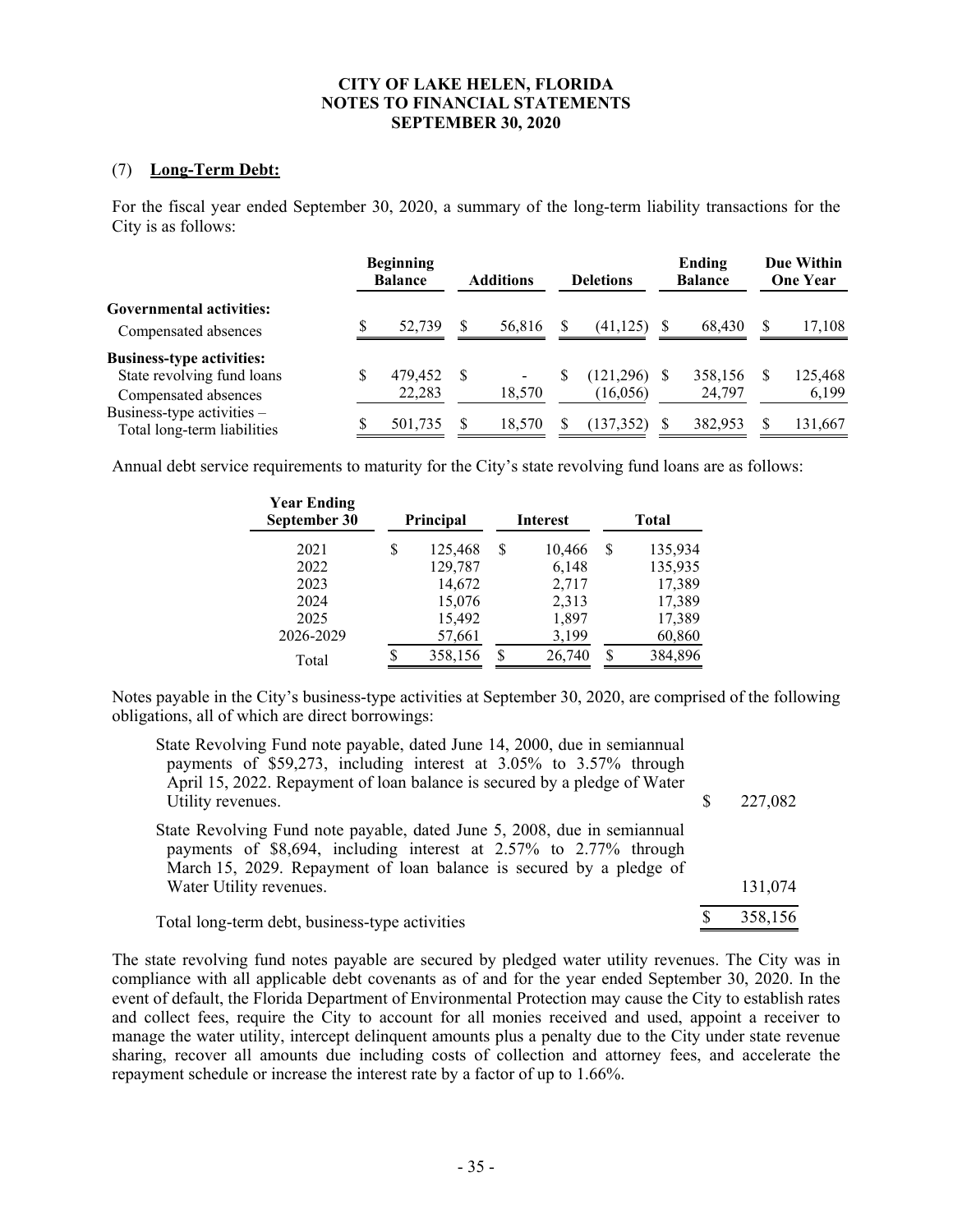## (7) **Long-Term Debt:**

For the fiscal year ended September 30, 2020, a summary of the long-term liability transactions for the City is as follows:

| | Beginning Balance | Additions | Deletions | Ending Balance | Due Within One Year |
|---|---|---|---|---|---|
| **Governmental activities:** | | | | | |
| Compensated absences | $ 52,739 | $ 56,816 | $ (41,125) | $ 68,430 | $ 17,108 |
| **Business-type activities:** | | | | | |
| State revolving fund loans | $ 479,452 | $ - | $ (121,296) | $ 358,156 | $ 125,468 |
| Compensated absences | 22,283 | 18,570 | (16,056) | 24,797 | 6,199 |
| Business-type activities – Total long-term liabilities | $ 501,735 | $ 18,570 | $ (137,352) | $ 382,953 | $ 131,667 |

Annual debt service requirements to maturity for the City's state revolving fund loans are as follows:

| Year Ending September 30 | Principal | Interest | Total |
|---|---|---|---|
| 2021 | $ 125,468 | $ 10,466 | $ 135,934 |
| 2022 | 129,787 | 6,148 | 135,935 |
| 2023 | 14,672 | 2,717 | 17,389 |
| 2024 | 15,076 | 2,313 | 17,389 |
| 2025 | 15,492 | 1,897 | 17,389 |
| 2026-2029 | 57,661 | 3,199 | 60,860 |
| Total | $ 358,156 | $ 26,740 | $ 384,896 |

Notes payable in the City's business-type activities at September 30, 2020, are comprised of the following obligations, all of which are direct borrowings:

| | |
|---|---|
| State Revolving Fund note payable, dated June 14, 2000, due in semiannual payments of $59,273, including interest at 3.05% to 3.57% through April 15, 2022. Repayment of loan balance is secured by a pledge of Water Utility revenues. | $ 227,082 |
| State Revolving Fund note payable, dated June 5, 2008, due in semiannual payments of $8,694, including interest at 2.57% to 2.77% through March 15, 2029. Repayment of loan balance is secured by a pledge of Water Utility revenues. | 131,074 |
| Total long-term debt, business-type activities | $ 358,156 |

The state revolving fund notes payable are secured by pledged water utility revenues. The City was in compliance with all applicable debt covenants as of and for the year ended September 30, 2020. In the event of default, the Florida Department of Environmental Protection may cause the City to establish rates and collect fees, require the City to account for all monies received and used, appoint a receiver to manage the water utility, intercept delinquent amounts plus a penalty due to the City under state revenue sharing, recover all amounts due including costs of collection and attorney fees, and accelerate the repayment schedule or increase the interest rate by a factor of up to 1.66%.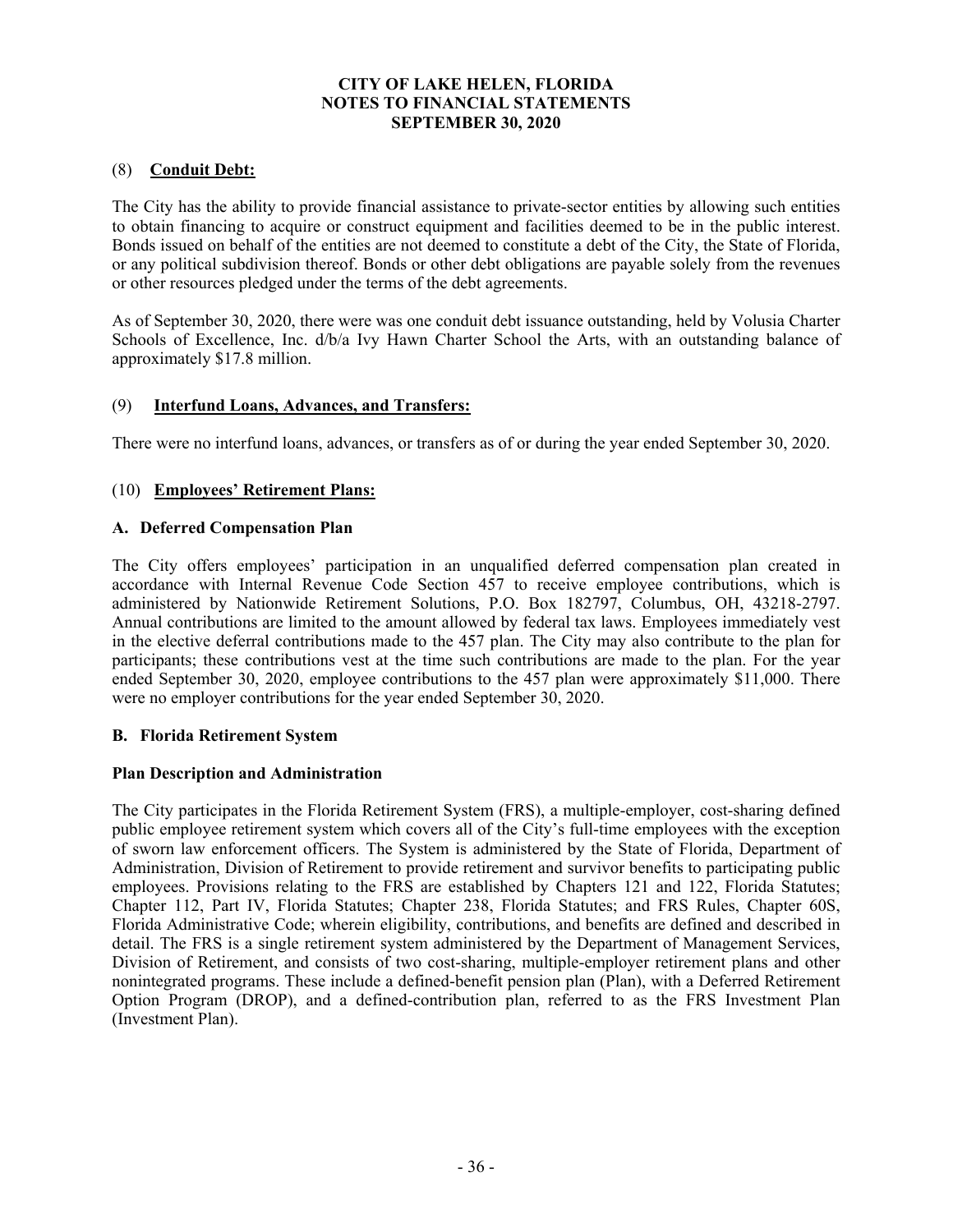# CITY OF LAKE HELEN, FLORIDA
## NOTES TO FINANCIAL STATEMENTS
## SEPTEMBER 30, 2020

## (8) Conduit Debt:

The City has the ability to provide financial assistance to private-sector entities by allowing such entities to obtain financing to acquire or construct equipment and facilities deemed to be in the public interest. Bonds issued on behalf of the entities are not deemed to constitute a debt of the City, the State of Florida, or any political subdivision thereof. Bonds or other debt obligations are payable solely from the revenues or other resources pledged under the terms of the debt agreements.

As of September 30, 2020, there were was one conduit debt issuance outstanding, held by Volusia Charter Schools of Excellence, Inc. d/b/a Ivy Hawn Charter School the Arts, with an outstanding balance of approximately $17.8 million.

## (9) Interfund Loans, Advances, and Transfers:

There were no interfund loans, advances, or transfers as of or during the year ended September 30, 2020.

## (10) Employees' Retirement Plans:

### A. Deferred Compensation Plan

The City offers employees' participation in an unqualified deferred compensation plan created in accordance with Internal Revenue Code Section 457 to receive employee contributions, which is administered by Nationwide Retirement Solutions, P.O. Box 182797, Columbus, OH, 43218-2797. Annual contributions are limited to the amount allowed by federal tax laws. Employees immediately vest in the elective deferral contributions made to the 457 plan. The City may also contribute to the plan for participants; these contributions vest at the time such contributions are made to the plan. For the year ended September 30, 2020, employee contributions to the 457 plan were approximately $11,000. There were no employer contributions for the year ended September 30, 2020.

### B. Florida Retirement System

#### Plan Description and Administration

The City participates in the Florida Retirement System (FRS), a multiple-employer, cost-sharing defined public employee retirement system which covers all of the City's full-time employees with the exception of sworn law enforcement officers. The System is administered by the State of Florida, Department of Administration, Division of Retirement to provide retirement and survivor benefits to participating public employees. Provisions relating to the FRS are established by Chapters 121 and 122, Florida Statutes; Chapter 112, Part IV, Florida Statutes; Chapter 238, Florida Statutes; and FRS Rules, Chapter 60S, Florida Administrative Code; wherein eligibility, contributions, and benefits are defined and described in detail. The FRS is a single retirement system administered by the Department of Management Services, Division of Retirement, and consists of two cost-sharing, multiple-employer retirement plans and other nonintegrated programs. These include a defined-benefit pension plan (Plan), with a Deferred Retirement Option Program (DROP), and a defined-contribution plan, referred to as the FRS Investment Plan (Investment Plan).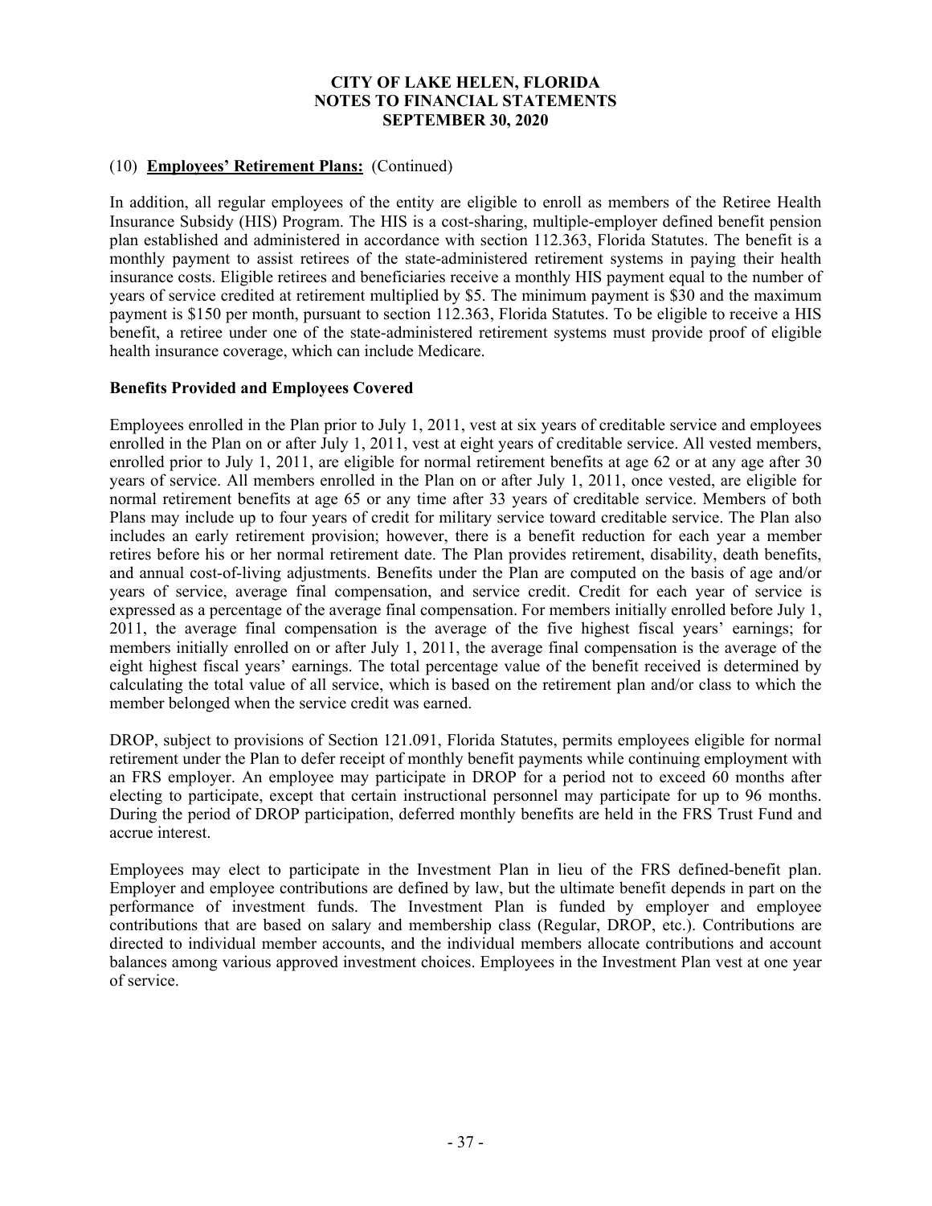(10) **Employees' Retirement Plans:** (Continued)

In addition, all regular employees of the entity are eligible to enroll as members of the Retiree Health Insurance Subsidy (HIS) Program. The HIS is a cost-sharing, multiple-employer defined benefit pension plan established and administered in accordance with section 112.363, Florida Statutes. The benefit is a monthly payment to assist retirees of the state-administered retirement systems in paying their health insurance costs. Eligible retirees and beneficiaries receive a monthly HIS payment equal to the number of years of service credited at retirement multiplied by $5. The minimum payment is $30 and the maximum payment is $150 per month, pursuant to section 112.363, Florida Statutes. To be eligible to receive a HIS benefit, a retiree under one of the state-administered retirement systems must provide proof of eligible health insurance coverage, which can include Medicare.

**Benefits Provided and Employees Covered**

Employees enrolled in the Plan prior to July 1, 2011, vest at six years of creditable service and employees enrolled in the Plan on or after July 1, 2011, vest at eight years of creditable service. All vested members, enrolled prior to July 1, 2011, are eligible for normal retirement benefits at age 62 or at any age after 30 years of service. All members enrolled in the Plan on or after July 1, 2011, once vested, are eligible for normal retirement benefits at age 65 or any time after 33 years of creditable service. Members of both Plans may include up to four years of credit for military service toward creditable service. The Plan also includes an early retirement provision; however, there is a benefit reduction for each year a member retires before his or her normal retirement date. The Plan provides retirement, disability, death benefits, and annual cost-of-living adjustments. Benefits under the Plan are computed on the basis of age and/or years of service, average final compensation, and service credit. Credit for each year of service is expressed as a percentage of the average final compensation. For members initially enrolled before July 1, 2011, the average final compensation is the average of the five highest fiscal years' earnings; for members initially enrolled on or after July 1, 2011, the average final compensation is the average of the eight highest fiscal years' earnings. The total percentage value of the benefit received is determined by calculating the total value of all service, which is based on the retirement plan and/or class to which the member belonged when the service credit was earned.

DROP, subject to provisions of Section 121.091, Florida Statutes, permits employees eligible for normal retirement under the Plan to defer receipt of monthly benefit payments while continuing employment with an FRS employer. An employee may participate in DROP for a period not to exceed 60 months after electing to participate, except that certain instructional personnel may participate for up to 96 months. During the period of DROP participation, deferred monthly benefits are held in the FRS Trust Fund and accrue interest.

Employees may elect to participate in the Investment Plan in lieu of the FRS defined-benefit plan. Employer and employee contributions are defined by law, but the ultimate benefit depends in part on the performance of investment funds. The Investment Plan is funded by employer and employee contributions that are based on salary and membership class (Regular, DROP, etc.). Contributions are directed to individual member accounts, and the individual members allocate contributions and account balances among various approved investment choices. Employees in the Investment Plan vest at one year of service.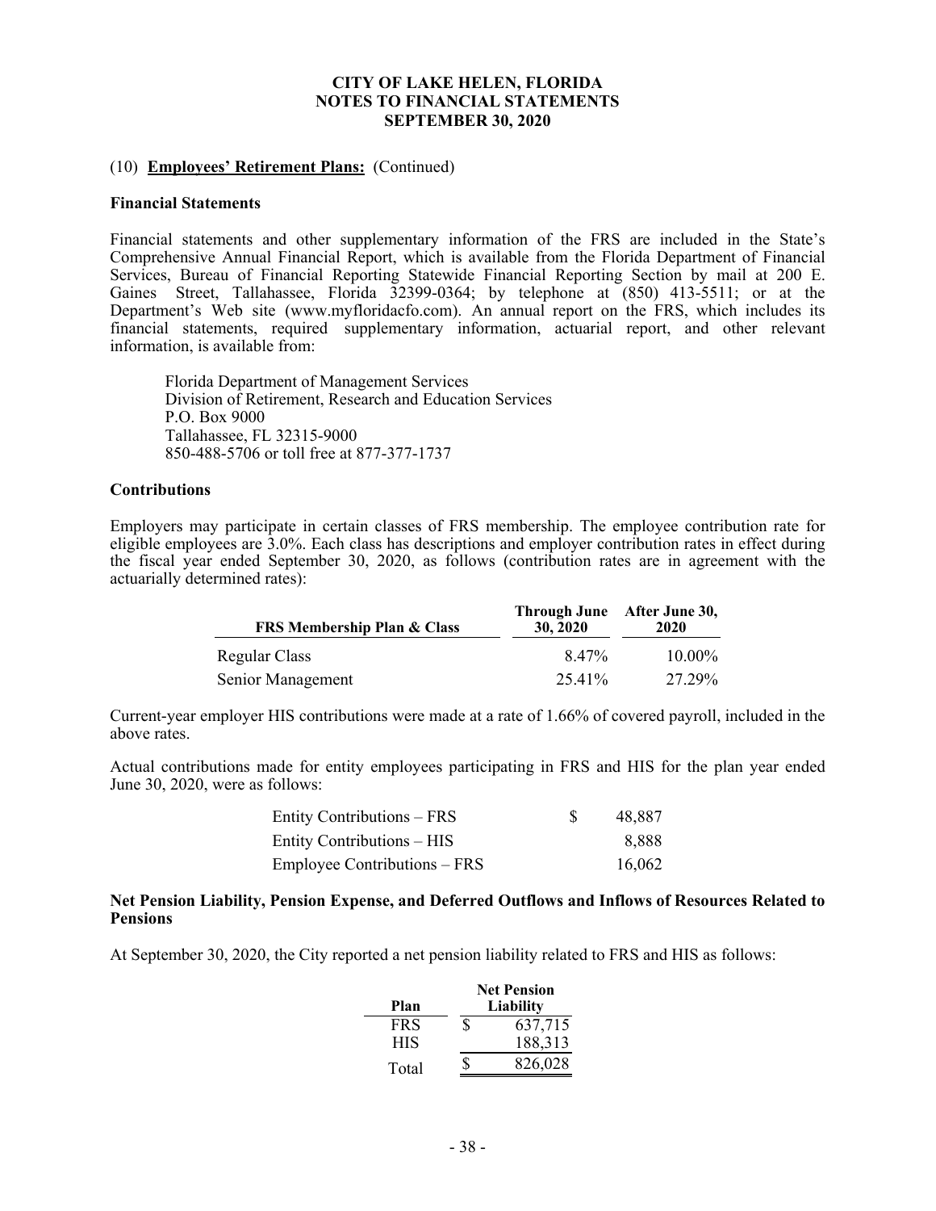# CITY OF LAKE HELEN, FLORIDA
# NOTES TO FINANCIAL STATEMENTS
# SEPTEMBER 30, 2020

(10) **Employees' Retirement Plans:** (Continued)

**Financial Statements**

Financial statements and other supplementary information of the FRS are included in the State's Comprehensive Annual Financial Report, which is available from the Florida Department of Financial Services, Bureau of Financial Reporting Statewide Financial Reporting Section by mail at 200 E. Gaines Street, Tallahassee, Florida 32399-0364; by telephone at (850) 413-5511; or at the Department's Web site (www.myfloridacfo.com). An annual report on the FRS, which includes its financial statements, required supplementary information, actuarial report, and other relevant information, is available from:

Florida Department of Management Services
Division of Retirement, Research and Education Services
P.O. Box 9000
Tallahassee, FL 32315-9000
850-488-5706 or toll free at 877-377-1737

**Contributions**

Employers may participate in certain classes of FRS membership. The employee contribution rate for eligible employees are 3.0%. Each class has descriptions and employer contribution rates in effect during the fiscal year ended September 30, 2020, as follows (contribution rates are in agreement with the actuarially determined rates):

| FRS Membership Plan & Class | Through June 30, 2020 | After June 30, 2020 |
|---|---|---|
| Regular Class | 8.47% | 10.00% |
| Senior Management | 25.41% | 27.29% |

Current-year employer HIS contributions were made at a rate of 1.66% of covered payroll, included in the above rates.

Actual contributions made for entity employees participating in FRS and HIS for the plan year ended June 30, 2020, were as follows:

| | |
|---|---|
| Entity Contributions – FRS | $ 48,887 |
| Entity Contributions – HIS | 8,888 |
| Employee Contributions – FRS | 16,062 |

**Net Pension Liability, Pension Expense, and Deferred Outflows and Inflows of Resources Related to Pensions**

At September 30, 2020, the City reported a net pension liability related to FRS and HIS as follows:

| Plan | Net Pension Liability |
|---|---|
| FRS | $ 637,715 |
| HIS | 188,313 |
| Total | $ 826,028 |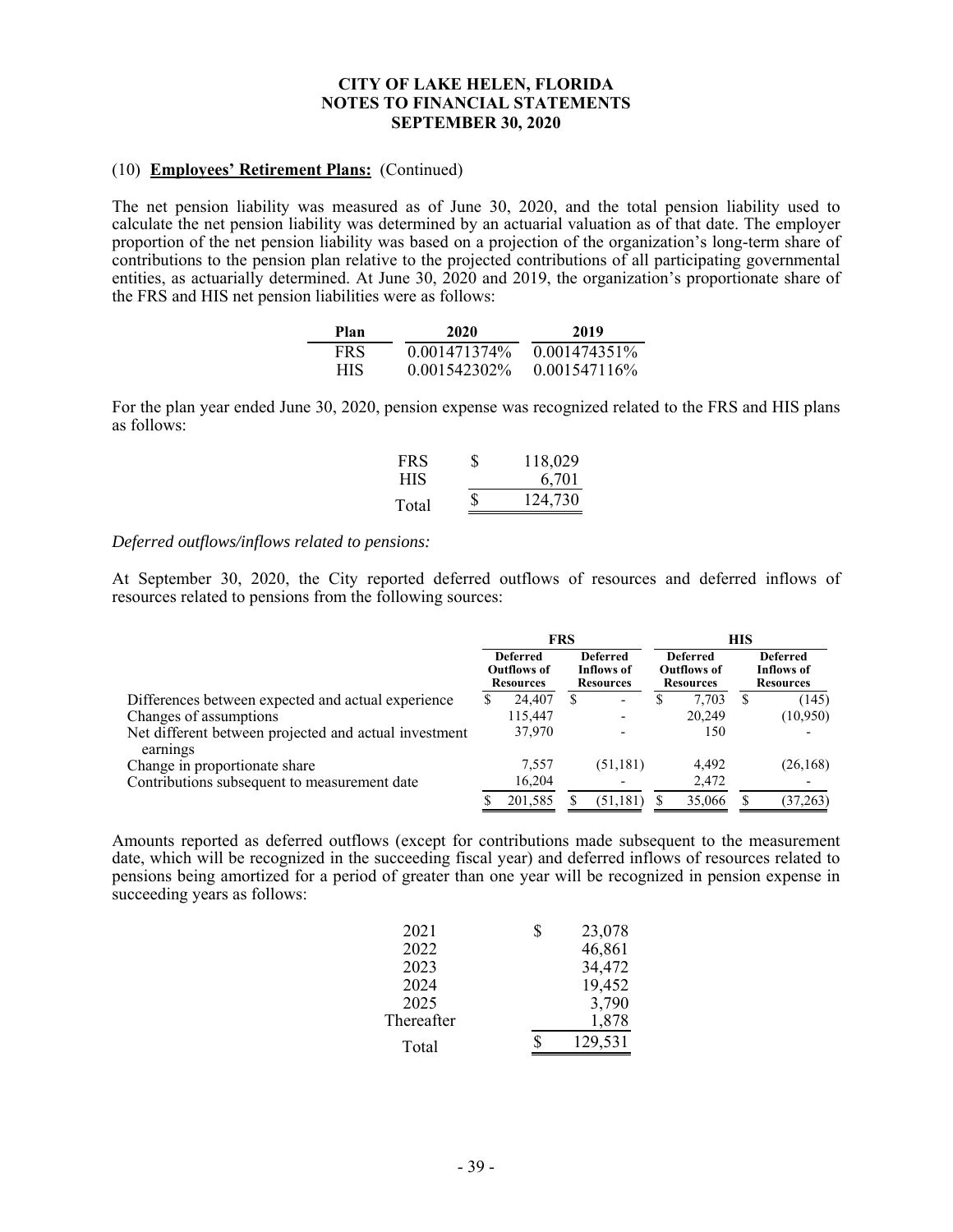**CITY OF LAKE HELEN, FLORIDA**
**NOTES TO FINANCIAL STATEMENTS**
**SEPTEMBER 30, 2020**

(10) **Employees' Retirement Plans:** (Continued)

The net pension liability was measured as of June 30, 2020, and the total pension liability used to calculate the net pension liability was determined by an actuarial valuation as of that date. The employer proportion of the net pension liability was based on a projection of the organization's long-term share of contributions to the pension plan relative to the projected contributions of all participating governmental entities, as actuarially determined. At June 30, 2020 and 2019, the organization's proportionate share of the FRS and HIS net pension liabilities were as follows:

| Plan | 2020 | 2019 |
|---|---|---|
| FRS | 0.001471374% | 0.001474351% |
| HIS | 0.001542302% | 0.001547116% |

For the plan year ended June 30, 2020, pension expense was recognized related to the FRS and HIS plans as follows:

| | |
|---|---|
| FRS | $ 118,029 |
| HIS | 6,701 |
| Total | $ 124,730 |

*Deferred outflows/inflows related to pensions:*

At September 30, 2020, the City reported deferred outflows of resources and deferred inflows of resources related to pensions from the following sources:

| | FRS | | HIS | |
|---|---|---|---|---|
| | Deferred Outflows of Resources | Deferred Inflows of Resources | Deferred Outflows of Resources | Deferred Inflows of Resources |
| Differences between expected and actual experience | $ 24,407 | $ - | $ 7,703 | $ (145) |
| Changes of assumptions | 115,447 | - | 20,249 | (10,950) |
| Net different between projected and actual investment earnings | 37,970 | - | 150 | - |
| Change in proportionate share | 7,557 | (51,181) | 4,492 | (26,168) |
| Contributions subsequent to measurement date | 16,204 | - | 2,472 | - |
| | $ 201,585 | $ (51,181) | $ 35,066 | $ (37,263) |

Amounts reported as deferred outflows (except for contributions made subsequent to the measurement date, which will be recognized in the succeeding fiscal year) and deferred inflows of resources related to pensions being amortized for a period of greater than one year will be recognized in pension expense in succeeding years as follows:

| | |
|---|---|
| 2021 | $ 23,078 |
| 2022 | 46,861 |
| 2023 | 34,472 |
| 2024 | 19,452 |
| 2025 | 3,790 |
| Thereafter | 1,878 |
| Total | $ 129,531 |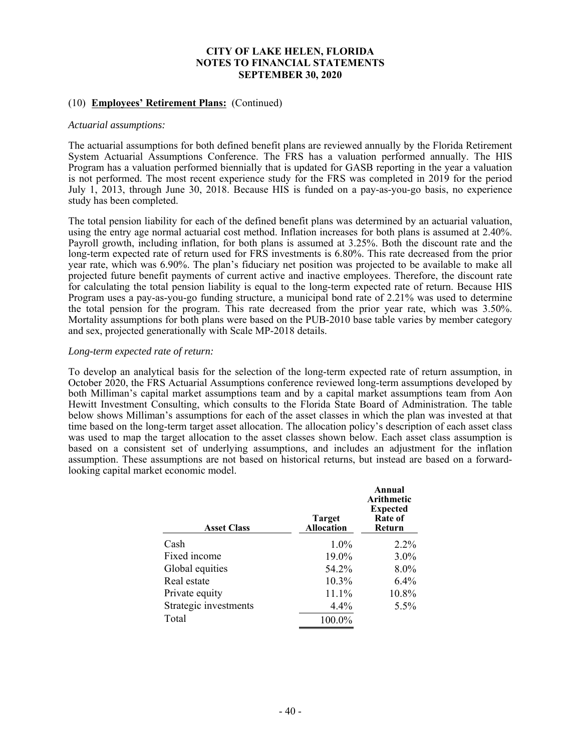# CITY OF LAKE HELEN, FLORIDA
# NOTES TO FINANCIAL STATEMENTS
# SEPTEMBER 30, 2020

(10) **Employees' Retirement Plans:** (Continued)

*Actuarial assumptions:*

The actuarial assumptions for both defined benefit plans are reviewed annually by the Florida Retirement System Actuarial Assumptions Conference. The FRS has a valuation performed annually. The HIS Program has a valuation performed biennially that is updated for GASB reporting in the year a valuation is not performed. The most recent experience study for the FRS was completed in 2019 for the period July 1, 2013, through June 30, 2018. Because HIS is funded on a pay-as-you-go basis, no experience study has been completed.

The total pension liability for each of the defined benefit plans was determined by an actuarial valuation, using the entry age normal actuarial cost method. Inflation increases for both plans is assumed at 2.40%. Payroll growth, including inflation, for both plans is assumed at 3.25%. Both the discount rate and the long-term expected rate of return used for FRS investments is 6.80%. This rate decreased from the prior year rate, which was 6.90%. The plan's fiduciary net position was projected to be available to make all projected future benefit payments of current active and inactive employees. Therefore, the discount rate for calculating the total pension liability is equal to the long-term expected rate of return. Because HIS Program uses a pay-as-you-go funding structure, a municipal bond rate of 2.21% was used to determine the total pension for the program. This rate decreased from the prior year rate, which was 3.50%. Mortality assumptions for both plans were based on the PUB-2010 base table varies by member category and sex, projected generationally with Scale MP-2018 details.

*Long-term expected rate of return:*

To develop an analytical basis for the selection of the long-term expected rate of return assumption, in October 2020, the FRS Actuarial Assumptions conference reviewed long-term assumptions developed by both Milliman's capital market assumptions team and by a capital market assumptions team from Aon Hewitt Investment Consulting, which consults to the Florida State Board of Administration. The table below shows Milliman's assumptions for each of the asset classes in which the plan was invested at that time based on the long-term target asset allocation. The allocation policy's description of each asset class was used to map the target allocation to the asset classes shown below. Each asset class assumption is based on a consistent set of underlying assumptions, and includes an adjustment for the inflation assumption. These assumptions are not based on historical returns, but instead are based on a forward-looking capital market economic model.

| Asset Class | Target Allocation | Annual Arithmetic Expected Rate of Return |
|---|---|---|
| Cash | 1.0% | 2.2% |
| Fixed income | 19.0% | 3.0% |
| Global equities | 54.2% | 8.0% |
| Real estate | 10.3% | 6.4% |
| Private equity | 11.1% | 10.8% |
| Strategic investments | 4.4% | 5.5% |
| Total | 100.0% | |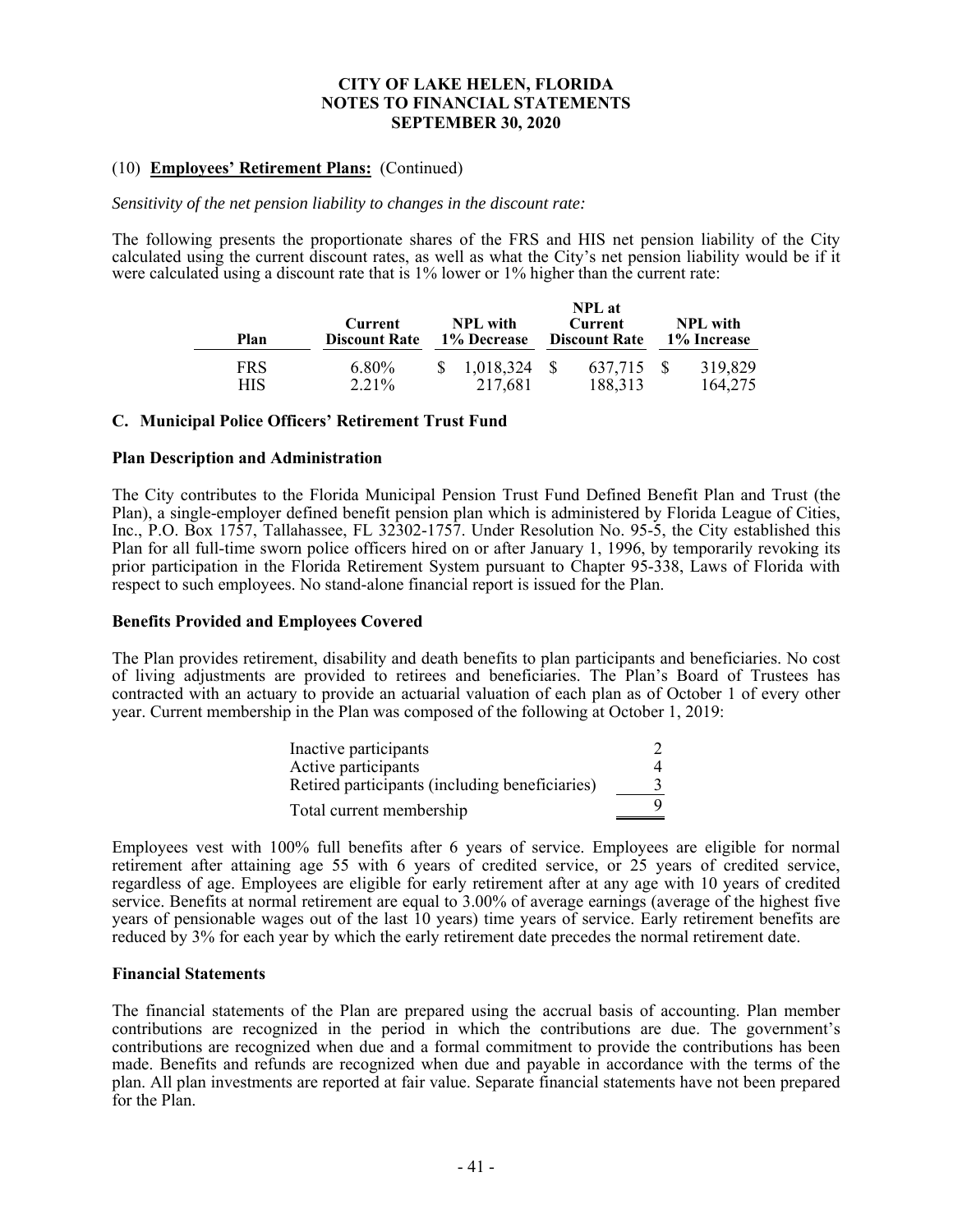### (10) **Employees' Retirement Plans:** (Continued)

*Sensitivity of the net pension liability to changes in the discount rate:*

The following presents the proportionate shares of the FRS and HIS net pension liability of the City calculated using the current discount rates, as well as what the City's net pension liability would be if it were calculated using a discount rate that is 1% lower or 1% higher than the current rate:

| Plan | Current Discount Rate | NPL with 1% Decrease | NPL at Current Discount Rate | NPL with 1% Increase |
|---|---|---|---|---|
| FRS | 6.80% | $ 1,018,324 | $ 637,715 | $ 319,829 |
| HIS | 2.21% | 217,681 | 188,313 | 164,275 |

### C. Municipal Police Officers' Retirement Trust Fund

#### Plan Description and Administration

The City contributes to the Florida Municipal Pension Trust Fund Defined Benefit Plan and Trust (the Plan), a single-employer defined benefit pension plan which is administered by Florida League of Cities, Inc., P.O. Box 1757, Tallahassee, FL 32302-1757. Under Resolution No. 95-5, the City established this Plan for all full-time sworn police officers hired on or after January 1, 1996, by temporarily revoking its prior participation in the Florida Retirement System pursuant to Chapter 95-338, Laws of Florida with respect to such employees. No stand-alone financial report is issued for the Plan.

#### Benefits Provided and Employees Covered

The Plan provides retirement, disability and death benefits to plan participants and beneficiaries. No cost of living adjustments are provided to retirees and beneficiaries. The Plan's Board of Trustees has contracted with an actuary to provide an actuarial valuation of each plan as of October 1 of every other year. Current membership in the Plan was composed of the following at October 1, 2019:

| | |
|---|---|
| Inactive participants | 2 |
| Active participants | 4 |
| Retired participants (including beneficiaries) | 3 |
| Total current membership | 9 |

Employees vest with 100% full benefits after 6 years of service. Employees are eligible for normal retirement after attaining age 55 with 6 years of credited service, or 25 years of credited service, regardless of age. Employees are eligible for early retirement after at any age with 10 years of credited service. Benefits at normal retirement are equal to 3.00% of average earnings (average of the highest five years of pensionable wages out of the last 10 years) time years of service. Early retirement benefits are reduced by 3% for each year by which the early retirement date precedes the normal retirement date.

#### Financial Statements

The financial statements of the Plan are prepared using the accrual basis of accounting. Plan member contributions are recognized in the period in which the contributions are due. The government's contributions are recognized when due and a formal commitment to provide the contributions has been made. Benefits and refunds are recognized when due and payable in accordance with the terms of the plan. All plan investments are reported at fair value. Separate financial statements have not been prepared for the Plan.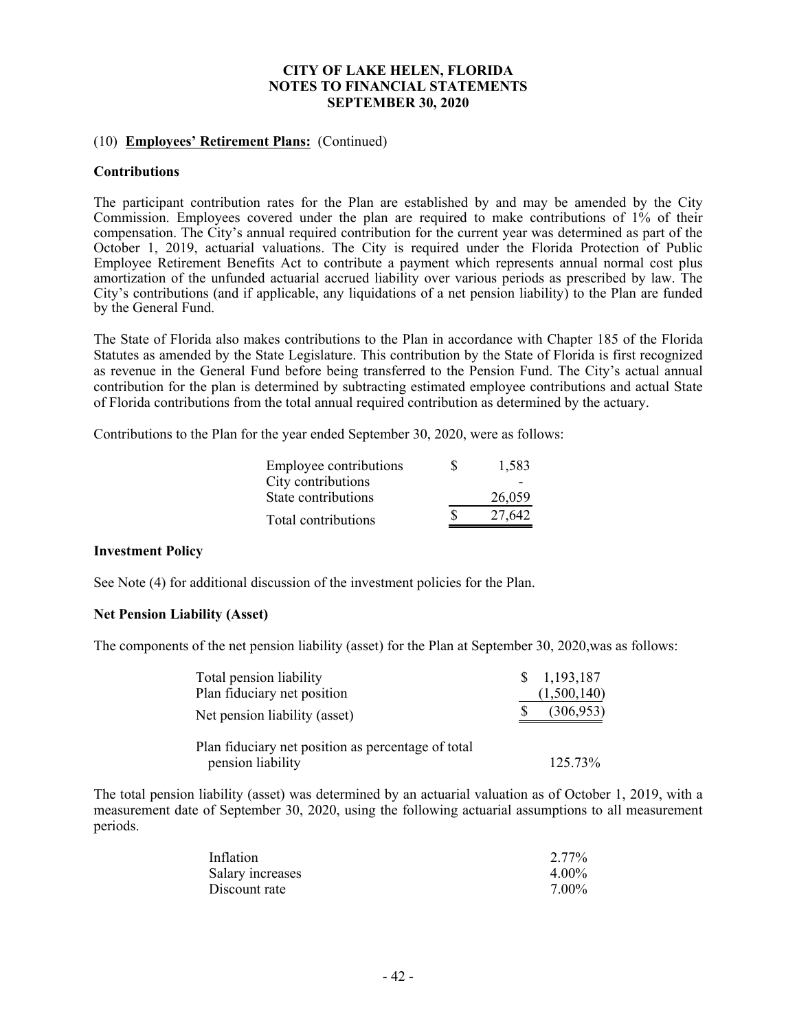(10) **Employees' Retirement Plans:** (Continued)

**Contributions**

The participant contribution rates for the Plan are established by and may be amended by the City Commission. Employees covered under the plan are required to make contributions of 1% of their compensation. The City's annual required contribution for the current year was determined as part of the October 1, 2019, actuarial valuations. The City is required under the Florida Protection of Public Employee Retirement Benefits Act to contribute a payment which represents annual normal cost plus amortization of the unfunded actuarial accrued liability over various periods as prescribed by law. The City's contributions (and if applicable, any liquidations of a net pension liability) to the Plan are funded by the General Fund.

The State of Florida also makes contributions to the Plan in accordance with Chapter 185 of the Florida Statutes as amended by the State Legislature. This contribution by the State of Florida is first recognized as revenue in the General Fund before being transferred to the Pension Fund. The City's actual annual contribution for the plan is determined by subtracting estimated employee contributions and actual State of Florida contributions from the total annual required contribution as determined by the actuary.

Contributions to the Plan for the year ended September 30, 2020, were as follows:

| | |
|---|---|
| Employee contributions | $ 1,583 |
| City contributions | - |
| State contributions | 26,059 |
| Total contributions | $ 27,642 |

**Investment Policy**

See Note (4) for additional discussion of the investment policies for the Plan.

**Net Pension Liability (Asset)**

The components of the net pension liability (asset) for the Plan at September 30, 2020,was as follows:

| | |
|---|---|
| Total pension liability | $ 1,193,187 |
| Plan fiduciary net position | (1,500,140) |
| Net pension liability (asset) | $ (306,953) |
| Plan fiduciary net position as percentage of total pension liability | 125.73% |

The total pension liability (asset) was determined by an actuarial valuation as of October 1, 2019, with a measurement date of September 30, 2020, using the following actuarial assumptions to all measurement periods.

| | |
|---|---|
| Inflation | 2.77% |
| Salary increases | 4.00% |
| Discount rate | 7.00% |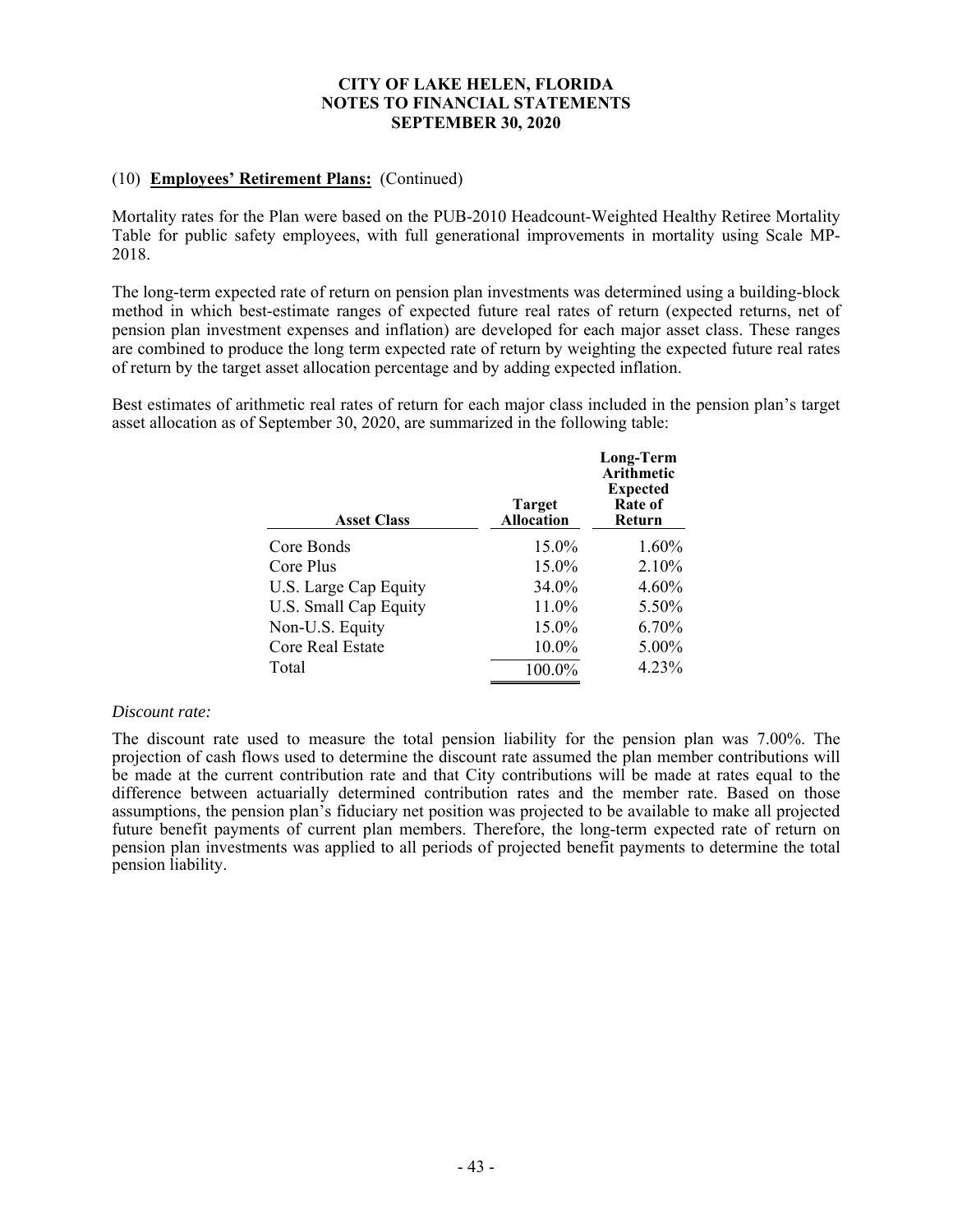## (10) **Employees' Retirement Plans:** (Continued)

Mortality rates for the Plan were based on the PUB-2010 Headcount-Weighted Healthy Retiree Mortality Table for public safety employees, with full generational improvements in mortality using Scale MP-2018.

The long-term expected rate of return on pension plan investments was determined using a building-block method in which best-estimate ranges of expected future real rates of return (expected returns, net of pension plan investment expenses and inflation) are developed for each major asset class. These ranges are combined to produce the long term expected rate of return by weighting the expected future real rates of return by the target asset allocation percentage and by adding expected inflation.

Best estimates of arithmetic real rates of return for each major class included in the pension plan's target asset allocation as of September 30, 2020, are summarized in the following table:

| Asset Class | Target Allocation | Long-Term Arithmetic Expected Rate of Return |
|---|---|---|
| Core Bonds | 15.0% | 1.60% |
| Core Plus | 15.0% | 2.10% |
| U.S. Large Cap Equity | 34.0% | 4.60% |
| U.S. Small Cap Equity | 11.0% | 5.50% |
| Non-U.S. Equity | 15.0% | 6.70% |
| Core Real Estate | 10.0% | 5.00% |
| Total | 100.0% | 4.23% |

*Discount rate:*

The discount rate used to measure the total pension liability for the pension plan was 7.00%. The projection of cash flows used to determine the discount rate assumed the plan member contributions will be made at the current contribution rate and that City contributions will be made at rates equal to the difference between actuarially determined contribution rates and the member rate. Based on those assumptions, the pension plan's fiduciary net position was projected to be available to make all projected future benefit payments of current plan members. Therefore, the long-term expected rate of return on pension plan investments was applied to all periods of projected benefit payments to determine the total pension liability.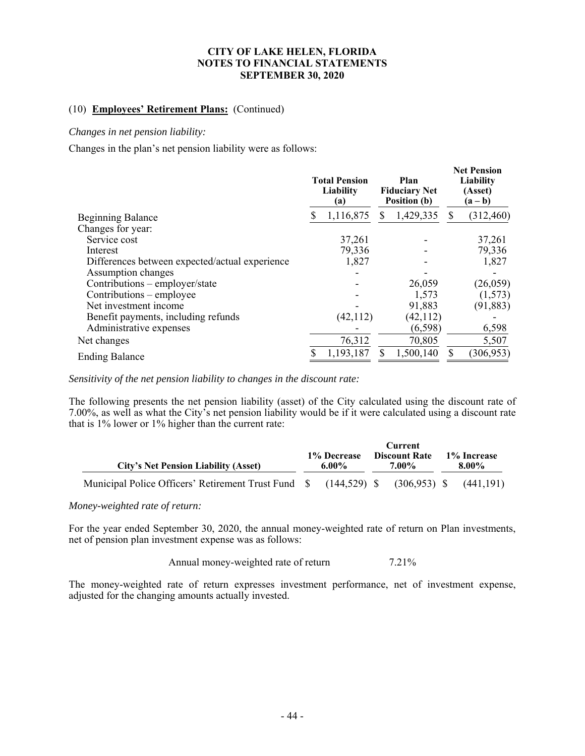**CITY OF LAKE HELEN, FLORIDA**
**NOTES TO FINANCIAL STATEMENTS**
**SEPTEMBER 30, 2020**

(10) **Employees' Retirement Plans:** (Continued)

*Changes in net pension liability:*

Changes in the plan's net pension liability were as follows:

| | Total Pension Liability (a) | Plan Fiduciary Net Position (b) | Net Pension Liability (Asset) (a – b) |
|---|---|---|---|
| Beginning Balance | $ 1,116,875 | $ 1,429,335 | $ (312,460) |
| Changes for year: | | | |
| Service cost | 37,261 | - | 37,261 |
| Interest | 79,336 | - | 79,336 |
| Differences between expected/actual experience | 1,827 | - | 1,827 |
| Assumption changes | - | - | - |
| Contributions – employer/state | - | 26,059 | (26,059) |
| Contributions – employee | - | 1,573 | (1,573) |
| Net investment income | - | 91,883 | (91,883) |
| Benefit payments, including refunds | (42,112) | (42,112) | - |
| Administrative expenses | - | (6,598) | 6,598 |
| Net changes | 76,312 | 70,805 | 5,507 |
| Ending Balance | $ 1,193,187 | $ 1,500,140 | $ (306,953) |

*Sensitivity of the net pension liability to changes in the discount rate:*

The following presents the net pension liability (asset) of the City calculated using the discount rate of 7.00%, as well as what the City's net pension liability would be if it were calculated using a discount rate that is 1% lower or 1% higher than the current rate:

| City's Net Pension Liability (Asset) | 1% Decrease 6.00% | Current Discount Rate 7.00% | 1% Increase 8.00% |
|---|---|---|---|
| Municipal Police Officers' Retirement Trust Fund | $ (144,529) | $ (306,953) | $ (441,191) |

*Money-weighted rate of return:*

For the year ended September 30, 2020, the annual money-weighted rate of return on Plan investments, net of pension plan investment expense was as follows:

| | |
|---|---|
| Annual money-weighted rate of return | 7.21% |

The money-weighted rate of return expresses investment performance, net of investment expense, adjusted for the changing amounts actually invested.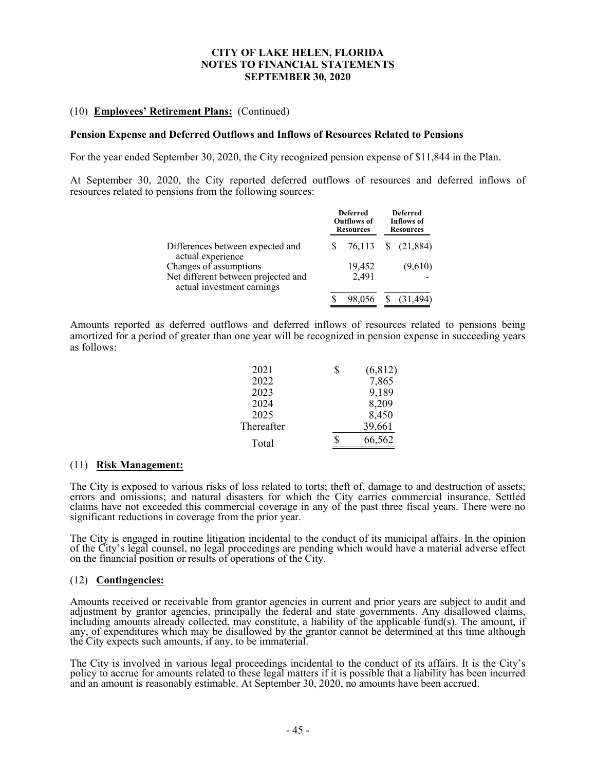# CITY OF LAKE HELEN, FLORIDA
## NOTES TO FINANCIAL STATEMENTS
## SEPTEMBER 30, 2020

(10) **Employees' Retirement Plans:** (Continued)

**Pension Expense and Deferred Outflows and Inflows of Resources Related to Pensions**

For the year ended September 30, 2020, the City recognized pension expense of $11,844 in the Plan.

At September 30, 2020, the City reported deferred outflows of resources and deferred inflows of resources related to pensions from the following sources:

| | Deferred Outflows of Resources | Deferred Inflows of Resources |
|---|---|---|
| Differences between expected and actual experience | $ 76,113 | $ (21,884) |
| Changes of assumptions | 19,452 | (9,610) |
| Net different between projected and actual investment earnings | 2,491 | - |
| | $ 98,056 | $ (31,494) |

Amounts reported as deferred outflows and deferred inflows of resources related to pensions being amortized for a period of greater than one year will be recognized in pension expense in succeeding years as follows:

| | |
|---|---|
| 2021 | $ (6,812) |
| 2022 | 7,865 |
| 2023 | 9,189 |
| 2024 | 8,209 |
| 2025 | 8,450 |
| Thereafter | 39,661 |
| Total | $ 66,562 |

(11) **Risk Management:**

The City is exposed to various risks of loss related to torts; theft of, damage to and destruction of assets; errors and omissions; and natural disasters for which the City carries commercial insurance. Settled claims have not exceeded this commercial coverage in any of the past three fiscal years. There were no significant reductions in coverage from the prior year.

The City is engaged in routine litigation incidental to the conduct of its municipal affairs. In the opinion of the City's legal counsel, no legal proceedings are pending which would have a material adverse effect on the financial position or results of operations of the City.

(12) **Contingencies:**

Amounts received or receivable from grantor agencies in current and prior years are subject to audit and adjustment by grantor agencies, principally the federal and state governments. Any disallowed claims, including amounts already collected, may constitute, a liability of the applicable fund(s). The amount, if any, of expenditures which may be disallowed by the grantor cannot be determined at this time although the City expects such amounts, if any, to be immaterial.

The City is involved in various legal proceedings incidental to the conduct of its affairs. It is the City's policy to accrue for amounts related to these legal matters if it is possible that a liability has been incurred and an amount is reasonably estimable. At September 30, 2020, no amounts have been accrued.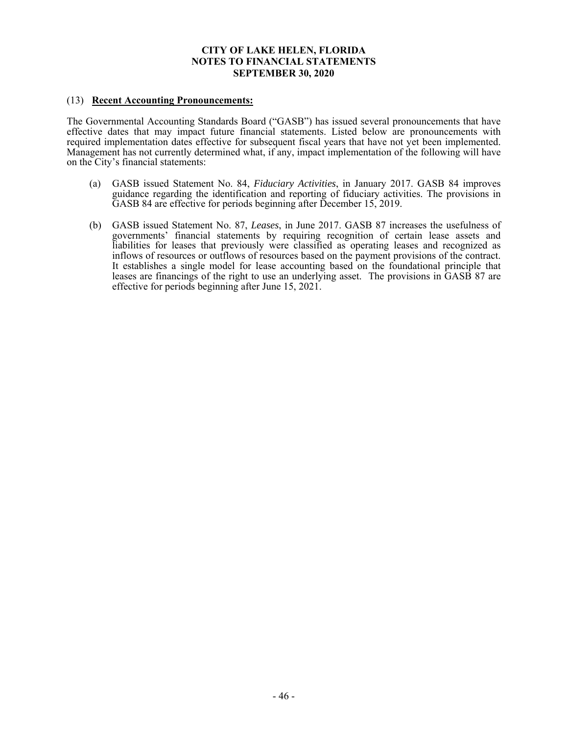# CITY OF LAKE HELEN, FLORIDA
# NOTES TO FINANCIAL STATEMENTS
# SEPTEMBER 30, 2020

## (13) **Recent Accounting Pronouncements:**

The Governmental Accounting Standards Board ("GASB") has issued several pronouncements that have effective dates that may impact future financial statements. Listed below are pronouncements with required implementation dates effective for subsequent fiscal years that have not yet been implemented. Management has not currently determined what, if any, impact implementation of the following will have on the City's financial statements:

(a) GASB issued Statement No. 84, *Fiduciary Activities*, in January 2017. GASB 84 improves guidance regarding the identification and reporting of fiduciary activities. The provisions in GASB 84 are effective for periods beginning after December 15, 2019.

(b) GASB issued Statement No. 87, *Leases*, in June 2017. GASB 87 increases the usefulness of governments' financial statements by requiring recognition of certain lease assets and liabilities for leases that previously were classified as operating leases and recognized as inflows of resources or outflows of resources based on the payment provisions of the contract. It establishes a single model for lease accounting based on the foundational principle that leases are financings of the right to use an underlying asset. The provisions in GASB 87 are effective for periods beginning after June 15, 2021.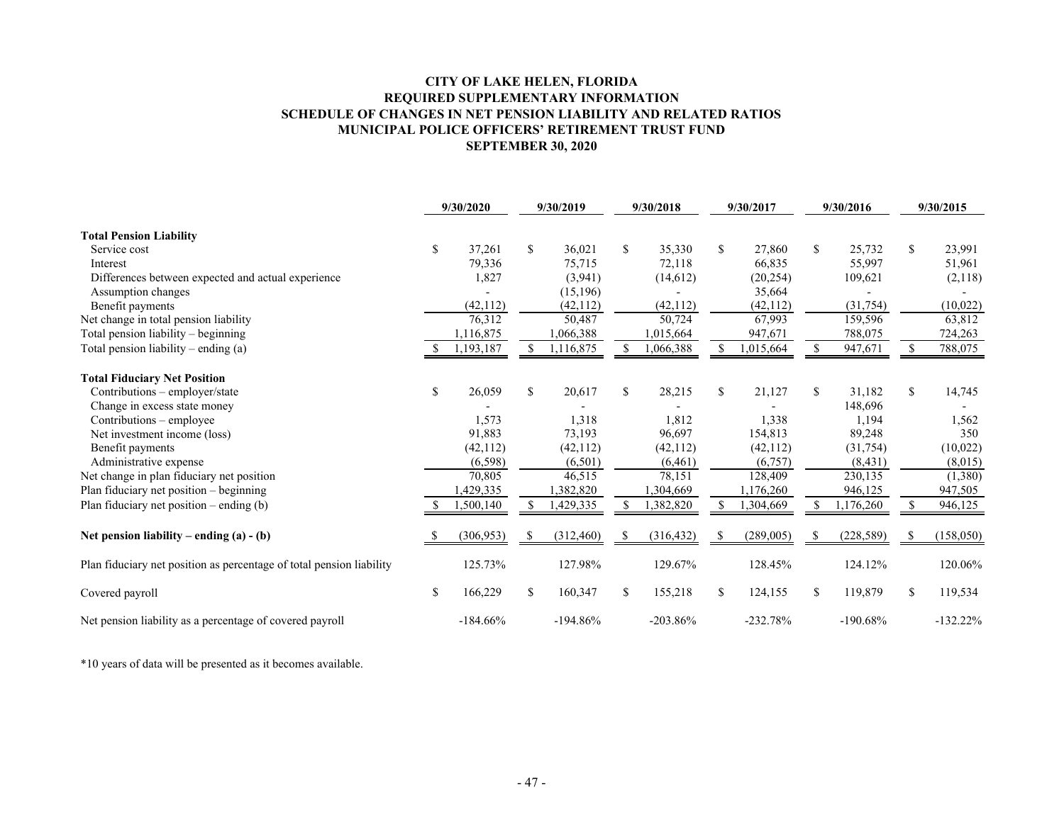**CITY OF LAKE HELEN, FLORIDA**
**REQUIRED SUPPLEMENTARY INFORMATION**
**SCHEDULE OF CHANGES IN NET PENSION LIABILITY AND RELATED RATIOS**
**MUNICIPAL POLICE OFFICERS' RETIREMENT TRUST FUND**
**SEPTEMBER 30, 2020**

| | 9/30/2020 | 9/30/2019 | 9/30/2018 | 9/30/2017 | 9/30/2016 | 9/30/2015 |
|---|---|---|---|---|---|---|
| **Total Pension Liability** | | | | | | |
| Service cost | $ 37,261 | $ 36,021 | $ 35,330 | $ 27,860 | $ 25,732 | $ 23,991 |
| Interest | 79,336 | 75,715 | 72,118 | 66,835 | 55,997 | 51,961 |
| Differences between expected and actual experience | 1,827 | (3,941) | (14,612) | (20,254) | 109,621 | (2,118) |
| Assumption changes | - | (15,196) | - | 35,664 | - | - |
| Benefit payments | (42,112) | (42,112) | (42,112) | (42,112) | (31,754) | (10,022) |
| Net change in total pension liability | 76,312 | 50,487 | 50,724 | 67,993 | 159,596 | 63,812 |
| Total pension liability – beginning | 1,116,875 | 1,066,388 | 1,015,664 | 947,671 | 788,075 | 724,263 |
| Total pension liability – ending (a) | $ 1,193,187 | $ 1,116,875 | $ 1,066,388 | $ 1,015,664 | $ 947,671 | $ 788,075 |
| **Total Fiduciary Net Position** | | | | | | |
| Contributions – employer/state | $ 26,059 | $ 20,617 | $ 28,215 | $ 21,127 | $ 31,182 | $ 14,745 |
| Change in excess state money | - | - | - | - | 148,696 | - |
| Contributions – employee | 1,573 | 1,318 | 1,812 | 1,338 | 1,194 | 1,562 |
| Net investment income (loss) | 91,883 | 73,193 | 96,697 | 154,813 | 89,248 | 350 |
| Benefit payments | (42,112) | (42,112) | (42,112) | (42,112) | (31,754) | (10,022) |
| Administrative expense | (6,598) | (6,501) | (6,461) | (6,757) | (8,431) | (8,015) |
| Net change in plan fiduciary net position | 70,805 | 46,515 | 78,151 | 128,409 | 230,135 | (1,380) |
| Plan fiduciary net position – beginning | 1,429,335 | 1,382,820 | 1,304,669 | 1,176,260 | 946,125 | 947,505 |
| Plan fiduciary net position – ending (b) | $ 1,500,140 | $ 1,429,335 | $ 1,382,820 | $ 1,304,669 | $ 1,176,260 | $ 946,125 |
| **Net pension liability – ending (a) - (b)** | $ (306,953) | $ (312,460) | $ (316,432) | $ (289,005) | $ (228,589) | $ (158,050) |
| Plan fiduciary net position as percentage of total pension liability | 125.73% | 127.98% | 129.67% | 128.45% | 124.12% | 120.06% |
| Covered payroll | $ 166,229 | $ 160,347 | $ 155,218 | $ 124,155 | $ 119,879 | $ 119,534 |
| Net pension liability as a percentage of covered payroll | -184.66% | -194.86% | -203.86% | -232.78% | -190.68% | -132.22% |

*10 years of data will be presented as it becomes available.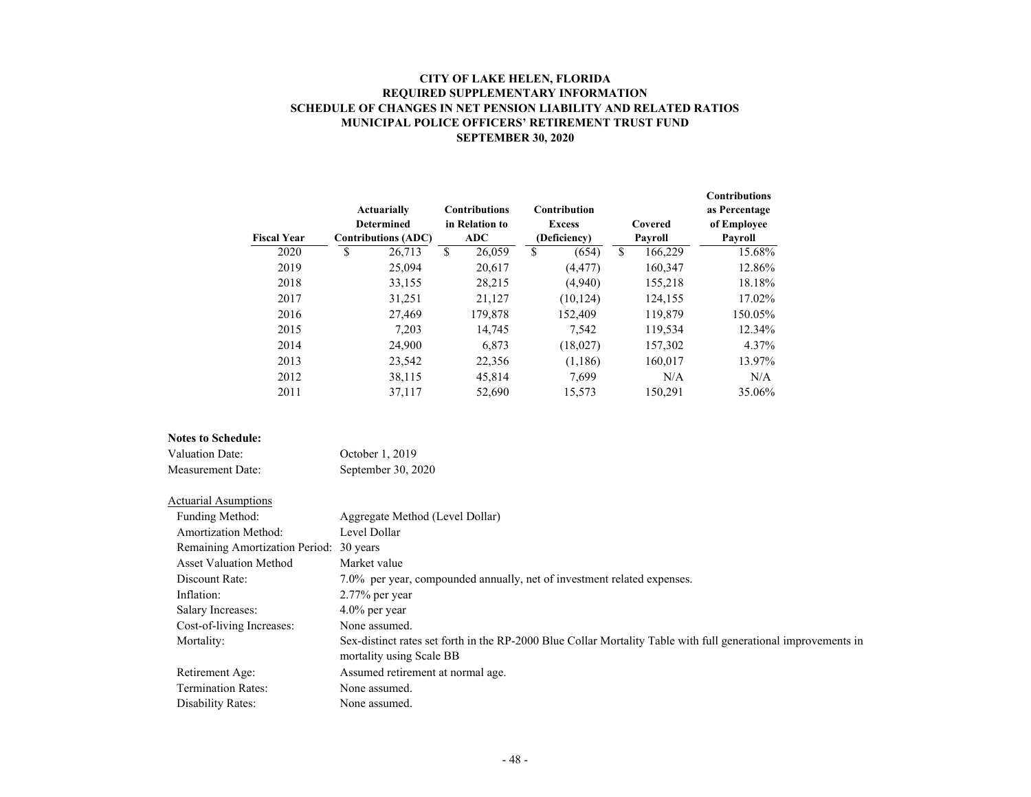# CITY OF LAKE HELEN, FLORIDA
## REQUIRED SUPPLEMENTARY INFORMATION
## SCHEDULE OF CHANGES IN NET PENSION LIABILITY AND RELATED RATIOS
## MUNICIPAL POLICE OFFICERS' RETIREMENT TRUST FUND
## SEPTEMBER 30, 2020

| Fiscal Year | Actuarially Determined Contributions (ADC) | Contributions in Relation to ADC | Contribution Excess (Deficiency) | Covered Payroll | Contributions as Percentage of Employee Payroll |
|---|---|---|---|---|---|
| 2020 | $ 26,713 | $ 26,059 | $ (654) | $ 166,229 | 15.68% |
| 2019 | 25,094 | 20,617 | (4,477) | 160,347 | 12.86% |
| 2018 | 33,155 | 28,215 | (4,940) | 155,218 | 18.18% |
| 2017 | 31,251 | 21,127 | (10,124) | 124,155 | 17.02% |
| 2016 | 27,469 | 179,878 | 152,409 | 119,879 | 150.05% |
| 2015 | 7,203 | 14,745 | 7,542 | 119,534 | 12.34% |
| 2014 | 24,900 | 6,873 | (18,027) | 157,302 | 4.37% |
| 2013 | 23,542 | 22,356 | (1,186) | 160,017 | 13.97% |
| 2012 | 38,115 | 45,814 | 7,699 | N/A | N/A |
| 2011 | 37,117 | 52,690 | 15,573 | 150,291 | 35.06% |

**Notes to Schedule:**

Valuation Date: October 1, 2019

Measurement Date: September 30, 2020

Actuarial Asumptions

- Funding Method: Aggregate Method (Level Dollar)
- Amortization Method: Level Dollar
- Remaining Amortization Period: 30 years
- Asset Valuation Method: Market value
- Discount Rate: 7.0% per year, compounded annually, net of investment related expenses.
- Inflation: 2.77% per year
- Salary Increases: 4.0% per year
- Cost-of-living Increases: None assumed.
- Mortality: Sex-distinct rates set forth in the RP-2000 Blue Collar Mortality Table with full generational improvements in mortality using Scale BB
- Retirement Age: Assumed retirement at normal age.
- Termination Rates: None assumed.
- Disability Rates: None assumed.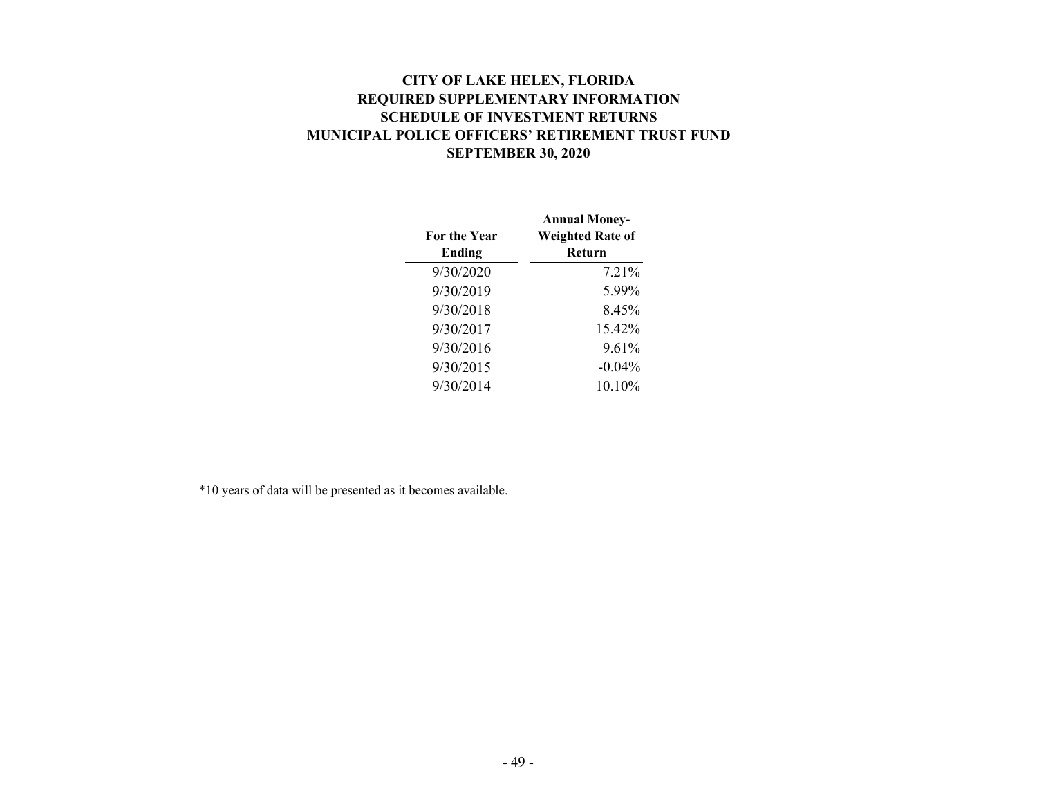# CITY OF LAKE HELEN, FLORIDA
## REQUIRED SUPPLEMENTARY INFORMATION
## SCHEDULE OF INVESTMENT RETURNS
## MUNICIPAL POLICE OFFICERS' RETIREMENT TRUST FUND
## SEPTEMBER 30, 2020

| For the Year Ending | Annual Money-Weighted Rate of Return |
|---|---|
| 9/30/2020 | 7.21% |
| 9/30/2019 | 5.99% |
| 9/30/2018 | 8.45% |
| 9/30/2017 | 15.42% |
| 9/30/2016 | 9.61% |
| 9/30/2015 | -0.04% |
| 9/30/2014 | 10.10% |

*10 years of data will be presented as it becomes available.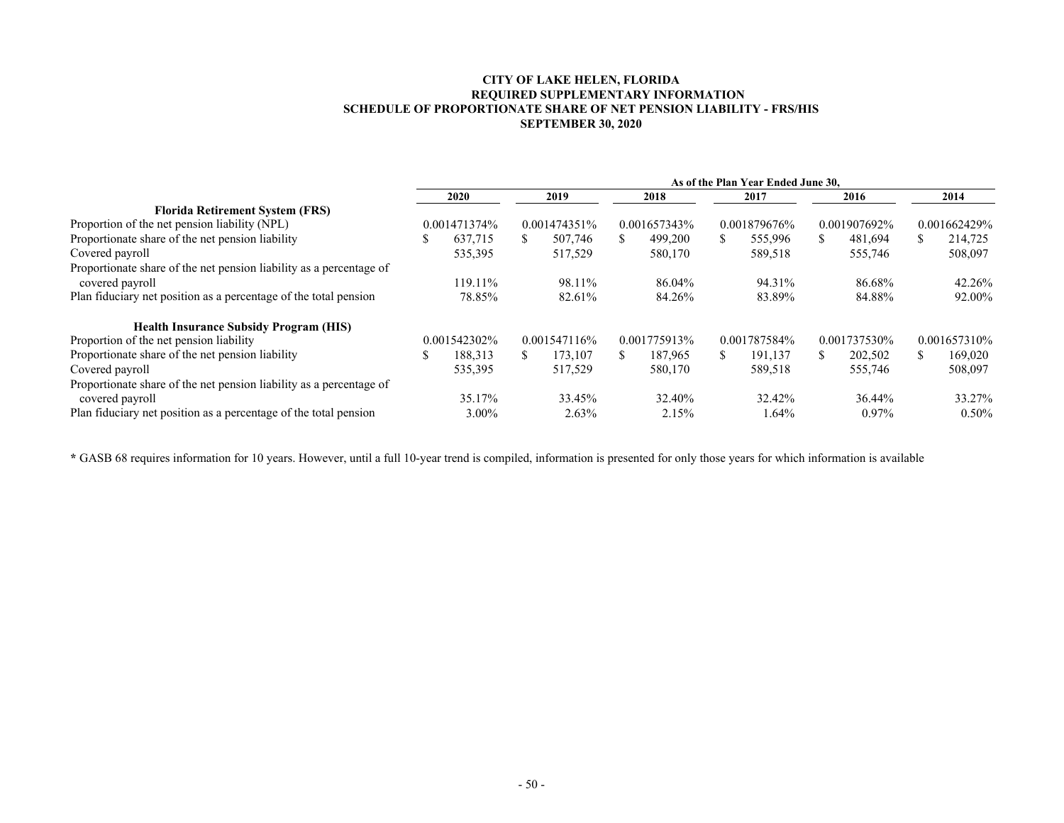# CITY OF LAKE HELEN, FLORIDA
## REQUIRED SUPPLEMENTARY INFORMATION
## SCHEDULE OF PROPORTIONATE SHARE OF NET PENSION LIABILITY - FRS/HIS
## SEPTEMBER 30, 2020

| | As of the Plan Year Ended June 30, | | | | | |
|---|---|---|---|---|---|---|
| | 2020 | 2019 | 2018 | 2017 | 2016 | 2014 |
| **Florida Retirement System (FRS)** | | | | | | |
| Proportion of the net pension liability (NPL) | 0.001471374% | 0.001474351% | 0.001657343% | 0.001879676% | 0.001907692% | 0.001662429% |
| Proportionate share of the net pension liability | $ 637,715 | $ 507,746 | $ 499,200 | $ 555,996 | $ 481,694 | $ 214,725 |
| Covered payroll | 535,395 | 517,529 | 580,170 | 589,518 | 555,746 | 508,097 |
| Proportionate share of the net pension liability as a percentage of covered payroll | 119.11% | 98.11% | 86.04% | 94.31% | 86.68% | 42.26% |
| Plan fiduciary net position as a percentage of the total pension | 78.85% | 82.61% | 84.26% | 83.89% | 84.88% | 92.00% |
| **Health Insurance Subsidy Program (HIS)** | | | | | | |
| Proportion of the net pension liability | 0.001542302% | 0.001547116% | 0.001775913% | 0.001787584% | 0.001737530% | 0.001657310% |
| Proportionate share of the net pension liability | $ 188,313 | $ 173,107 | $ 187,965 | $ 191,137 | $ 202,502 | $ 169,020 |
| Covered payroll | 535,395 | 517,529 | 580,170 | 589,518 | 555,746 | 508,097 |
| Proportionate share of the net pension liability as a percentage of covered payroll | 35.17% | 33.45% | 32.40% | 32.42% | 36.44% | 33.27% |
| Plan fiduciary net position as a percentage of the total pension | 3.00% | 2.63% | 2.15% | 1.64% | 0.97% | 0.50% |

**\*** GASB 68 requires information for 10 years. However, until a full 10-year trend is compiled, information is presented for only those years for which information is available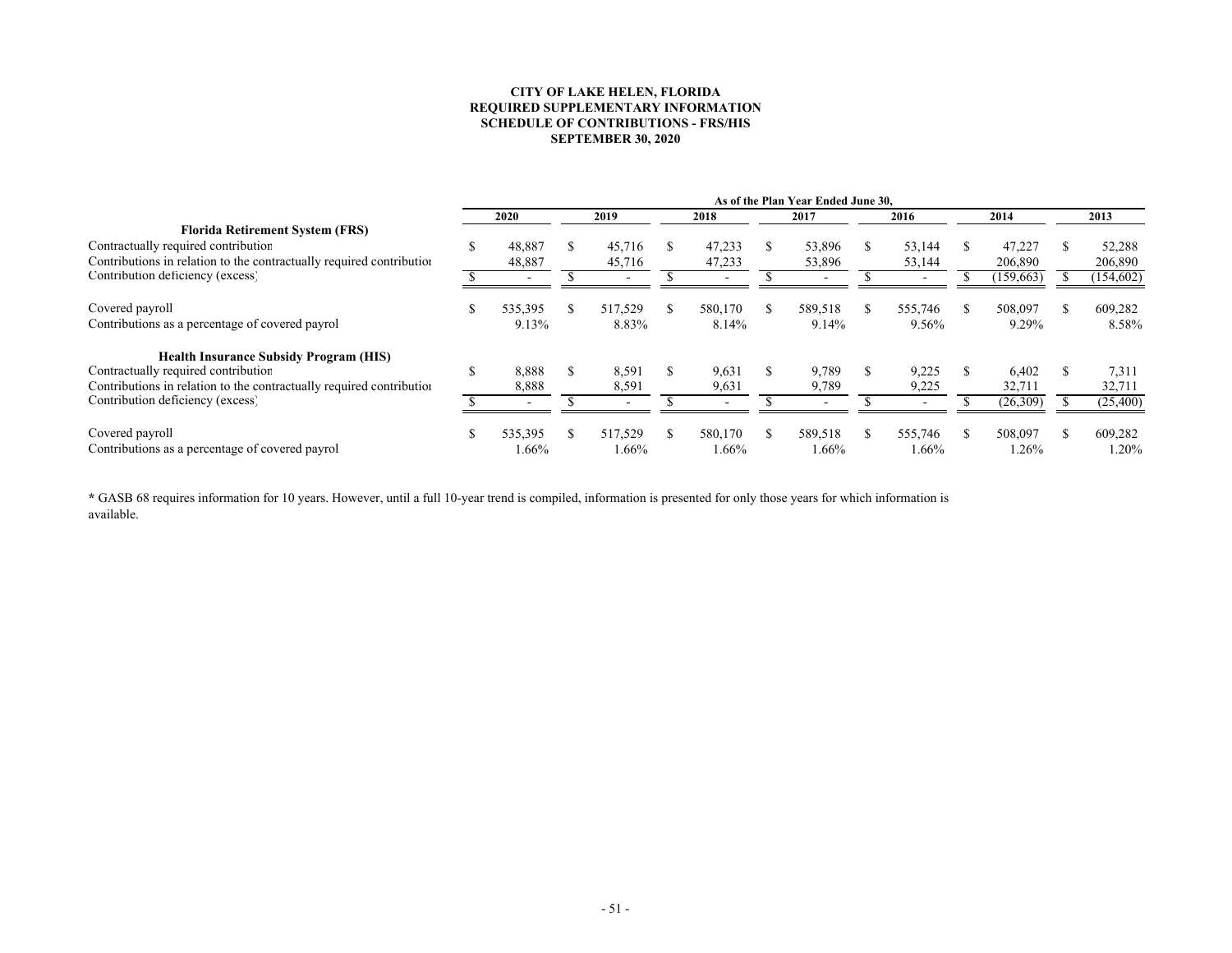**CITY OF LAKE HELEN, FLORIDA**
**REQUIRED SUPPLEMENTARY INFORMATION**
**SCHEDULE OF CONTRIBUTIONS - FRS/HIS**
**SEPTEMBER 30, 2020**

| | As of the Plan Year Ended June 30, | | | | | | |
|---|---|---|---|---|---|---|---|
| | 2020 | 2019 | 2018 | 2017 | 2016 | 2014 | 2013 |
| **Florida Retirement System (FRS)** | | | | | | | |
| Contractually required contribution | $ 48,887 | $ 45,716 | $ 47,233 | $ 53,896 | $ 53,144 | $ 47,227 | $ 52,288 |
| Contributions in relation to the contractually required contribution | 48,887 | 45,716 | 47,233 | 53,896 | 53,144 | 206,890 | 206,890 |
| Contribution deficiency (excess) | $ - | $ - | $ - | $ - | $ - | $ (159,663) | $ (154,602) |
| Covered payroll | $ 535,395 | $ 517,529 | $ 580,170 | $ 589,518 | $ 555,746 | $ 508,097 | $ 609,282 |
| Contributions as a percentage of covered payroll | 9.13% | 8.83% | 8.14% | 9.14% | 9.56% | 9.29% | 8.58% |
| **Health Insurance Subsidy Program (HIS)** | | | | | | | |
| Contractually required contribution | $ 8,888 | $ 8,591 | $ 9,631 | $ 9,789 | $ 9,225 | $ 6,402 | $ 7,311 |
| Contributions in relation to the contractually required contribution | 8,888 | 8,591 | 9,631 | 9,789 | 9,225 | 32,711 | 32,711 |
| Contribution deficiency (excess) | $ - | $ - | $ - | $ - | $ - | $ (26,309) | $ (25,400) |
| Covered payroll | $ 535,395 | $ 517,529 | $ 580,170 | $ 589,518 | $ 555,746 | $ 508,097 | $ 609,282 |
| Contributions as a percentage of covered payroll | 1.66% | 1.66% | 1.66% | 1.66% | 1.66% | 1.26% | 1.20% |

* GASB 68 requires information for 10 years. However, until a full 10-year trend is compiled, information is presented for only those years for which information is available.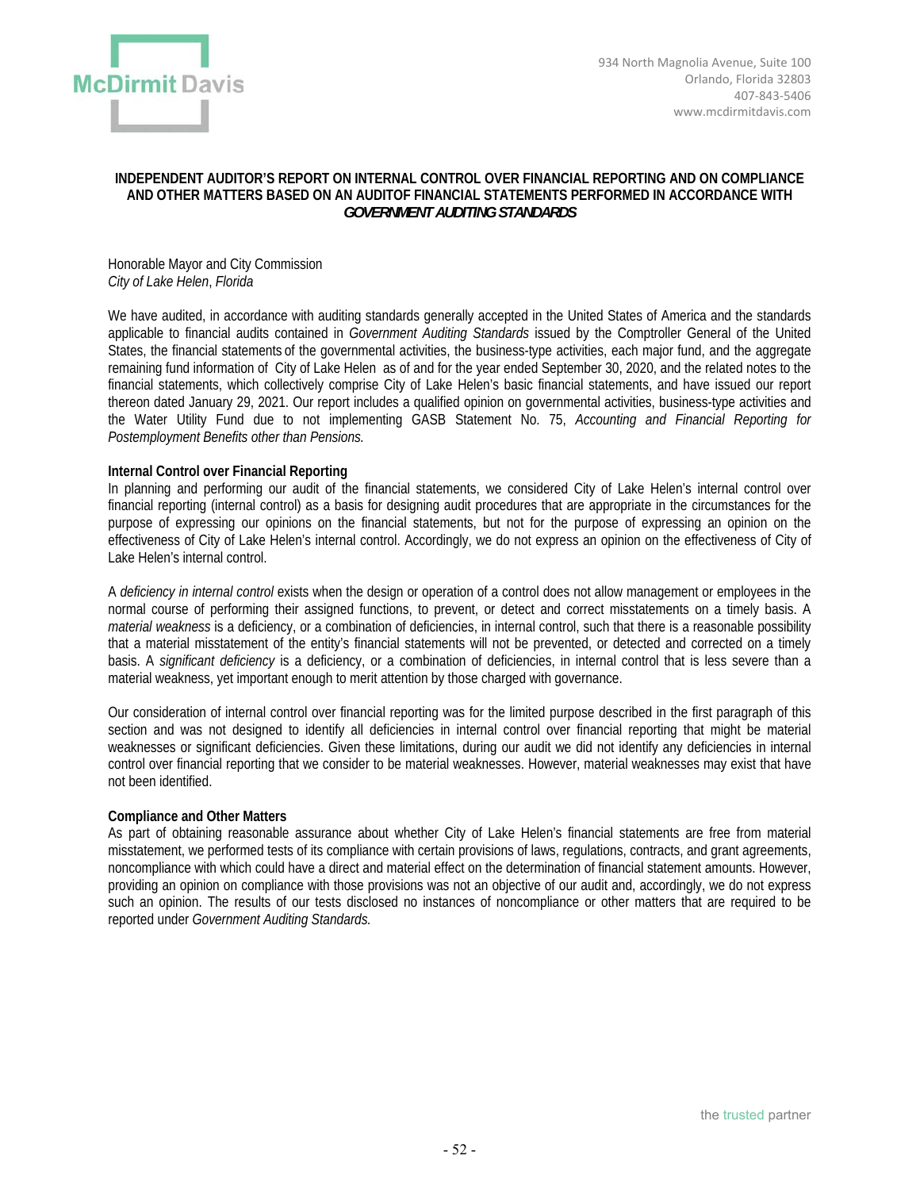McDirmit Davis

934 North Magnolia Avenue, Suite 100
Orlando, Florida 32803
407-843-5406
www.mcdirmitdavis.com

## INDEPENDENT AUDITOR'S REPORT ON INTERNAL CONTROL OVER FINANCIAL REPORTING AND ON COMPLIANCE AND OTHER MATTERS BASED ON AN AUDITOF FINANCIAL STATEMENTS PERFORMED IN ACCORDANCE WITH *GOVERNMENT AUDITING STANDARDS*

Honorable Mayor and City Commission
*City of Lake Helen*, *Florida*

We have audited, in accordance with auditing standards generally accepted in the United States of America and the standards applicable to financial audits contained in *Government Auditing Standards* issued by the Comptroller General of the United States, the financial statements of the governmental activities, the business-type activities, each major fund, and the aggregate remaining fund information of City of Lake Helen as of and for the year ended September 30, 2020, and the related notes to the financial statements, which collectively comprise City of Lake Helen's basic financial statements, and have issued our report thereon dated January 29, 2021. Our report includes a qualified opinion on governmental activities, business-type activities and the Water Utility Fund due to not implementing GASB Statement No. 75, *Accounting and Financial Reporting for Postemployment Benefits other than Pensions.*

**Internal Control over Financial Reporting**
In planning and performing our audit of the financial statements, we considered City of Lake Helen's internal control over financial reporting (internal control) as a basis for designing audit procedures that are appropriate in the circumstances for the purpose of expressing our opinions on the financial statements, but not for the purpose of expressing an opinion on the effectiveness of City of Lake Helen's internal control. Accordingly, we do not express an opinion on the effectiveness of City of Lake Helen's internal control.

A *deficiency in internal control* exists when the design or operation of a control does not allow management or employees in the normal course of performing their assigned functions, to prevent, or detect and correct misstatements on a timely basis. A *material weakness* is a deficiency, or a combination of deficiencies, in internal control, such that there is a reasonable possibility that a material misstatement of the entity's financial statements will not be prevented, or detected and corrected on a timely basis. A *significant deficiency* is a deficiency, or a combination of deficiencies, in internal control that is less severe than a material weakness, yet important enough to merit attention by those charged with governance.

Our consideration of internal control over financial reporting was for the limited purpose described in the first paragraph of this section and was not designed to identify all deficiencies in internal control over financial reporting that might be material weaknesses or significant deficiencies. Given these limitations, during our audit we did not identify any deficiencies in internal control over financial reporting that we consider to be material weaknesses. However, material weaknesses may exist that have not been identified.

**Compliance and Other Matters**
As part of obtaining reasonable assurance about whether City of Lake Helen's financial statements are free from material misstatement, we performed tests of its compliance with certain provisions of laws, regulations, contracts, and grant agreements, noncompliance with which could have a direct and material effect on the determination of financial statement amounts. However, providing an opinion on compliance with those provisions was not an objective of our audit and, accordingly, we do not express such an opinion. The results of our tests disclosed no instances of noncompliance or other matters that are required to be reported under *Government Auditing Standards.*

the trusted partner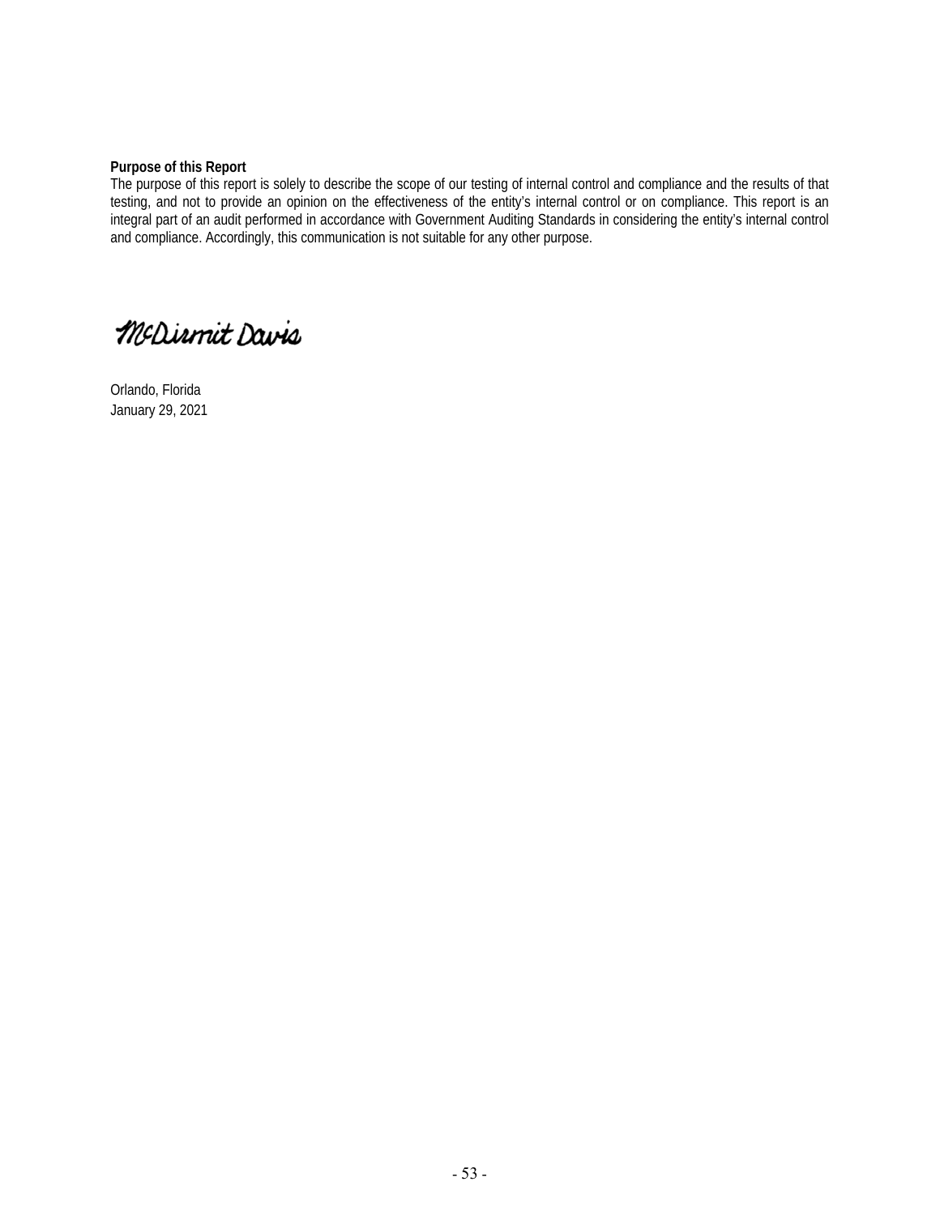**Purpose of this Report**

The purpose of this report is solely to describe the scope of our testing of internal control and compliance and the results of that testing, and not to provide an opinion on the effectiveness of the entity's internal control or on compliance. This report is an integral part of an audit performed in accordance with Government Auditing Standards in considering the entity's internal control and compliance. Accordingly, this communication is not suitable for any other purpose.

McDirmit Davis

Orlando, Florida
January 29, 2021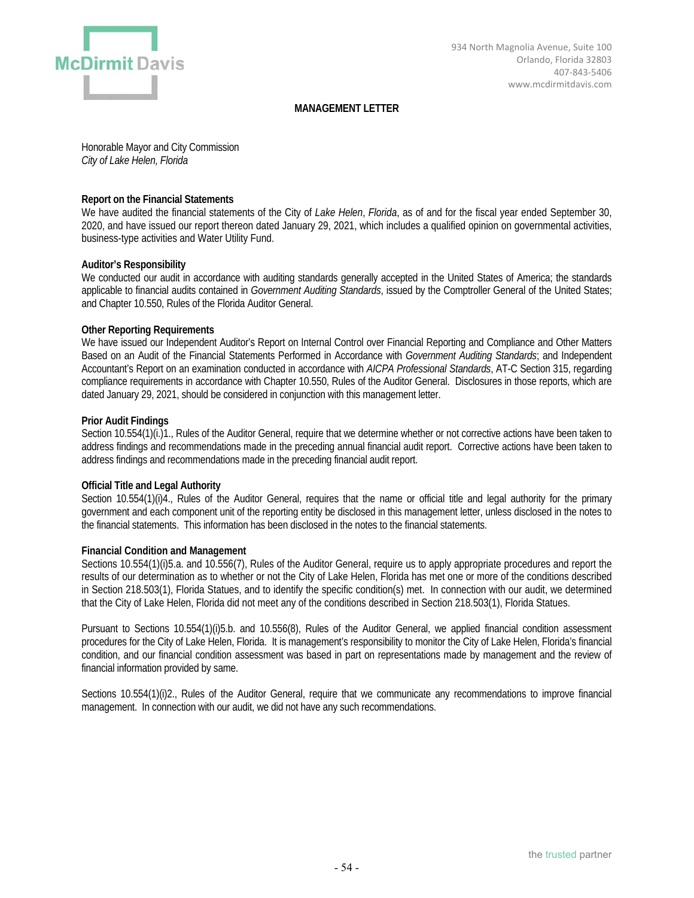McDirmit Davis

934 North Magnolia Avenue, Suite 100
Orlando, Florida 32803
407-843-5406
www.mcdirmitdavis.com

# MANAGEMENT LETTER

Honorable Mayor and City Commission
*City of Lake Helen, Florida*

**Report on the Financial Statements**
We have audited the financial statements of the City of *Lake Helen*, *Florida*, as of and for the fiscal year ended September 30, 2020, and have issued our report thereon dated January 29, 2021, which includes a qualified opinion on governmental activities, business-type activities and Water Utility Fund.

**Auditor's Responsibility**
We conducted our audit in accordance with auditing standards generally accepted in the United States of America; the standards applicable to financial audits contained in *Government Auditing Standards*, issued by the Comptroller General of the United States; and Chapter 10.550, Rules of the Florida Auditor General.

**Other Reporting Requirements**
We have issued our Independent Auditor's Report on Internal Control over Financial Reporting and Compliance and Other Matters Based on an Audit of the Financial Statements Performed in Accordance with *Government Auditing Standards*; and Independent Accountant's Report on an examination conducted in accordance with *AICPA Professional Standards*, AT-C Section 315, regarding compliance requirements in accordance with Chapter 10.550, Rules of the Auditor General. Disclosures in those reports, which are dated January 29, 2021, should be considered in conjunction with this management letter.

**Prior Audit Findings**
Section 10.554(1)(i.)1., Rules of the Auditor General, require that we determine whether or not corrective actions have been taken to address findings and recommendations made in the preceding annual financial audit report. Corrective actions have been taken to address findings and recommendations made in the preceding financial audit report.

**Official Title and Legal Authority**
Section 10.554(1)(i)4., Rules of the Auditor General, requires that the name or official title and legal authority for the primary government and each component unit of the reporting entity be disclosed in this management letter, unless disclosed in the notes to the financial statements. This information has been disclosed in the notes to the financial statements.

**Financial Condition and Management**
Sections 10.554(1)(i)5.a. and 10.556(7), Rules of the Auditor General, require us to apply appropriate procedures and report the results of our determination as to whether or not the City of Lake Helen, Florida has met one or more of the conditions described in Section 218.503(1), Florida Statues, and to identify the specific condition(s) met. In connection with our audit, we determined that the City of Lake Helen, Florida did not meet any of the conditions described in Section 218.503(1), Florida Statues.

Pursuant to Sections 10.554(1)(i)5.b. and 10.556(8), Rules of the Auditor General, we applied financial condition assessment procedures for the City of Lake Helen, Florida. It is management's responsibility to monitor the City of Lake Helen, Florida's financial condition, and our financial condition assessment was based in part on representations made by management and the review of financial information provided by same.

Sections 10.554(1)(i)2., Rules of the Auditor General, require that we communicate any recommendations to improve financial management. In connection with our audit, we did not have any such recommendations.

the trusted partner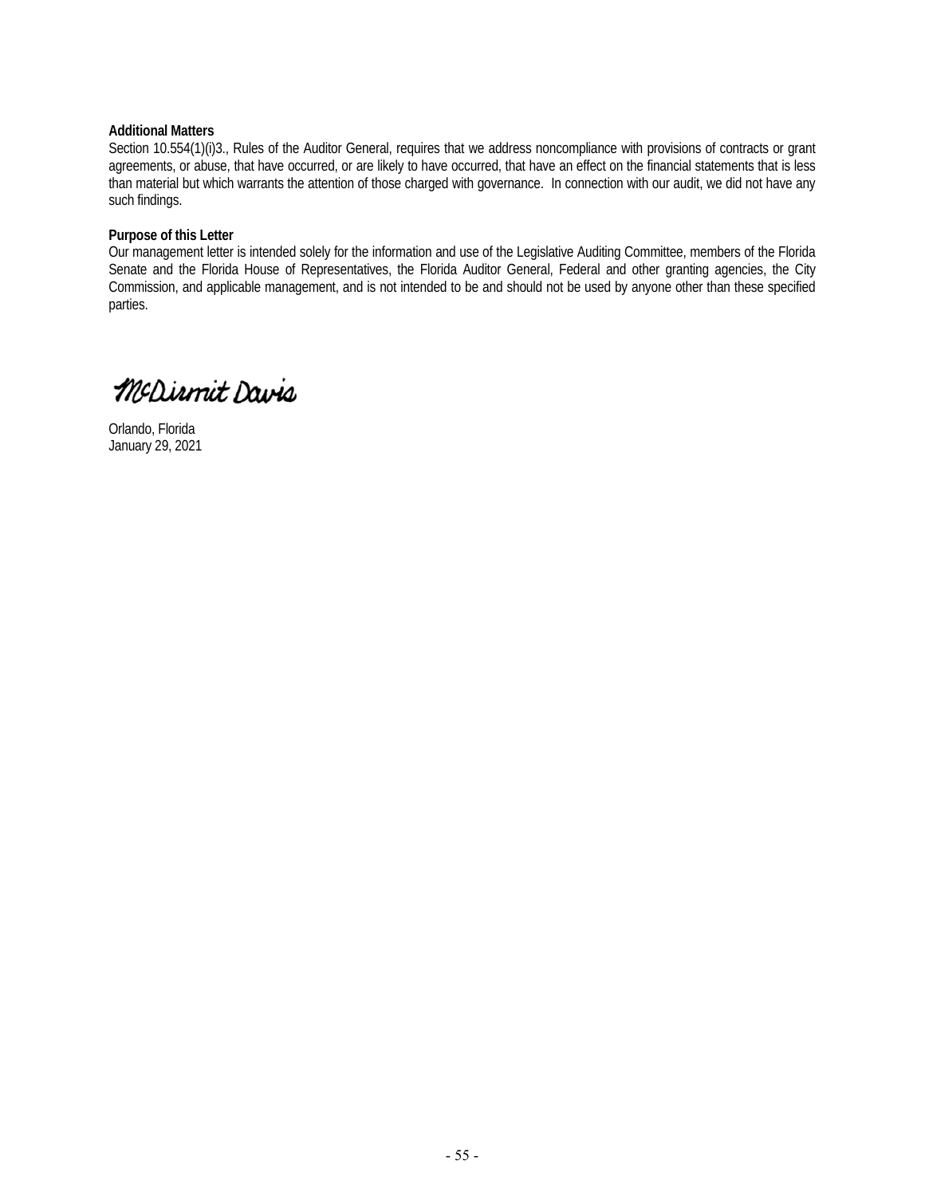**Additional Matters**

Section 10.554(1)(i)3., Rules of the Auditor General, requires that we address noncompliance with provisions of contracts or grant agreements, or abuse, that have occurred, or are likely to have occurred, that have an effect on the financial statements that is less than material but which warrants the attention of those charged with governance. In connection with our audit, we did not have any such findings.

**Purpose of this Letter**

Our management letter is intended solely for the information and use of the Legislative Auditing Committee, members of the Florida Senate and the Florida House of Representatives, the Florida Auditor General, Federal and other granting agencies, the City Commission, and applicable management, and is not intended to be and should not be used by anyone other than these specified parties.

McDirmit Davis

Orlando, Florida
January 29, 2021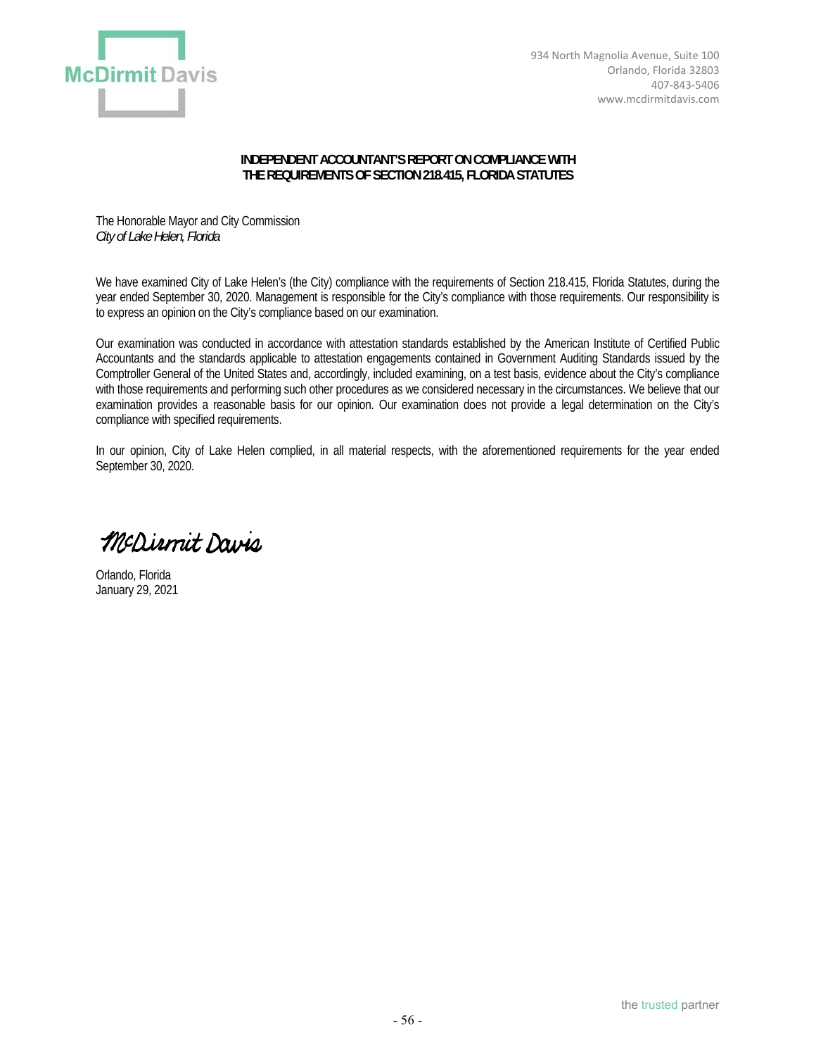McDirmit Davis

934 North Magnolia Avenue, Suite 100
Orlando, Florida 32803
407-843-5406
www.mcdirmitdavis.com

## INDEPENDENT ACCOUNTANT'S REPORT ON COMPLIANCE WITH THE REQUIREMENTS OF SECTION 218.415, FLORIDA STATUTES

The Honorable Mayor and City Commission
*City of Lake Helen, Florida*

We have examined City of Lake Helen's (the City) compliance with the requirements of Section 218.415, Florida Statutes, during the year ended September 30, 2020. Management is responsible for the City's compliance with those requirements. Our responsibility is to express an opinion on the City's compliance based on our examination.

Our examination was conducted in accordance with attestation standards established by the American Institute of Certified Public Accountants and the standards applicable to attestation engagements contained in Government Auditing Standards issued by the Comptroller General of the United States and, accordingly, included examining, on a test basis, evidence about the City's compliance with those requirements and performing such other procedures as we considered necessary in the circumstances. We believe that our examination provides a reasonable basis for our opinion. Our examination does not provide a legal determination on the City's compliance with specified requirements.

In our opinion, City of Lake Helen complied, in all material respects, with the aforementioned requirements for the year ended September 30, 2020.

*McDirmit Davis*

Orlando, Florida
January 29, 2021

the trusted partner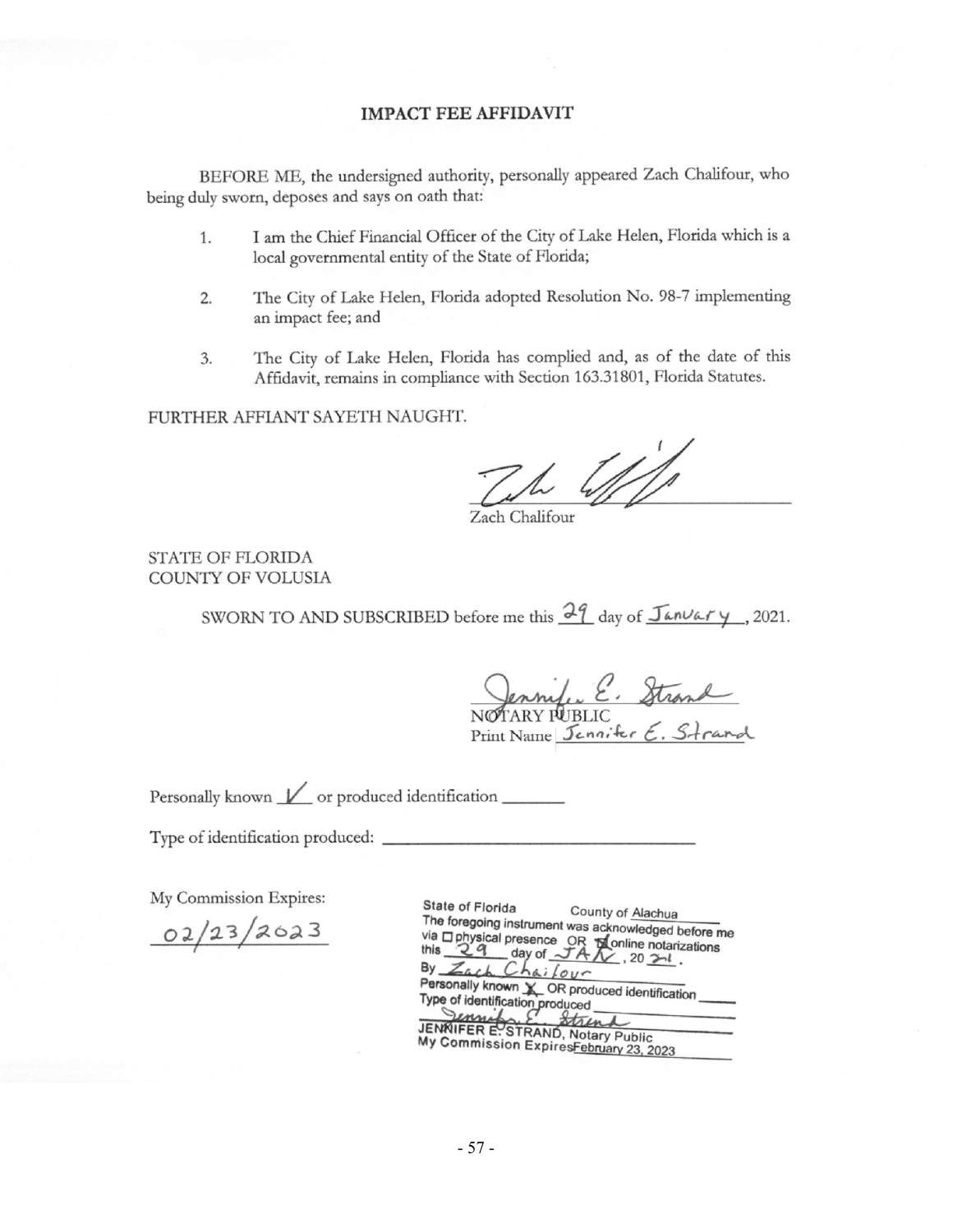# IMPACT FEE AFFIDAVIT

BEFORE ME, the undersigned authority, personally appeared Zach Chalifour, who being duly sworn, deposes and says on oath that:

1. I am the Chief Financial Officer of the City of Lake Helen, Florida which is a local governmental entity of the State of Florida;

2. The City of Lake Helen, Florida adopted Resolution No. 98-7 implementing an impact fee; and

3. The City of Lake Helen, Florida has complied and, as of the date of this Affidavit, remains in compliance with Section 163.31801, Florida Statutes.

FURTHER AFFIANT SAYETH NAUGHT.

Zach Chalifour

STATE OF FLORIDA
COUNTY OF VOLUSIA

SWORN TO AND SUBSCRIBED before me this 29 day of January, 2021.

NOTARY PUBLIC
Print Name Jennifer E. Strand

Personally known ✓ or produced identification \_\_\_\_\_\_\_

Type of identification produced: \_\_\_\_\_\_\_\_\_\_\_\_\_\_\_\_\_\_\_\_

My Commission Expires:

02/23/2023

State of Florida County of Alachua
The foregoing instrument was acknowledged before me via ☐ physical presence OR ☒ online notarizations this 29 day of JAN, 2021.
By Zach Chalifour
Personally known X OR produced identification \_\_\_\_\_
Type of identification produced \_\_\_\_\_\_\_\_\_\_
JENNIFER E. STRAND, Notary Public
My Commission Expires February 23, 2023